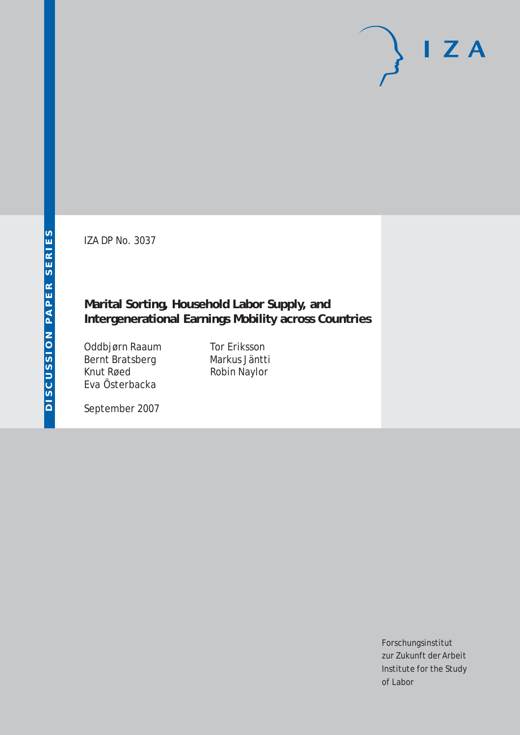DISCUSSION PAPER SERIES

IZA

IZA DP No. 3037

# Marital Sorting, Household Labor Supply, and Intergenerational Earnings Mobility across Countries

Oddbjørn Raaum
Bernt Bratsberg
Knut Røed
Eva Österbacka
Tor Eriksson
Markus Jäntti
Robin Naylor

September 2007

Forschungsinstitut
zur Zukunft der Arbeit
Institute for the Study
of Labor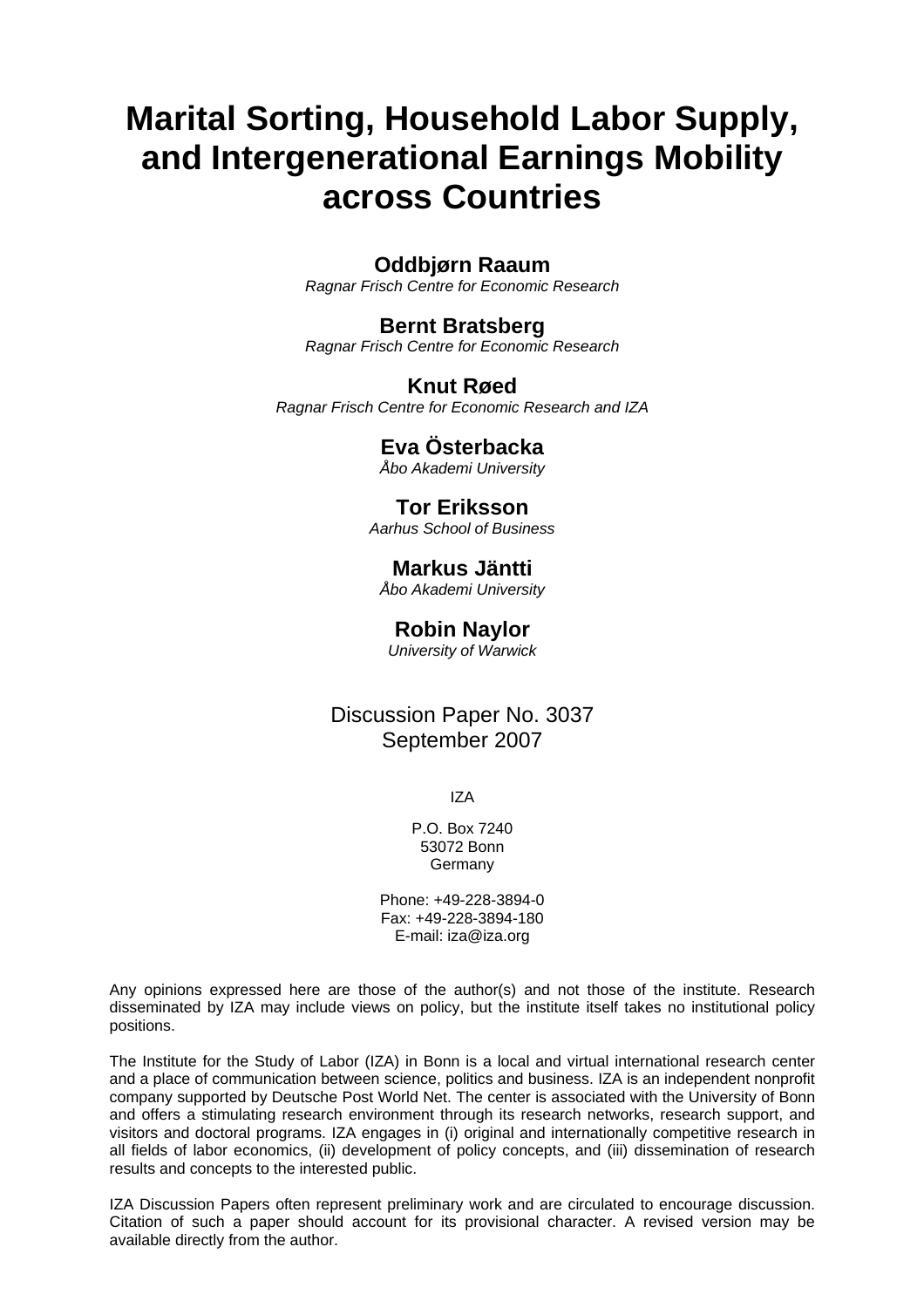# Marital Sorting, Household Labor Supply, and Intergenerational Earnings Mobility across Countries

**Oddbjørn Raaum**
*Ragnar Frisch Centre for Economic Research*

**Bernt Bratsberg**
*Ragnar Frisch Centre for Economic Research*

**Knut Røed**
*Ragnar Frisch Centre for Economic Research and IZA*

**Eva Österbacka**
*Åbo Akademi University*

**Tor Eriksson**
*Aarhus School of Business*

**Markus Jäntti**
*Åbo Akademi University*

**Robin Naylor**
*University of Warwick*

Discussion Paper No. 3037
September 2007

IZA

P.O. Box 7240
53072 Bonn
Germany

Phone: +49-228-3894-0
Fax: +49-228-3894-180
E-mail: iza@iza.org

Any opinions expressed here are those of the author(s) and not those of the institute. Research disseminated by IZA may include views on policy, but the institute itself takes no institutional policy positions.

The Institute for the Study of Labor (IZA) in Bonn is a local and virtual international research center and a place of communication between science, politics and business. IZA is an independent nonprofit company supported by Deutsche Post World Net. The center is associated with the University of Bonn and offers a stimulating research environment through its research networks, research support, and visitors and doctoral programs. IZA engages in (i) original and internationally competitive research in all fields of labor economics, (ii) development of policy concepts, and (iii) dissemination of research results and concepts to the interested public.

IZA Discussion Papers often represent preliminary work and are circulated to encourage discussion. Citation of such a paper should account for its provisional character. A revised version may be available directly from the author.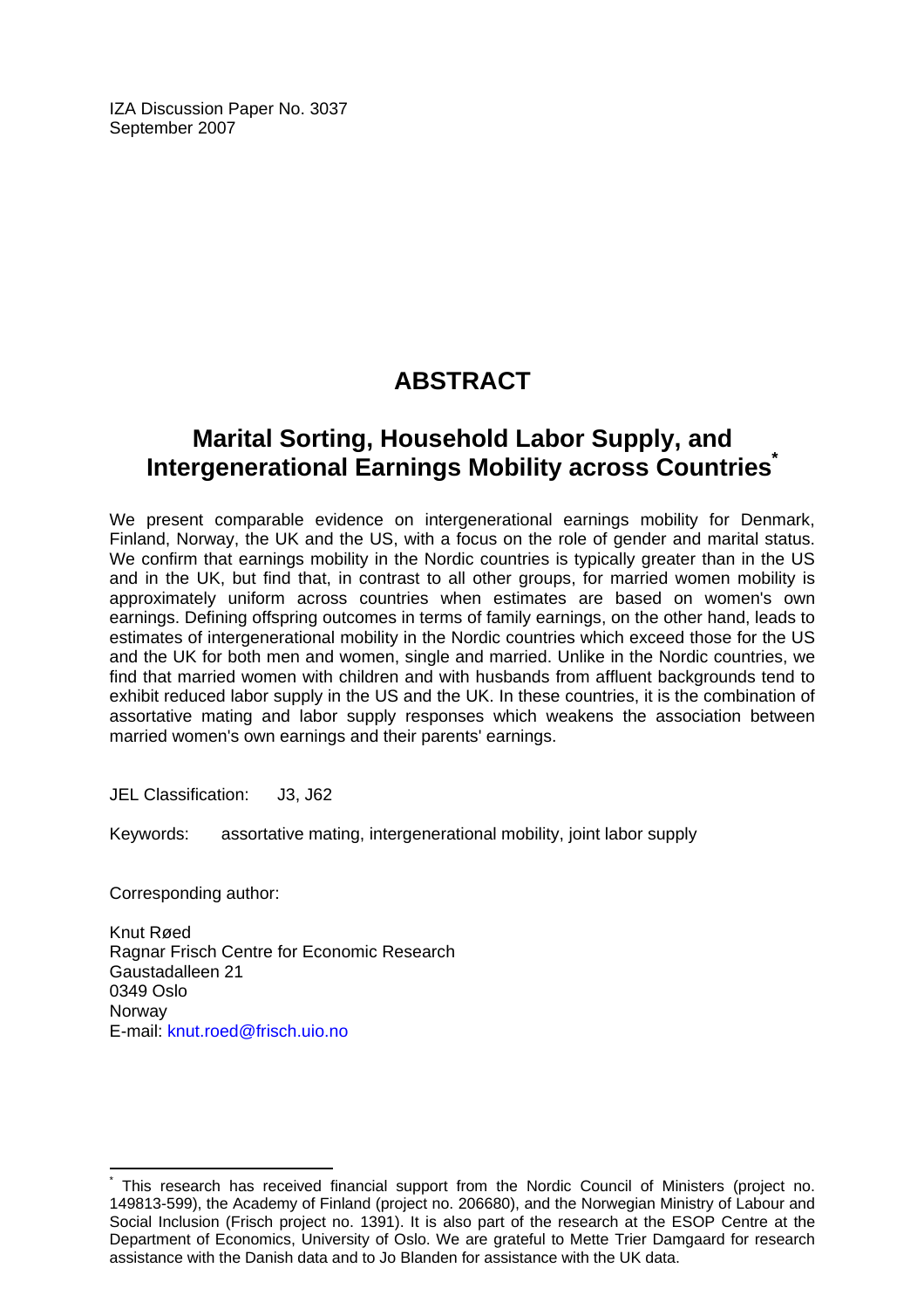IZA Discussion Paper No. 3037
September 2007

# ABSTRACT

## Marital Sorting, Household Labor Supply, and Intergenerational Earnings Mobility across Countries*

We present comparable evidence on intergenerational earnings mobility for Denmark, Finland, Norway, the UK and the US, with a focus on the role of gender and marital status. We confirm that earnings mobility in the Nordic countries is typically greater than in the US and in the UK, but find that, in contrast to all other groups, for married women mobility is approximately uniform across countries when estimates are based on women's own earnings. Defining offspring outcomes in terms of family earnings, on the other hand, leads to estimates of intergenerational mobility in the Nordic countries which exceed those for the US and the UK for both men and women, single and married. Unlike in the Nordic countries, we find that married women with children and with husbands from affluent backgrounds tend to exhibit reduced labor supply in the US and the UK. In these countries, it is the combination of assortative mating and labor supply responses which weakens the association between married women's own earnings and their parents' earnings.

JEL Classification: J3, J62

Keywords: assortative mating, intergenerational mobility, joint labor supply

Corresponding author:

Knut Røed
Ragnar Frisch Centre for Economic Research
Gaustadalleen 21
0349 Oslo
Norway
E-mail: knut.roed@frisch.uio.no

---

* This research has received financial support from the Nordic Council of Ministers (project no. 149813-599), the Academy of Finland (project no. 206680), and the Norwegian Ministry of Labour and Social Inclusion (Frisch project no. 1391). It is also part of the research at the ESOP Centre at the Department of Economics, University of Oslo. We are grateful to Mette Trier Damgaard for research assistance with the Danish data and to Jo Blanden for assistance with the UK data.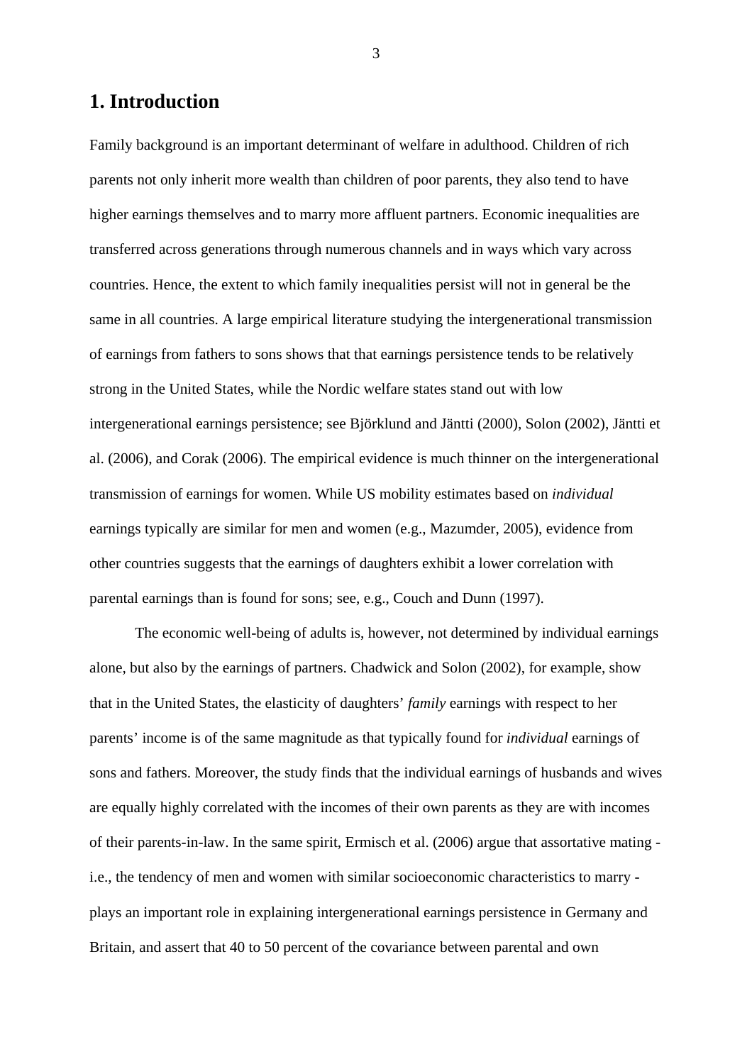# 1. Introduction

Family background is an important determinant of welfare in adulthood. Children of rich parents not only inherit more wealth than children of poor parents, they also tend to have higher earnings themselves and to marry more affluent partners. Economic inequalities are transferred across generations through numerous channels and in ways which vary across countries. Hence, the extent to which family inequalities persist will not in general be the same in all countries. A large empirical literature studying the intergenerational transmission of earnings from fathers to sons shows that that earnings persistence tends to be relatively strong in the United States, while the Nordic welfare states stand out with low intergenerational earnings persistence; see Björklund and Jäntti (2000), Solon (2002), Jäntti et al. (2006), and Corak (2006). The empirical evidence is much thinner on the intergenerational transmission of earnings for women. While US mobility estimates based on *individual* earnings typically are similar for men and women (e.g., Mazumder, 2005), evidence from other countries suggests that the earnings of daughters exhibit a lower correlation with parental earnings than is found for sons; see, e.g., Couch and Dunn (1997).

The economic well-being of adults is, however, not determined by individual earnings alone, but also by the earnings of partners. Chadwick and Solon (2002), for example, show that in the United States, the elasticity of daughters' *family* earnings with respect to her parents' income is of the same magnitude as that typically found for *individual* earnings of sons and fathers. Moreover, the study finds that the individual earnings of husbands and wives are equally highly correlated with the incomes of their own parents as they are with incomes of their parents-in-law. In the same spirit, Ermisch et al. (2006) argue that assortative mating - i.e., the tendency of men and women with similar socioeconomic characteristics to marry - plays an important role in explaining intergenerational earnings persistence in Germany and Britain, and assert that 40 to 50 percent of the covariance between parental and own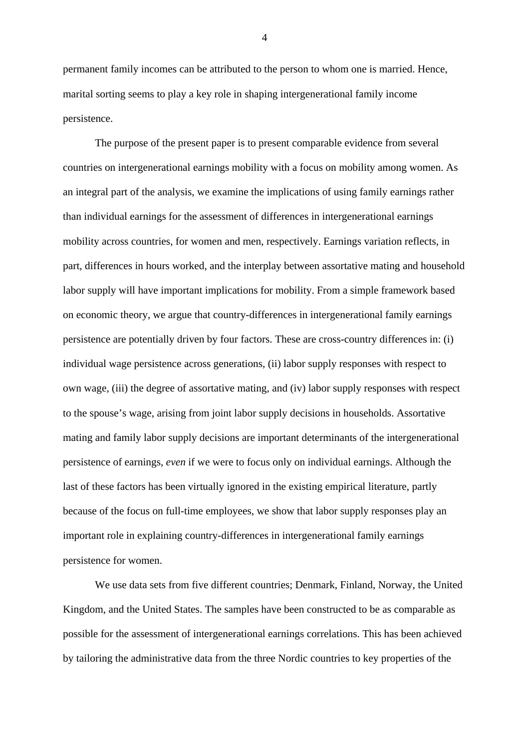permanent family incomes can be attributed to the person to whom one is married. Hence, marital sorting seems to play a key role in shaping intergenerational family income persistence.

The purpose of the present paper is to present comparable evidence from several countries on intergenerational earnings mobility with a focus on mobility among women. As an integral part of the analysis, we examine the implications of using family earnings rather than individual earnings for the assessment of differences in intergenerational earnings mobility across countries, for women and men, respectively. Earnings variation reflects, in part, differences in hours worked, and the interplay between assortative mating and household labor supply will have important implications for mobility. From a simple framework based on economic theory, we argue that country-differences in intergenerational family earnings persistence are potentially driven by four factors. These are cross-country differences in: (i) individual wage persistence across generations, (ii) labor supply responses with respect to own wage, (iii) the degree of assortative mating, and (iv) labor supply responses with respect to the spouse's wage, arising from joint labor supply decisions in households. Assortative mating and family labor supply decisions are important determinants of the intergenerational persistence of earnings, *even* if we were to focus only on individual earnings. Although the last of these factors has been virtually ignored in the existing empirical literature, partly because of the focus on full-time employees, we show that labor supply responses play an important role in explaining country-differences in intergenerational family earnings persistence for women.

We use data sets from five different countries; Denmark, Finland, Norway, the United Kingdom, and the United States. The samples have been constructed to be as comparable as possible for the assessment of intergenerational earnings correlations. This has been achieved by tailoring the administrative data from the three Nordic countries to key properties of the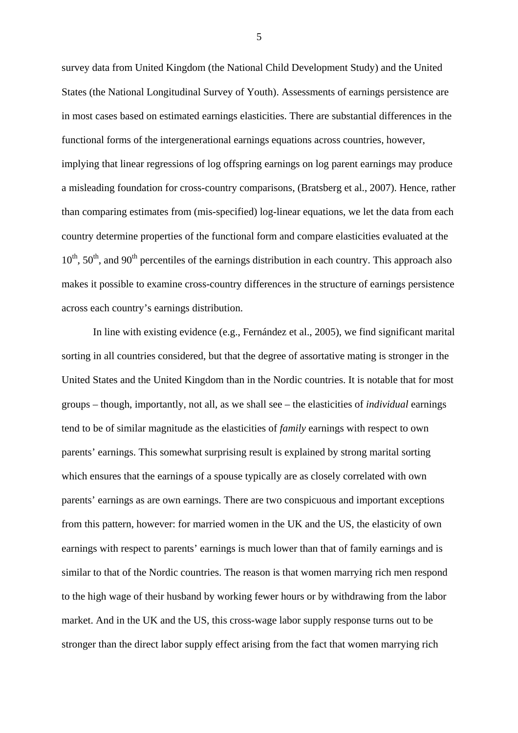survey data from United Kingdom (the National Child Development Study) and the United States (the National Longitudinal Survey of Youth). Assessments of earnings persistence are in most cases based on estimated earnings elasticities. There are substantial differences in the functional forms of the intergenerational earnings equations across countries, however, implying that linear regressions of log offspring earnings on log parent earnings may produce a misleading foundation for cross-country comparisons, (Bratsberg et al., 2007). Hence, rather than comparing estimates from (mis-specified) log-linear equations, we let the data from each country determine properties of the functional form and compare elasticities evaluated at the 10th, 50th, and 90th percentiles of the earnings distribution in each country. This approach also makes it possible to examine cross-country differences in the structure of earnings persistence across each country's earnings distribution.

In line with existing evidence (e.g., Fernández et al., 2005), we find significant marital sorting in all countries considered, but that the degree of assortative mating is stronger in the United States and the United Kingdom than in the Nordic countries. It is notable that for most groups – though, importantly, not all, as we shall see – the elasticities of *individual* earnings tend to be of similar magnitude as the elasticities of *family* earnings with respect to own parents' earnings. This somewhat surprising result is explained by strong marital sorting which ensures that the earnings of a spouse typically are as closely correlated with own parents' earnings as are own earnings. There are two conspicuous and important exceptions from this pattern, however: for married women in the UK and the US, the elasticity of own earnings with respect to parents' earnings is much lower than that of family earnings and is similar to that of the Nordic countries. The reason is that women marrying rich men respond to the high wage of their husband by working fewer hours or by withdrawing from the labor market. And in the UK and the US, this cross-wage labor supply response turns out to be stronger than the direct labor supply effect arising from the fact that women marrying rich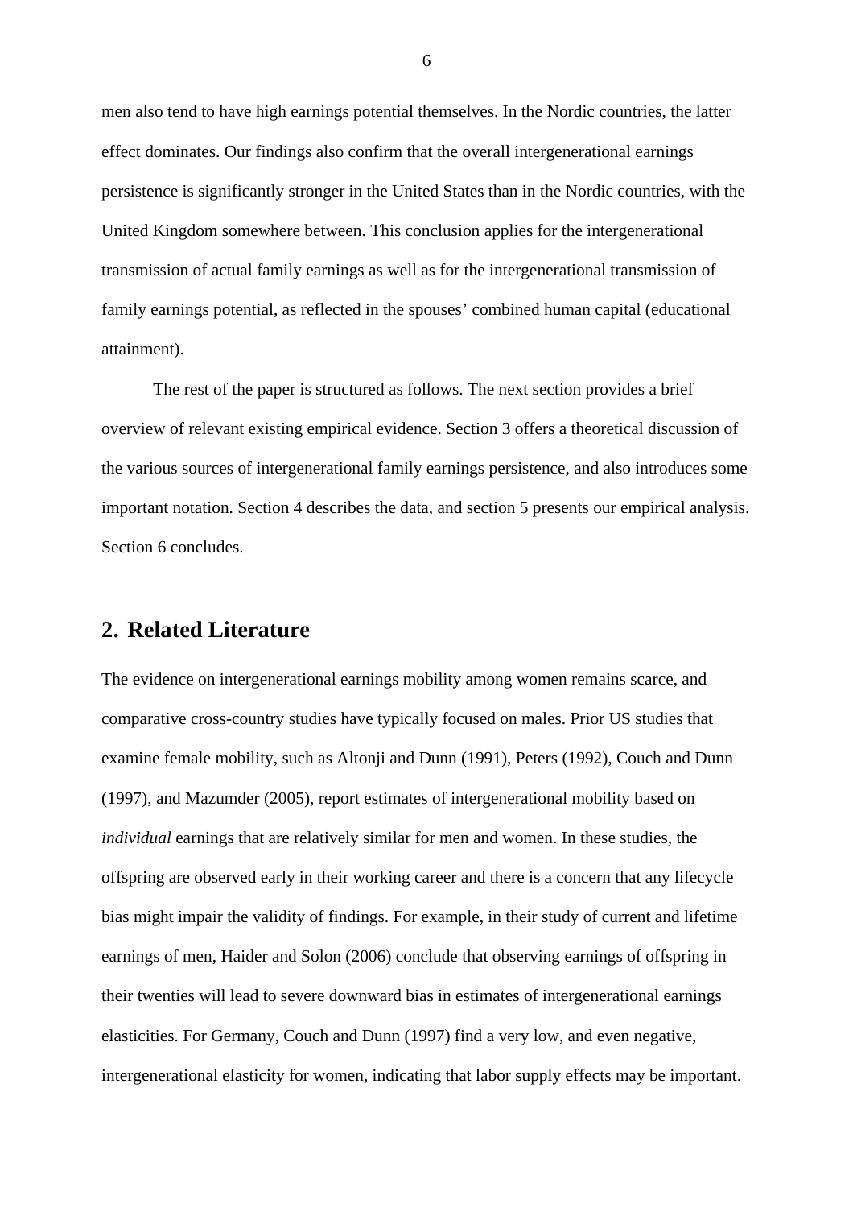men also tend to have high earnings potential themselves. In the Nordic countries, the latter effect dominates. Our findings also confirm that the overall intergenerational earnings persistence is significantly stronger in the United States than in the Nordic countries, with the United Kingdom somewhere between. This conclusion applies for the intergenerational transmission of actual family earnings as well as for the intergenerational transmission of family earnings potential, as reflected in the spouses' combined human capital (educational attainment).

The rest of the paper is structured as follows. The next section provides a brief overview of relevant existing empirical evidence. Section 3 offers a theoretical discussion of the various sources of intergenerational family earnings persistence, and also introduces some important notation. Section 4 describes the data, and section 5 presents our empirical analysis. Section 6 concludes.

## 2. Related Literature

The evidence on intergenerational earnings mobility among women remains scarce, and comparative cross-country studies have typically focused on males. Prior US studies that examine female mobility, such as Altonji and Dunn (1991), Peters (1992), Couch and Dunn (1997), and Mazumder (2005), report estimates of intergenerational mobility based on *individual* earnings that are relatively similar for men and women. In these studies, the offspring are observed early in their working career and there is a concern that any lifecycle bias might impair the validity of findings. For example, in their study of current and lifetime earnings of men, Haider and Solon (2006) conclude that observing earnings of offspring in their twenties will lead to severe downward bias in estimates of intergenerational earnings elasticities. For Germany, Couch and Dunn (1997) find a very low, and even negative, intergenerational elasticity for women, indicating that labor supply effects may be important.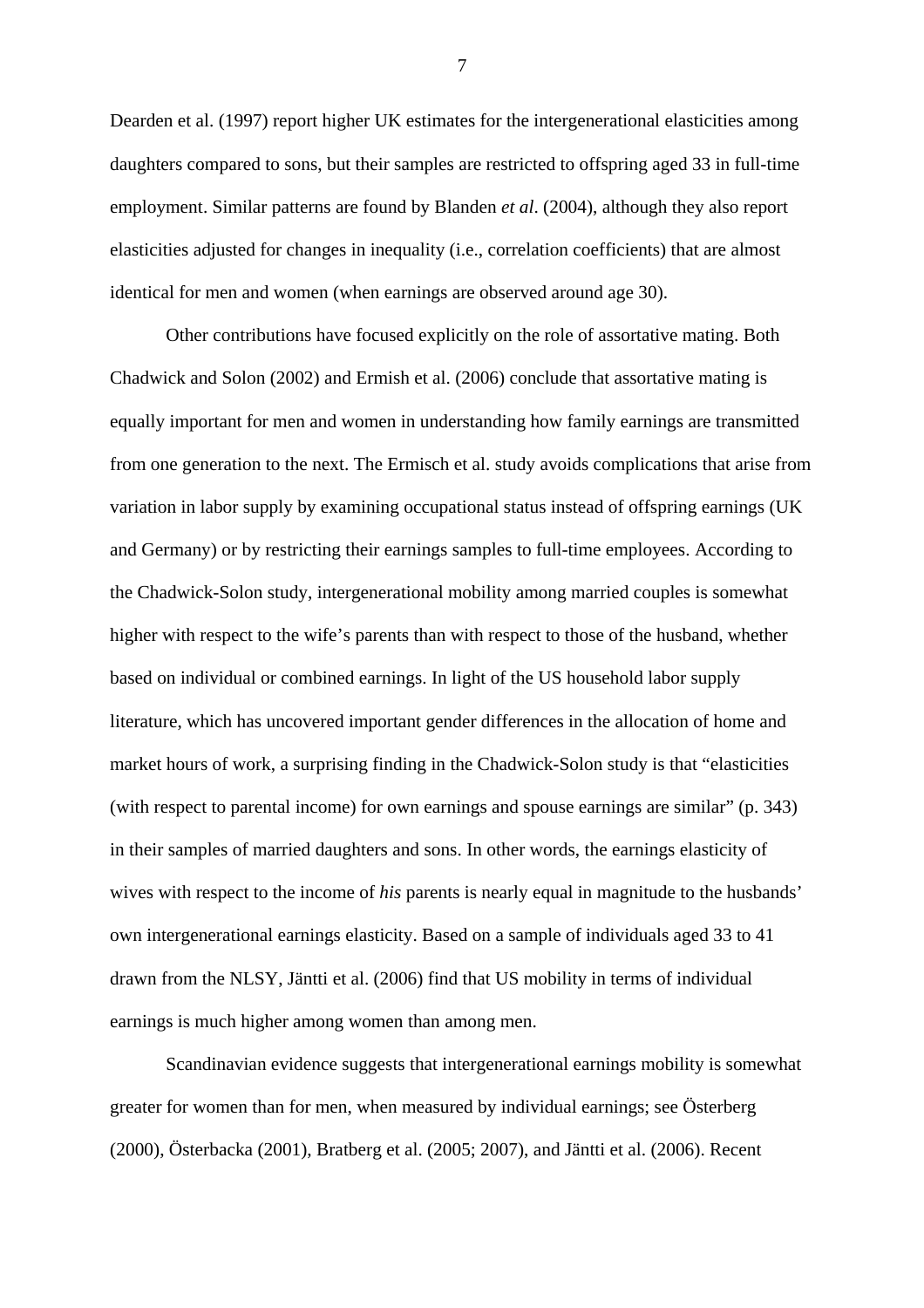Dearden et al. (1997) report higher UK estimates for the intergenerational elasticities among daughters compared to sons, but their samples are restricted to offspring aged 33 in full-time employment. Similar patterns are found by Blanden *et al*. (2004), although they also report elasticities adjusted for changes in inequality (i.e., correlation coefficients) that are almost identical for men and women (when earnings are observed around age 30).

Other contributions have focused explicitly on the role of assortative mating. Both Chadwick and Solon (2002) and Ermish et al. (2006) conclude that assortative mating is equally important for men and women in understanding how family earnings are transmitted from one generation to the next. The Ermisch et al. study avoids complications that arise from variation in labor supply by examining occupational status instead of offspring earnings (UK and Germany) or by restricting their earnings samples to full-time employees. According to the Chadwick-Solon study, intergenerational mobility among married couples is somewhat higher with respect to the wife's parents than with respect to those of the husband, whether based on individual or combined earnings. In light of the US household labor supply literature, which has uncovered important gender differences in the allocation of home and market hours of work, a surprising finding in the Chadwick-Solon study is that "elasticities (with respect to parental income) for own earnings and spouse earnings are similar" (p. 343) in their samples of married daughters and sons. In other words, the earnings elasticity of wives with respect to the income of *his* parents is nearly equal in magnitude to the husbands' own intergenerational earnings elasticity. Based on a sample of individuals aged 33 to 41 drawn from the NLSY, Jäntti et al. (2006) find that US mobility in terms of individual earnings is much higher among women than among men.

Scandinavian evidence suggests that intergenerational earnings mobility is somewhat greater for women than for men, when measured by individual earnings; see Österberg (2000), Österbacka (2001), Bratberg et al. (2005; 2007), and Jäntti et al. (2006). Recent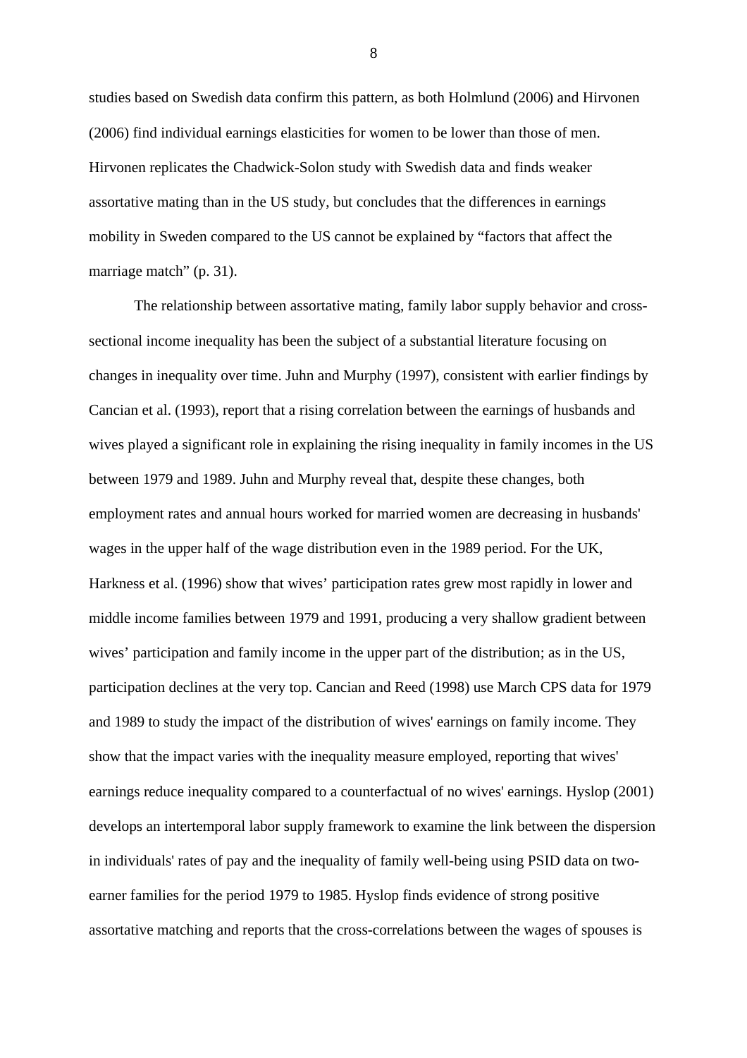studies based on Swedish data confirm this pattern, as both Holmlund (2006) and Hirvonen (2006) find individual earnings elasticities for women to be lower than those of men. Hirvonen replicates the Chadwick-Solon study with Swedish data and finds weaker assortative mating than in the US study, but concludes that the differences in earnings mobility in Sweden compared to the US cannot be explained by "factors that affect the marriage match" (p. 31).

The relationship between assortative mating, family labor supply behavior and cross-sectional income inequality has been the subject of a substantial literature focusing on changes in inequality over time. Juhn and Murphy (1997), consistent with earlier findings by Cancian et al. (1993), report that a rising correlation between the earnings of husbands and wives played a significant role in explaining the rising inequality in family incomes in the US between 1979 and 1989. Juhn and Murphy reveal that, despite these changes, both employment rates and annual hours worked for married women are decreasing in husbands' wages in the upper half of the wage distribution even in the 1989 period. For the UK, Harkness et al. (1996) show that wives' participation rates grew most rapidly in lower and middle income families between 1979 and 1991, producing a very shallow gradient between wives' participation and family income in the upper part of the distribution; as in the US, participation declines at the very top. Cancian and Reed (1998) use March CPS data for 1979 and 1989 to study the impact of the distribution of wives' earnings on family income. They show that the impact varies with the inequality measure employed, reporting that wives' earnings reduce inequality compared to a counterfactual of no wives' earnings. Hyslop (2001) develops an intertemporal labor supply framework to examine the link between the dispersion in individuals' rates of pay and the inequality of family well-being using PSID data on two-earner families for the period 1979 to 1985. Hyslop finds evidence of strong positive assortative matching and reports that the cross-correlations between the wages of spouses is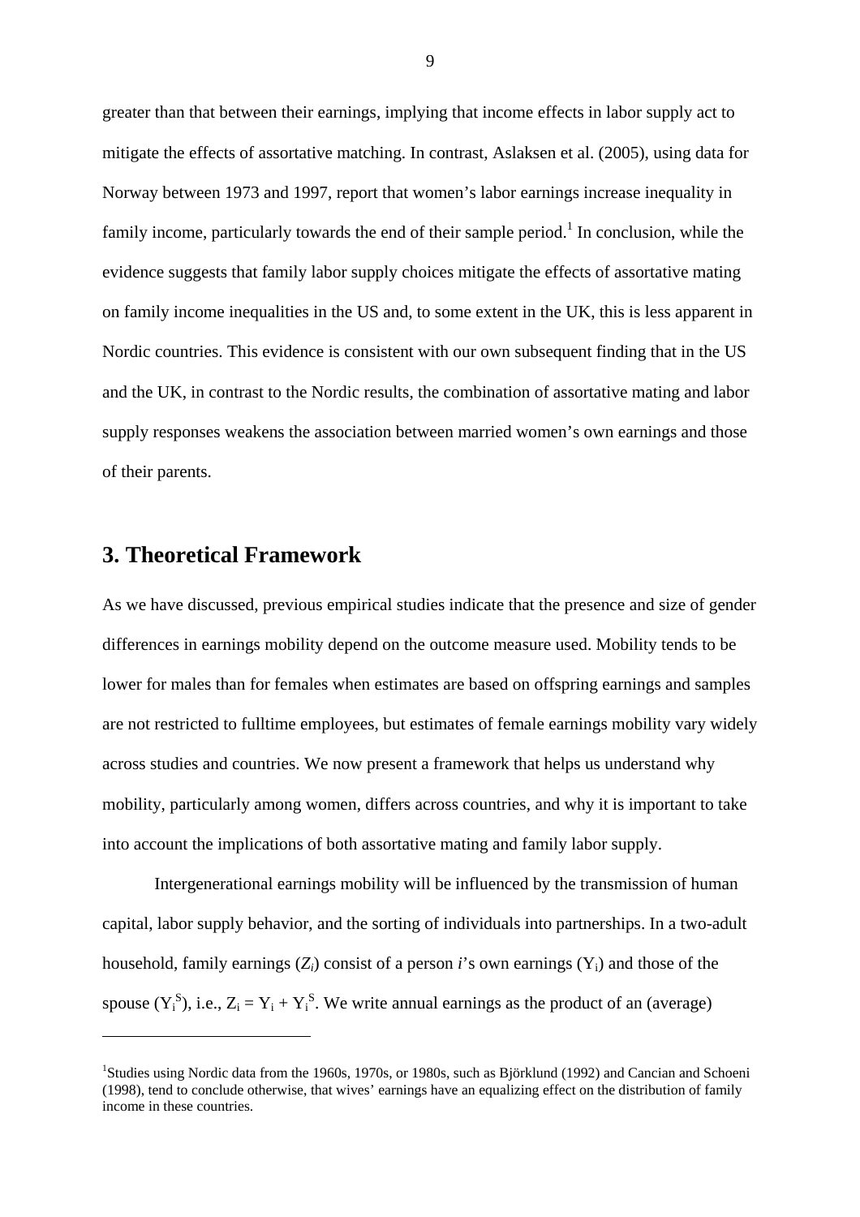greater than that between their earnings, implying that income effects in labor supply act to mitigate the effects of assortative matching. In contrast, Aslaksen et al. (2005), using data for Norway between 1973 and 1997, report that women's labor earnings increase inequality in family income, particularly towards the end of their sample period.[1] In conclusion, while the evidence suggests that family labor supply choices mitigate the effects of assortative mating on family income inequalities in the US and, to some extent in the UK, this is less apparent in Nordic countries. This evidence is consistent with our own subsequent finding that in the US and the UK, in contrast to the Nordic results, the combination of assortative mating and labor supply responses weakens the association between married women's own earnings and those of their parents.

## 3. Theoretical Framework

As we have discussed, previous empirical studies indicate that the presence and size of gender differences in earnings mobility depend on the outcome measure used. Mobility tends to be lower for males than for females when estimates are based on offspring earnings and samples are not restricted to fulltime employees, but estimates of female earnings mobility vary widely across studies and countries. We now present a framework that helps us understand why mobility, particularly among women, differs across countries, and why it is important to take into account the implications of both assortative mating and family labor supply.

Intergenerational earnings mobility will be influenced by the transmission of human capital, labor supply behavior, and the sorting of individuals into partnerships. In a two-adult household, family earnings ($Z_i$) consist of a person $i$'s own earnings ($Y_i$) and those of the spouse ($Y_i^S$), i.e., $Z_i = Y_i + Y_i^S$. We write annual earnings as the product of an (average)

[1] Studies using Nordic data from the 1960s, 1970s, or 1980s, such as Björklund (1992) and Cancian and Schoeni (1998), tend to conclude otherwise, that wives' earnings have an equalizing effect on the distribution of family income in these countries.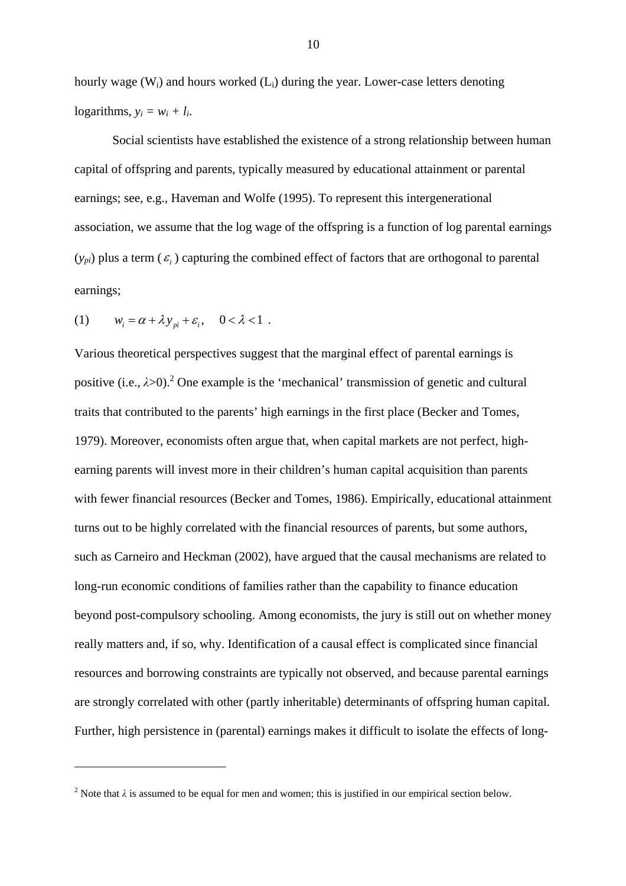hourly wage ($W_i$) and hours worked ($L_i$) during the year. Lower-case letters denoting logarithms, $y_i = w_i + l_i$.

Social scientists have established the existence of a strong relationship between human capital of offspring and parents, typically measured by educational attainment or parental earnings; see, e.g., Haveman and Wolfe (1995). To represent this intergenerational association, we assume that the log wage of the offspring is a function of log parental earnings ($y_{pi}$) plus a term ($\varepsilon_i$) capturing the combined effect of factors that are orthogonal to parental earnings;

$$(1) \qquad w_i = \alpha + \lambda y_{pi} + \varepsilon_i, \quad 0 < \lambda < 1 \ .$$

Various theoretical perspectives suggest that the marginal effect of parental earnings is positive (i.e., $\lambda > 0$).[2] One example is the 'mechanical' transmission of genetic and cultural traits that contributed to the parents' high earnings in the first place (Becker and Tomes, 1979). Moreover, economists often argue that, when capital markets are not perfect, high-earning parents will invest more in their children's human capital acquisition than parents with fewer financial resources (Becker and Tomes, 1986). Empirically, educational attainment turns out to be highly correlated with the financial resources of parents, but some authors, such as Carneiro and Heckman (2002), have argued that the causal mechanisms are related to long-run economic conditions of families rather than the capability to finance education beyond post-compulsory schooling. Among economists, the jury is still out on whether money really matters and, if so, why. Identification of a causal effect is complicated since financial resources and borrowing constraints are typically not observed, and because parental earnings are strongly correlated with other (partly inheritable) determinants of offspring human capital. Further, high persistence in (parental) earnings makes it difficult to isolate the effects of long-

---

[2] Note that $\lambda$ is assumed to be equal for men and women; this is justified in our empirical section below.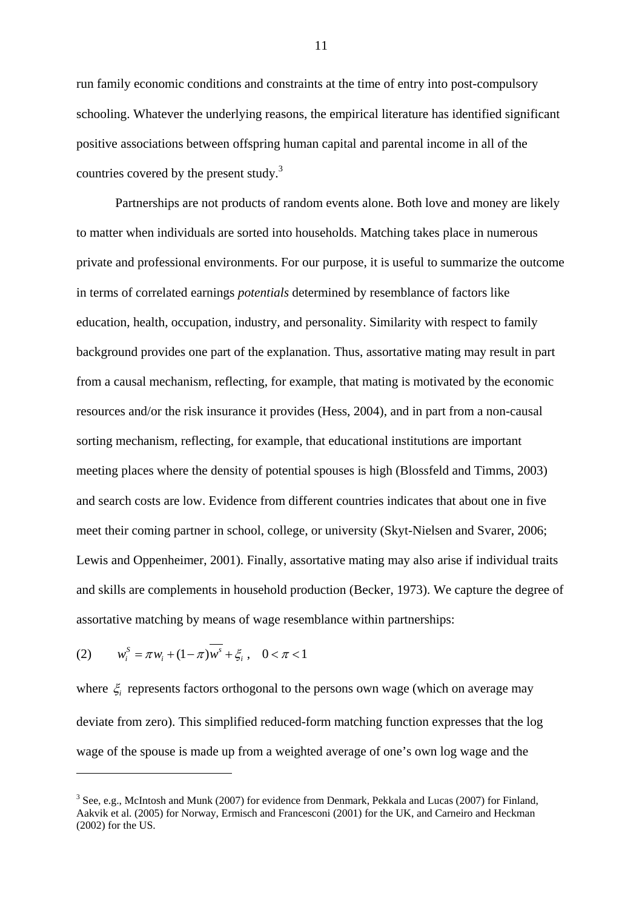run family economic conditions and constraints at the time of entry into post-compulsory schooling. Whatever the underlying reasons, the empirical literature has identified significant positive associations between offspring human capital and parental income in all of the countries covered by the present study.[3]

Partnerships are not products of random events alone. Both love and money are likely to matter when individuals are sorted into households. Matching takes place in numerous private and professional environments. For our purpose, it is useful to summarize the outcome in terms of correlated earnings *potentials* determined by resemblance of factors like education, health, occupation, industry, and personality. Similarity with respect to family background provides one part of the explanation. Thus, assortative mating may result in part from a causal mechanism, reflecting, for example, that mating is motivated by the economic resources and/or the risk insurance it provides (Hess, 2004), and in part from a non-causal sorting mechanism, reflecting, for example, that educational institutions are important meeting places where the density of potential spouses is high (Blossfeld and Timms, 2003) and search costs are low. Evidence from different countries indicates that about one in five meet their coming partner in school, college, or university (Skyt-Nielsen and Svarer, 2006; Lewis and Oppenheimer, 2001). Finally, assortative mating may also arise if individual traits and skills are complements in household production (Becker, 1973). We capture the degree of assortative matching by means of wage resemblance within partnerships:

$$(2) \qquad w_i^S = \pi w_i + (1-\pi)\overline{w^s} + \xi_i \,, \quad 0 < \pi < 1$$

where $\xi_i$ represents factors orthogonal to the persons own wage (which on average may deviate from zero). This simplified reduced-form matching function expresses that the log wage of the spouse is made up from a weighted average of one's own log wage and the

---

[3] See, e.g., McIntosh and Munk (2007) for evidence from Denmark, Pekkala and Lucas (2007) for Finland, Aakvik et al. (2005) for Norway, Ermisch and Francesconi (2001) for the UK, and Carneiro and Heckman (2002) for the US.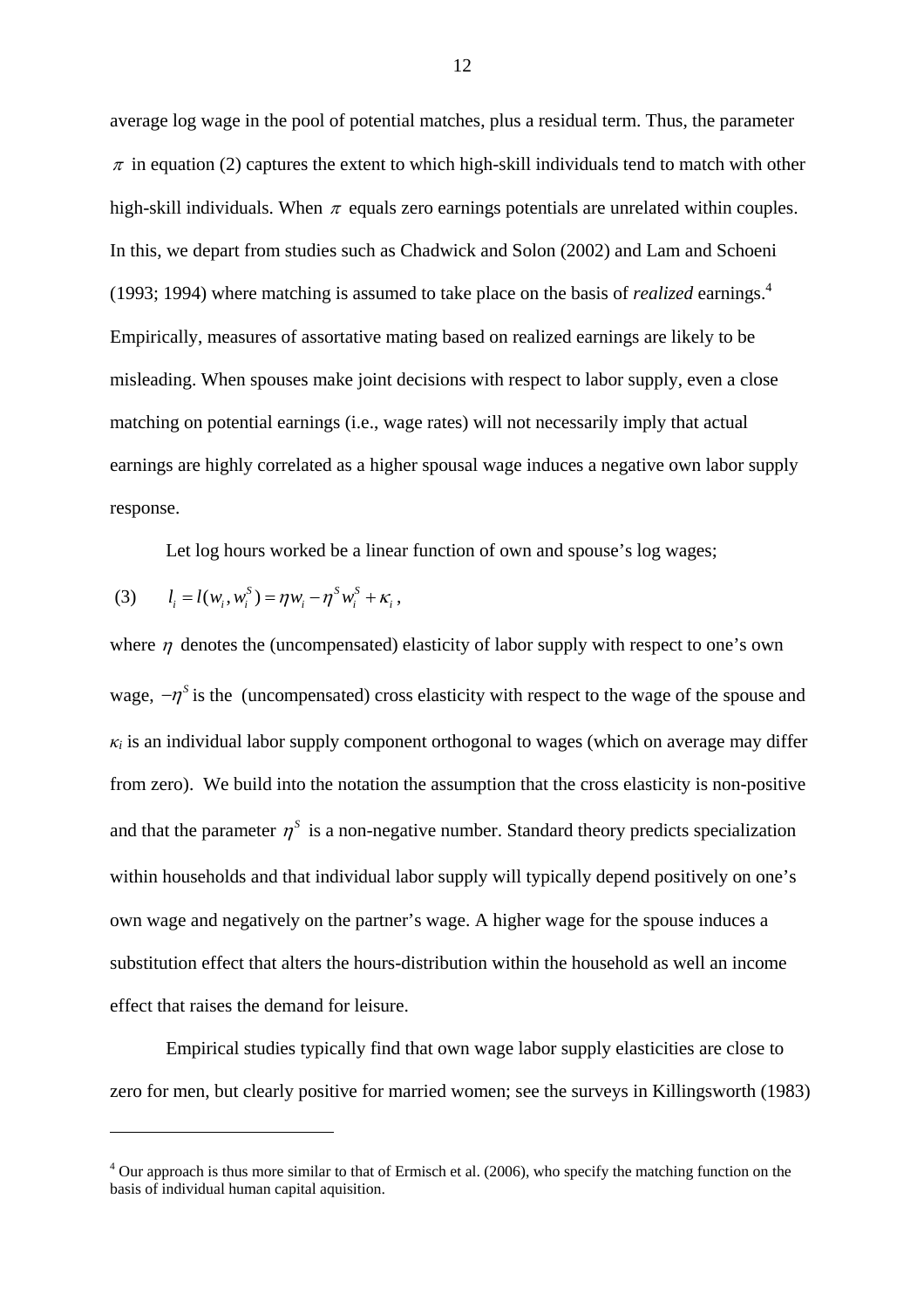average log wage in the pool of potential matches, plus a residual term. Thus, the parameter $\pi$ in equation (2) captures the extent to which high-skill individuals tend to match with other high-skill individuals. When $\pi$ equals zero earnings potentials are unrelated within couples. In this, we depart from studies such as Chadwick and Solon (2002) and Lam and Schoeni (1993; 1994) where matching is assumed to take place on the basis of *realized* earnings.[4] Empirically, measures of assortative mating based on realized earnings are likely to be misleading. When spouses make joint decisions with respect to labor supply, even a close matching on potential earnings (i.e., wage rates) will not necessarily imply that actual earnings are highly correlated as a higher spousal wage induces a negative own labor supply response.

Let log hours worked be a linear function of own and spouse's log wages;

$$(3) \qquad l_i = l(w_i, w_i^S) = \eta w_i - \eta^S w_i^S + \kappa_i ,$$

where $\eta$ denotes the (uncompensated) elasticity of labor supply with respect to one's own wage, $-\eta^S$ is the (uncompensated) cross elasticity with respect to the wage of the spouse and $\kappa_i$ is an individual labor supply component orthogonal to wages (which on average may differ from zero). We build into the notation the assumption that the cross elasticity is non-positive and that the parameter $\eta^S$ is a non-negative number. Standard theory predicts specialization within households and that individual labor supply will typically depend positively on one's own wage and negatively on the partner's wage. A higher wage for the spouse induces a substitution effect that alters the hours-distribution within the household as well an income effect that raises the demand for leisure.

Empirical studies typically find that own wage labor supply elasticities are close to zero for men, but clearly positive for married women; see the surveys in Killingsworth (1983)

---

[4] Our approach is thus more similar to that of Ermisch et al. (2006), who specify the matching function on the basis of individual human capital aquisition.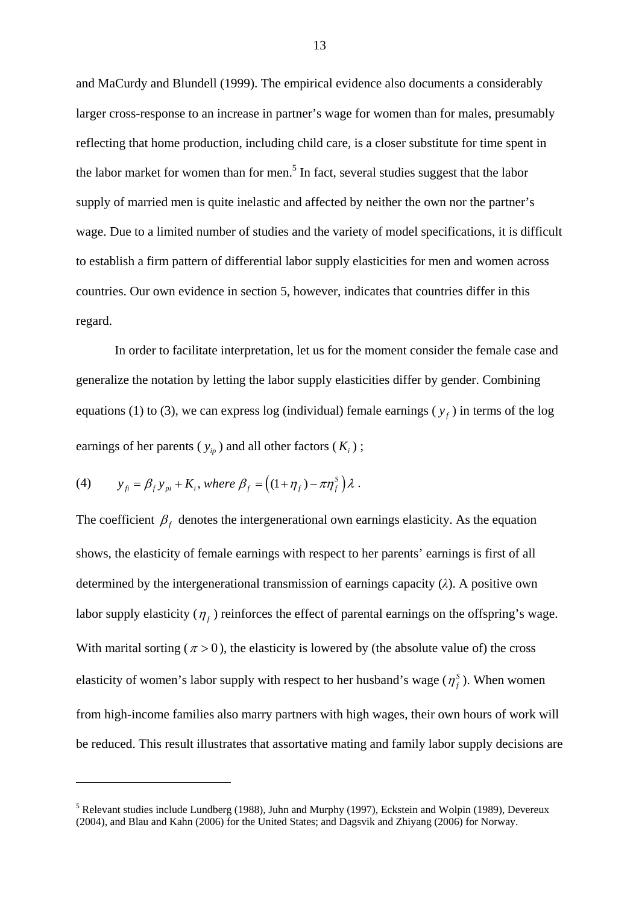and MaCurdy and Blundell (1999). The empirical evidence also documents a considerably larger cross-response to an increase in partner's wage for women than for males, presumably reflecting that home production, including child care, is a closer substitute for time spent in the labor market for women than for men.[5] In fact, several studies suggest that the labor supply of married men is quite inelastic and affected by neither the own nor the partner's wage. Due to a limited number of studies and the variety of model specifications, it is difficult to establish a firm pattern of differential labor supply elasticities for men and women across countries. Our own evidence in section 5, however, indicates that countries differ in this regard.

In order to facilitate interpretation, let us for the moment consider the female case and generalize the notation by letting the labor supply elasticities differ by gender. Combining equations (1) to (3), we can express log (individual) female earnings ($y_f$) in terms of the log earnings of her parents ($y_{ip}$) and all other factors ($K_i$) ;

$$(4) \qquad y_{fi} = \beta_f y_{pi} + K_i, \textit{ where } \beta_f = \left((1+\eta_f) - \pi\eta_f^s\right)\lambda \, .$$

The coefficient $\beta_f$ denotes the intergenerational own earnings elasticity. As the equation shows, the elasticity of female earnings with respect to her parents' earnings is first of all determined by the intergenerational transmission of earnings capacity ($\lambda$). A positive own labor supply elasticity ($\eta_f$) reinforces the effect of parental earnings on the offspring's wage. With marital sorting ($\pi > 0$), the elasticity is lowered by (the absolute value of) the cross elasticity of women's labor supply with respect to her husband's wage ($\eta_f^s$). When women from high-income families also marry partners with high wages, their own hours of work will be reduced. This result illustrates that assortative mating and family labor supply decisions are

[5] Relevant studies include Lundberg (1988), Juhn and Murphy (1997), Eckstein and Wolpin (1989), Devereux (2004), and Blau and Kahn (2006) for the United States; and Dagsvik and Zhiyang (2006) for Norway.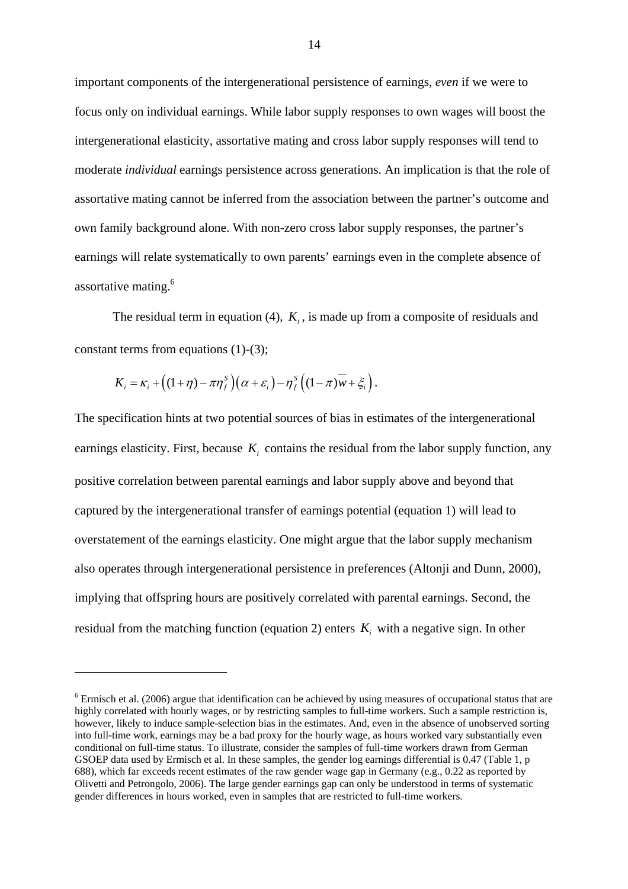important components of the intergenerational persistence of earnings, *even* if we were to focus only on individual earnings. While labor supply responses to own wages will boost the intergenerational elasticity, assortative mating and cross labor supply responses will tend to moderate *individual* earnings persistence across generations. An implication is that the role of assortative mating cannot be inferred from the association between the partner's outcome and own family background alone. With non-zero cross labor supply responses, the partner's earnings will relate systematically to own parents' earnings even in the complete absence of assortative mating.[6]

The residual term in equation (4), $K_i$, is made up from a composite of residuals and constant terms from equations (1)-(3);

$$K_i = \kappa_i + \left((1+\eta) - \pi\eta_f^S\right)\left(\alpha + \varepsilon_i\right) - \eta_f^S\left((1-\pi)\overline{w} + \xi_i\right).$$

The specification hints at two potential sources of bias in estimates of the intergenerational earnings elasticity. First, because $K_i$ contains the residual from the labor supply function, any positive correlation between parental earnings and labor supply above and beyond that captured by the intergenerational transfer of earnings potential (equation 1) will lead to overstatement of the earnings elasticity. One might argue that the labor supply mechanism also operates through intergenerational persistence in preferences (Altonji and Dunn, 2000), implying that offspring hours are positively correlated with parental earnings. Second, the residual from the matching function (equation 2) enters $K_i$ with a negative sign. In other

[6] Ermisch et al. (2006) argue that identification can be achieved by using measures of occupational status that are highly correlated with hourly wages, or by restricting samples to full-time workers. Such a sample restriction is, however, likely to induce sample-selection bias in the estimates. And, even in the absence of unobserved sorting into full-time work, earnings may be a bad proxy for the hourly wage, as hours worked vary substantially even conditional on full-time status. To illustrate, consider the samples of full-time workers drawn from German GSOEP data used by Ermisch et al. In these samples, the gender log earnings differential is 0.47 (Table 1, p 688), which far exceeds recent estimates of the raw gender wage gap in Germany (e.g., 0.22 as reported by Olivetti and Petrongolo, 2006). The large gender earnings gap can only be understood in terms of systematic gender differences in hours worked, even in samples that are restricted to full-time workers.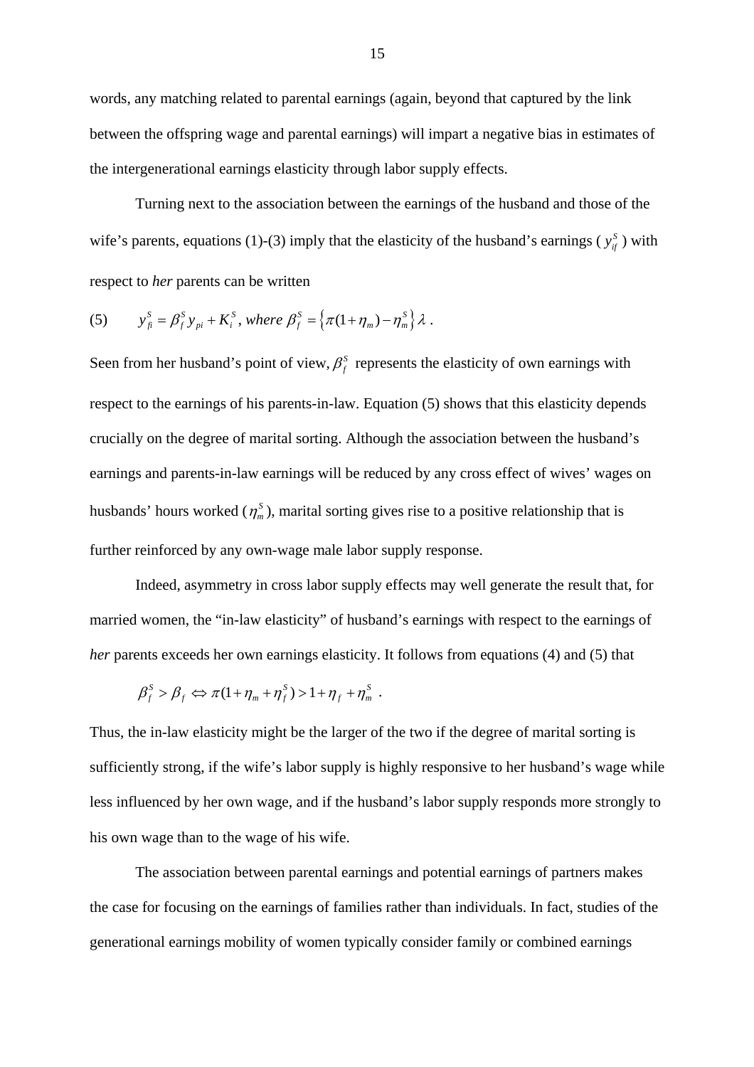words, any matching related to parental earnings (again, beyond that captured by the link between the offspring wage and parental earnings) will impart a negative bias in estimates of the intergenerational earnings elasticity through labor supply effects.

Turning next to the association between the earnings of the husband and those of the wife's parents, equations (1)-(3) imply that the elasticity of the husband's earnings ( $y_{if}^S$ ) with respect to *her* parents can be written

(5) $$y_{fi}^S = \beta_f^S y_{pi} + K_i^S \text{, where } \beta_f^S = \left\{ \pi(1+\eta_m) - \eta_m^S \right\} \lambda \text{ .}$$

Seen from her husband's point of view, $\beta_f^S$ represents the elasticity of own earnings with respect to the earnings of his parents-in-law. Equation (5) shows that this elasticity depends crucially on the degree of marital sorting. Although the association between the husband's earnings and parents-in-law earnings will be reduced by any cross effect of wives' wages on husbands' hours worked ($\eta_m^S$), marital sorting gives rise to a positive relationship that is further reinforced by any own-wage male labor supply response.

Indeed, asymmetry in cross labor supply effects may well generate the result that, for married women, the "in-law elasticity" of husband's earnings with respect to the earnings of *her* parents exceeds her own earnings elasticity. It follows from equations (4) and (5) that

$$\beta_f^S > \beta_f \Leftrightarrow \pi(1+\eta_m+\eta_f^S) > 1+\eta_f+\eta_m^S \text{ .}$$

Thus, the in-law elasticity might be the larger of the two if the degree of marital sorting is sufficiently strong, if the wife's labor supply is highly responsive to her husband's wage while less influenced by her own wage, and if the husband's labor supply responds more strongly to his own wage than to the wage of his wife.

The association between parental earnings and potential earnings of partners makes the case for focusing on the earnings of families rather than individuals. In fact, studies of the generational earnings mobility of women typically consider family or combined earnings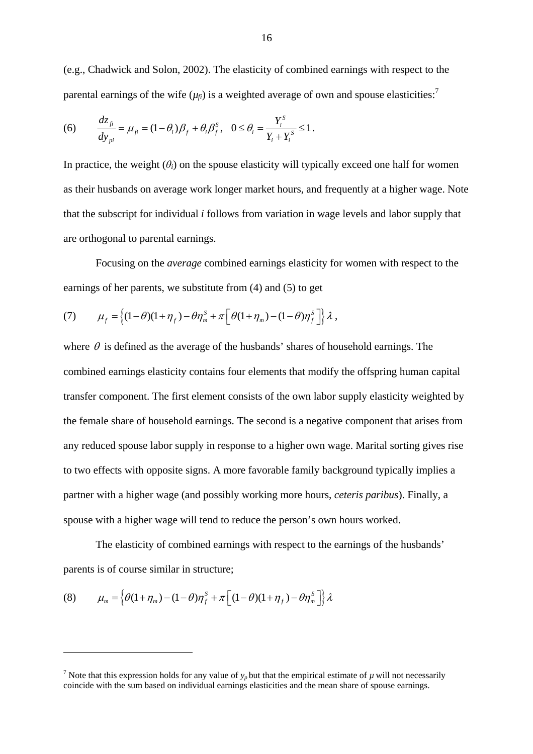(e.g., Chadwick and Solon, 2002). The elasticity of combined earnings with respect to the parental earnings of the wife ($\mu_{fi}$) is a weighted average of own and spouse elasticities:[7]

$$(6) \qquad \frac{dz_{fi}}{dy_{pi}} = \mu_{fi} = (1-\theta_i)\beta_f + \theta_i \beta_f^S, \quad 0 \le \theta_i = \frac{Y_i^S}{Y_i + Y_i^S} \le 1.$$

In practice, the weight ($\theta_i$) on the spouse elasticity will typically exceed one half for women as their husbands on average work longer market hours, and frequently at a higher wage. Note that the subscript for individual *i* follows from variation in wage levels and labor supply that are orthogonal to parental earnings.

Focusing on the *average* combined earnings elasticity for women with respect to the earnings of her parents, we substitute from (4) and (5) to get

$$(7) \qquad \mu_f = \left\{ (1-\theta)(1+\eta_f) - \theta\eta_m^S + \pi\left[ \theta(1+\eta_m) - (1-\theta)\eta_f^S \right] \right\} \lambda,$$

where $\theta$ is defined as the average of the husbands' shares of household earnings. The combined earnings elasticity contains four elements that modify the offspring human capital transfer component. The first element consists of the own labor supply elasticity weighted by the female share of household earnings. The second is a negative component that arises from any reduced spouse labor supply in response to a higher own wage. Marital sorting gives rise to two effects with opposite signs. A more favorable family background typically implies a partner with a higher wage (and possibly working more hours, *ceteris paribus*). Finally, a spouse with a higher wage will tend to reduce the person's own hours worked.

The elasticity of combined earnings with respect to the earnings of the husbands' parents is of course similar in structure;

$$(8) \qquad \mu_m = \left\{ \theta(1+\eta_m) - (1-\theta)\eta_f^S + \pi\left[ (1-\theta)(1+\eta_f) - \theta\eta_m^S \right] \right\} \lambda$$

---

[7] Note that this expression holds for any value of $y_p$ but that the empirical estimate of $\mu$ will not necessarily coincide with the sum based on individual earnings elasticities and the mean share of spouse earnings.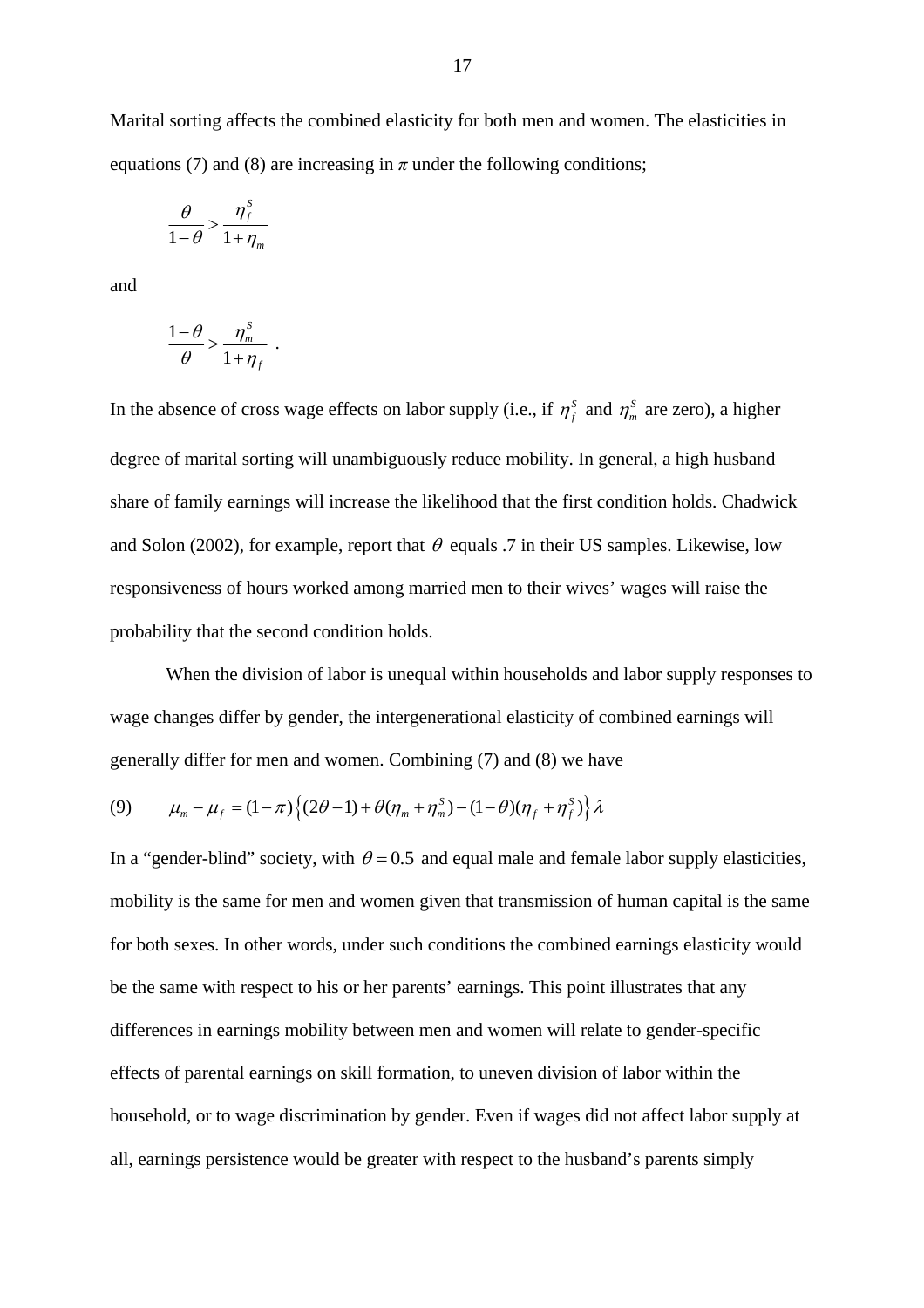Marital sorting affects the combined elasticity for both men and women. The elasticities in equations (7) and (8) are increasing in $\pi$ under the following conditions;

$$\frac{\theta}{1-\theta} > \frac{\eta_f^S}{1+\eta_m}$$

and

$$\frac{1-\theta}{\theta} > \frac{\eta_m^S}{1+\eta_f} \ .$$

In the absence of cross wage effects on labor supply (i.e., if $\eta_f^S$ and $\eta_m^S$ are zero), a higher degree of marital sorting will unambiguously reduce mobility. In general, a high husband share of family earnings will increase the likelihood that the first condition holds. Chadwick and Solon (2002), for example, report that $\theta$ equals .7 in their US samples. Likewise, low responsiveness of hours worked among married men to their wives' wages will raise the probability that the second condition holds.

When the division of labor is unequal within households and labor supply responses to wage changes differ by gender, the intergenerational elasticity of combined earnings will generally differ for men and women. Combining (7) and (8) we have

$$\text{(9)} \qquad \mu_m - \mu_f = (1-\pi)\left\{(2\theta-1) + \theta(\eta_m + \eta_m^S) - (1-\theta)(\eta_f + \eta_f^S)\right\}\lambda$$

In a "gender-blind" society, with $\theta = 0.5$ and equal male and female labor supply elasticities, mobility is the same for men and women given that transmission of human capital is the same for both sexes. In other words, under such conditions the combined earnings elasticity would be the same with respect to his or her parents' earnings. This point illustrates that any differences in earnings mobility between men and women will relate to gender-specific effects of parental earnings on skill formation, to uneven division of labor within the household, or to wage discrimination by gender. Even if wages did not affect labor supply at all, earnings persistence would be greater with respect to the husband's parents simply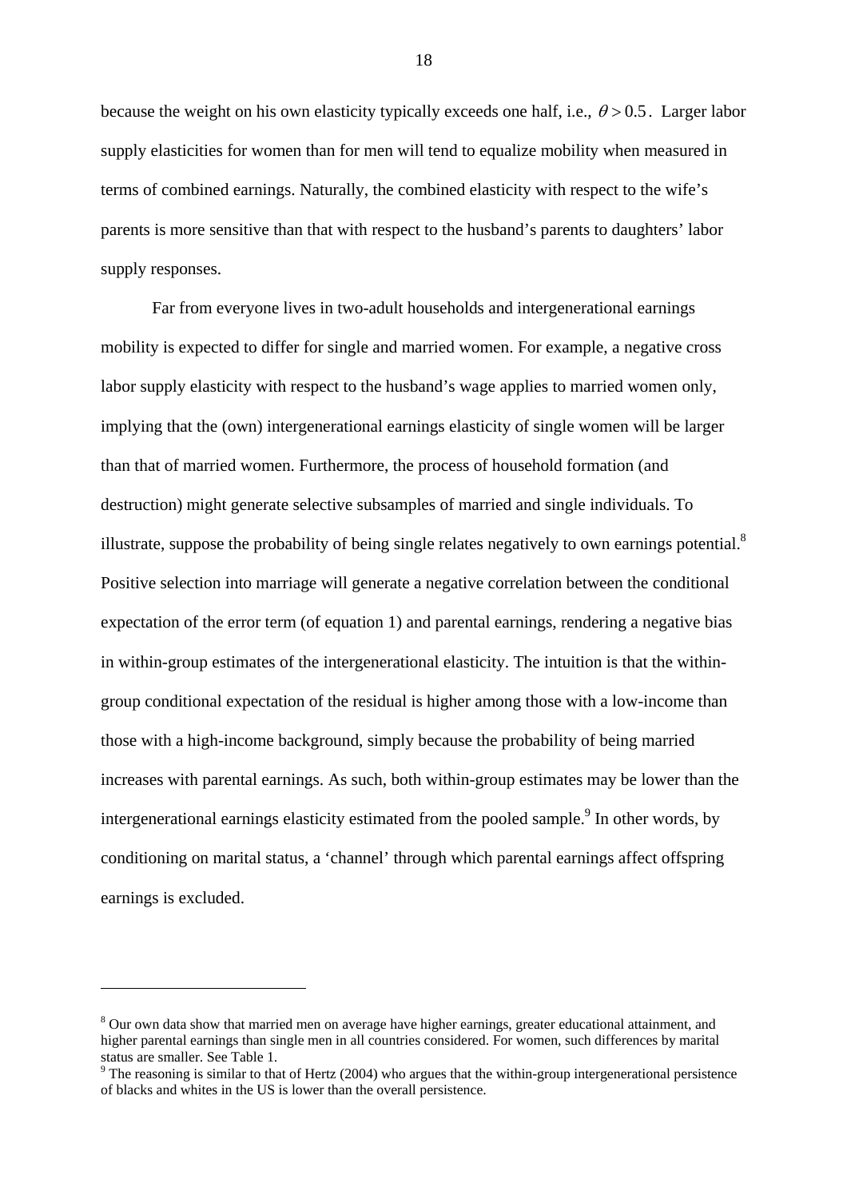because the weight on his own elasticity typically exceeds one half, i.e., $\theta > 0.5$. Larger labor supply elasticities for women than for men will tend to equalize mobility when measured in terms of combined earnings. Naturally, the combined elasticity with respect to the wife's parents is more sensitive than that with respect to the husband's parents to daughters' labor supply responses.

Far from everyone lives in two-adult households and intergenerational earnings mobility is expected to differ for single and married women. For example, a negative cross labor supply elasticity with respect to the husband's wage applies to married women only, implying that the (own) intergenerational earnings elasticity of single women will be larger than that of married women. Furthermore, the process of household formation (and destruction) might generate selective subsamples of married and single individuals. To illustrate, suppose the probability of being single relates negatively to own earnings potential.[8] Positive selection into marriage will generate a negative correlation between the conditional expectation of the error term (of equation 1) and parental earnings, rendering a negative bias in within-group estimates of the intergenerational elasticity. The intuition is that the within-group conditional expectation of the residual is higher among those with a low-income than those with a high-income background, simply because the probability of being married increases with parental earnings. As such, both within-group estimates may be lower than the intergenerational earnings elasticity estimated from the pooled sample.[9] In other words, by conditioning on marital status, a 'channel' through which parental earnings affect offspring earnings is excluded.

---

[8] Our own data show that married men on average have higher earnings, greater educational attainment, and higher parental earnings than single men in all countries considered. For women, such differences by marital status are smaller. See Table 1.

[9] The reasoning is similar to that of Hertz (2004) who argues that the within-group intergenerational persistence of blacks and whites in the US is lower than the overall persistence.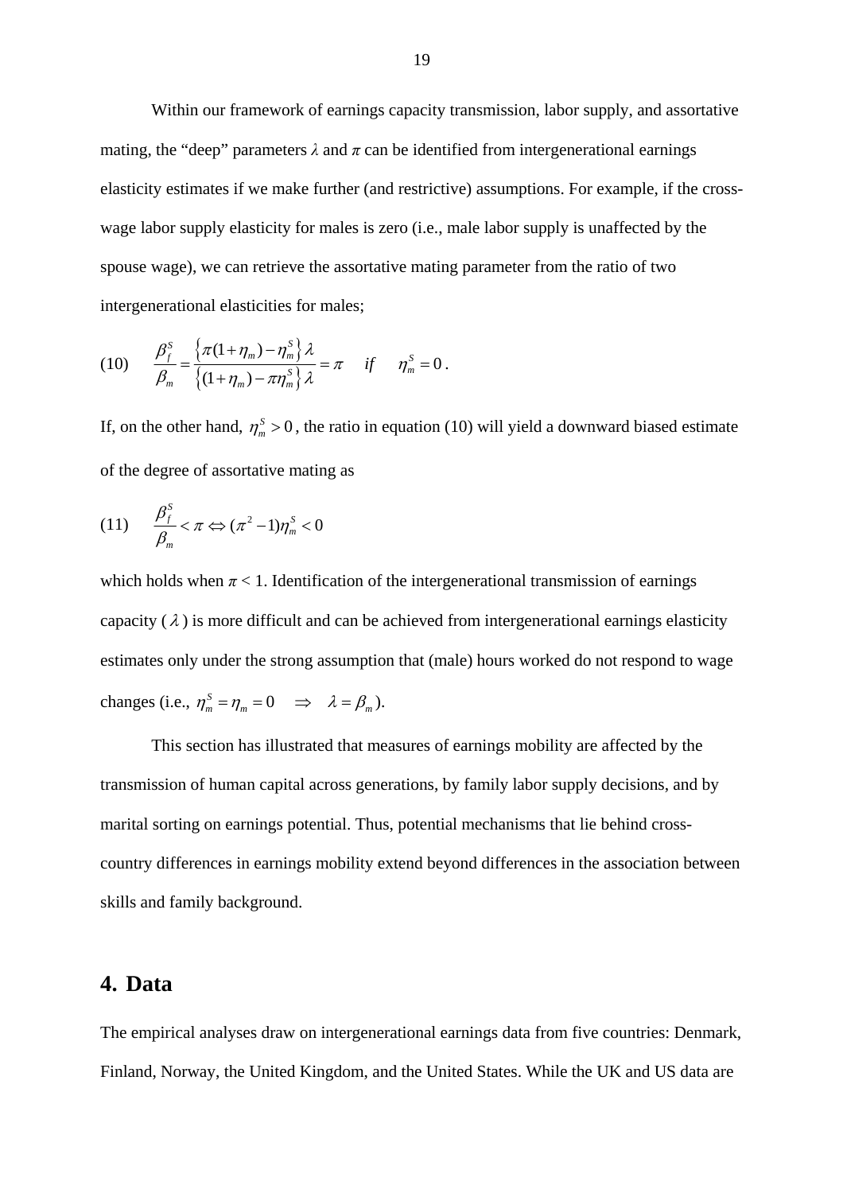Within our framework of earnings capacity transmission, labor supply, and assortative mating, the "deep" parameters $\lambda$ and $\pi$ can be identified from intergenerational earnings elasticity estimates if we make further (and restrictive) assumptions. For example, if the cross-wage labor supply elasticity for males is zero (i.e., male labor supply is unaffected by the spouse wage), we can retrieve the assortative mating parameter from the ratio of two intergenerational elasticities for males;

$$(10) \qquad \frac{\beta_f^S}{\beta_m} = \frac{\left\{\pi(1+\eta_m) - \eta_m^S\right\}\lambda}{\left\{(1+\eta_m) - \pi\eta_m^S\right\}\lambda} = \pi \quad if \quad \eta_m^S = 0 \, .$$

If, on the other hand, $\eta_m^S > 0$, the ratio in equation (10) will yield a downward biased estimate of the degree of assortative mating as

$$(11) \qquad \frac{\beta_f^S}{\beta_m} < \pi \Leftrightarrow (\pi^2 - 1)\eta_m^S < 0$$

which holds when $\pi < 1$. Identification of the intergenerational transmission of earnings capacity ($\lambda$) is more difficult and can be achieved from intergenerational earnings elasticity estimates only under the strong assumption that (male) hours worked do not respond to wage changes (i.e., $\eta_m^S = \eta_m = 0 \quad \Rightarrow \quad \lambda = \beta_m$).

This section has illustrated that measures of earnings mobility are affected by the transmission of human capital across generations, by family labor supply decisions, and by marital sorting on earnings potential. Thus, potential mechanisms that lie behind cross-country differences in earnings mobility extend beyond differences in the association between skills and family background.

## 4. Data

The empirical analyses draw on intergenerational earnings data from five countries: Denmark, Finland, Norway, the United Kingdom, and the United States. While the UK and US data are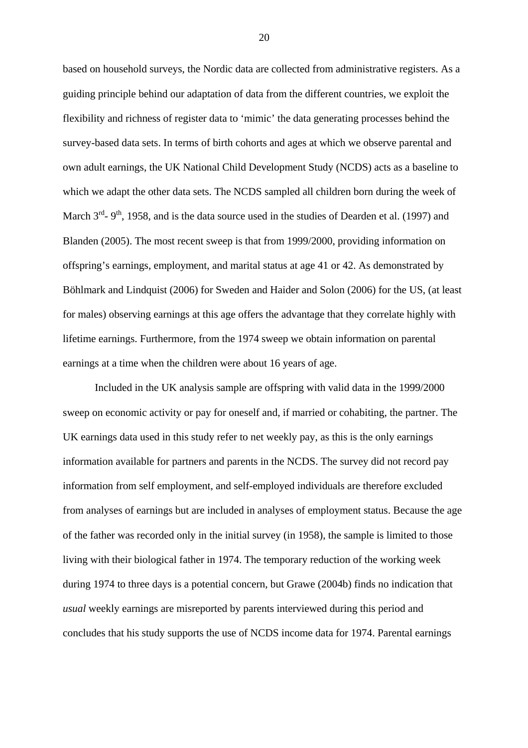based on household surveys, the Nordic data are collected from administrative registers. As a guiding principle behind our adaptation of data from the different countries, we exploit the flexibility and richness of register data to 'mimic' the data generating processes behind the survey-based data sets. In terms of birth cohorts and ages at which we observe parental and own adult earnings, the UK National Child Development Study (NCDS) acts as a baseline to which we adapt the other data sets. The NCDS sampled all children born during the week of March 3rd- 9th, 1958, and is the data source used in the studies of Dearden et al. (1997) and Blanden (2005). The most recent sweep is that from 1999/2000, providing information on offspring's earnings, employment, and marital status at age 41 or 42. As demonstrated by Böhlmark and Lindquist (2006) for Sweden and Haider and Solon (2006) for the US, (at least for males) observing earnings at this age offers the advantage that they correlate highly with lifetime earnings. Furthermore, from the 1974 sweep we obtain information on parental earnings at a time when the children were about 16 years of age.

Included in the UK analysis sample are offspring with valid data in the 1999/2000 sweep on economic activity or pay for oneself and, if married or cohabiting, the partner. The UK earnings data used in this study refer to net weekly pay, as this is the only earnings information available for partners and parents in the NCDS. The survey did not record pay information from self employment, and self-employed individuals are therefore excluded from analyses of earnings but are included in analyses of employment status. Because the age of the father was recorded only in the initial survey (in 1958), the sample is limited to those living with their biological father in 1974. The temporary reduction of the working week during 1974 to three days is a potential concern, but Grawe (2004b) finds no indication that *usual* weekly earnings are misreported by parents interviewed during this period and concludes that his study supports the use of NCDS income data for 1974. Parental earnings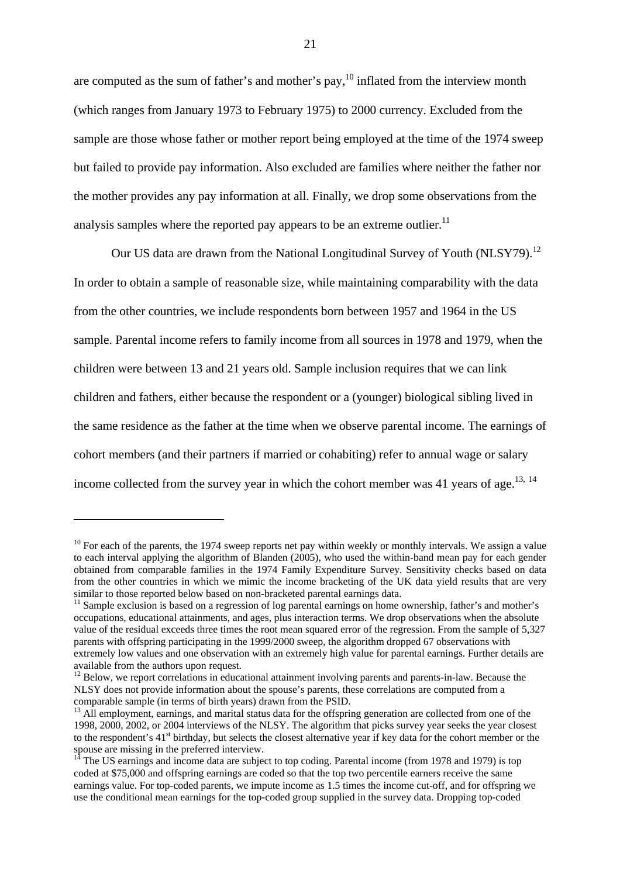are computed as the sum of father's and mother's pay,[10] inflated from the interview month (which ranges from January 1973 to February 1975) to 2000 currency. Excluded from the sample are those whose father or mother report being employed at the time of the 1974 sweep but failed to provide pay information. Also excluded are families where neither the father nor the mother provides any pay information at all. Finally, we drop some observations from the analysis samples where the reported pay appears to be an extreme outlier.[11]

Our US data are drawn from the National Longitudinal Survey of Youth (NLSY79).[12] In order to obtain a sample of reasonable size, while maintaining comparability with the data from the other countries, we include respondents born between 1957 and 1964 in the US sample. Parental income refers to family income from all sources in 1978 and 1979, when the children were between 13 and 21 years old. Sample inclusion requires that we can link children and fathers, either because the respondent or a (younger) biological sibling lived in the same residence as the father at the time when we observe parental income. The earnings of cohort members (and their partners if married or cohabiting) refer to annual wage or salary income collected from the survey year in which the cohort member was 41 years of age.[13, 14]

---

[10] For each of the parents, the 1974 sweep reports net pay within weekly or monthly intervals. We assign a value to each interval applying the algorithm of Blanden (2005), who used the within-band mean pay for each gender obtained from comparable families in the 1974 Family Expenditure Survey. Sensitivity checks based on data from the other countries in which we mimic the income bracketing of the UK data yield results that are very similar to those reported below based on non-bracketed parental earnings data.

[11] Sample exclusion is based on a regression of log parental earnings on home ownership, father's and mother's occupations, educational attainments, and ages, plus interaction terms. We drop observations when the absolute value of the residual exceeds three times the root mean squared error of the regression. From the sample of 5,327 parents with offspring participating in the 1999/2000 sweep, the algorithm dropped 67 observations with extremely low values and one observation with an extremely high value for parental earnings. Further details are available from the authors upon request.

[12] Below, we report correlations in educational attainment involving parents and parents-in-law. Because the NLSY does not provide information about the spouse's parents, these correlations are computed from a comparable sample (in terms of birth years) drawn from the PSID.

[13] All employment, earnings, and marital status data for the offspring generation are collected from one of the 1998, 2000, 2002, or 2004 interviews of the NLSY. The algorithm that picks survey year seeks the year closest to the respondent's 41st birthday, but selects the closest alternative year if key data for the cohort member or the spouse are missing in the preferred interview.

[14] The US earnings and income data are subject to top coding. Parental income (from 1978 and 1979) is top coded at $75,000 and offspring earnings are coded so that the top two percentile earners receive the same earnings value. For top-coded parents, we impute income as 1.5 times the income cut-off, and for offspring we use the conditional mean earnings for the top-coded group supplied in the survey data. Dropping top-coded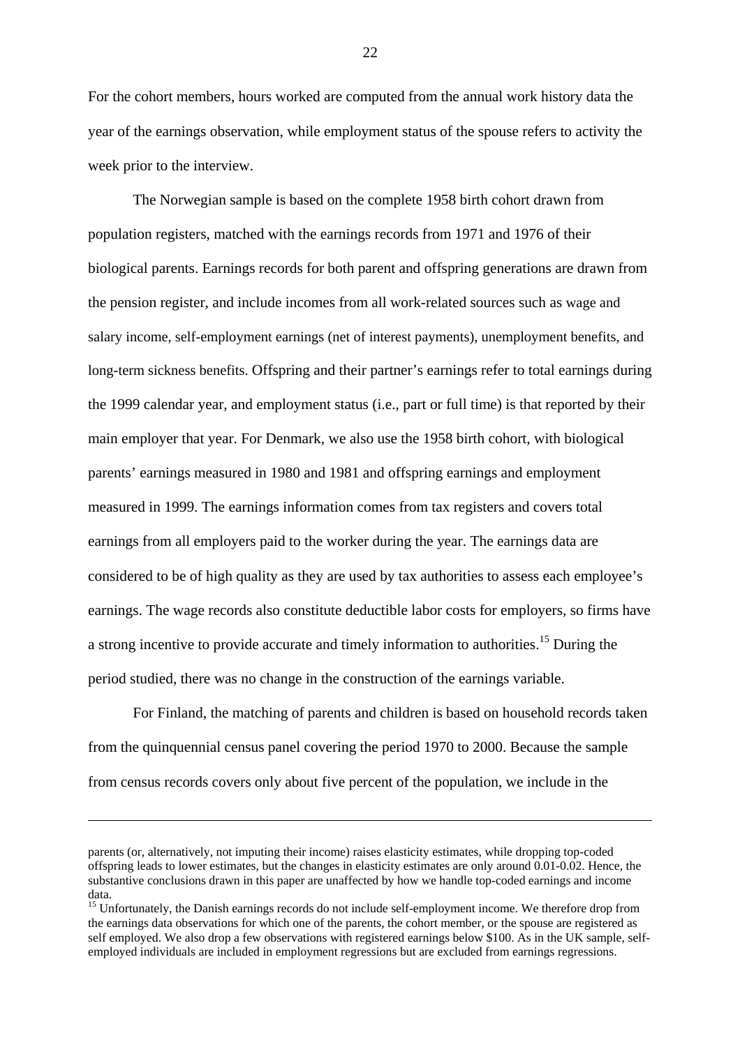For the cohort members, hours worked are computed from the annual work history data the year of the earnings observation, while employment status of the spouse refers to activity the week prior to the interview.

The Norwegian sample is based on the complete 1958 birth cohort drawn from population registers, matched with the earnings records from 1971 and 1976 of their biological parents. Earnings records for both parent and offspring generations are drawn from the pension register, and include incomes from all work-related sources such as wage and salary income, self-employment earnings (net of interest payments), unemployment benefits, and long-term sickness benefits. Offspring and their partner's earnings refer to total earnings during the 1999 calendar year, and employment status (i.e., part or full time) is that reported by their main employer that year. For Denmark, we also use the 1958 birth cohort, with biological parents' earnings measured in 1980 and 1981 and offspring earnings and employment measured in 1999. The earnings information comes from tax registers and covers total earnings from all employers paid to the worker during the year. The earnings data are considered to be of high quality as they are used by tax authorities to assess each employee's earnings. The wage records also constitute deductible labor costs for employers, so firms have a strong incentive to provide accurate and timely information to authorities.[15] During the period studied, there was no change in the construction of the earnings variable.

For Finland, the matching of parents and children is based on household records taken from the quinquennial census panel covering the period 1970 to 2000. Because the sample from census records covers only about five percent of the population, we include in the

---

parents (or, alternatively, not imputing their income) raises elasticity estimates, while dropping top-coded offspring leads to lower estimates, but the changes in elasticity estimates are only around 0.01-0.02. Hence, the substantive conclusions drawn in this paper are unaffected by how we handle top-coded earnings and income data.

[15] Unfortunately, the Danish earnings records do not include self-employment income. We therefore drop from the earnings data observations for which one of the parents, the cohort member, or the spouse are registered as self employed. We also drop a few observations with registered earnings below \$100. As in the UK sample, self-employed individuals are included in employment regressions but are excluded from earnings regressions.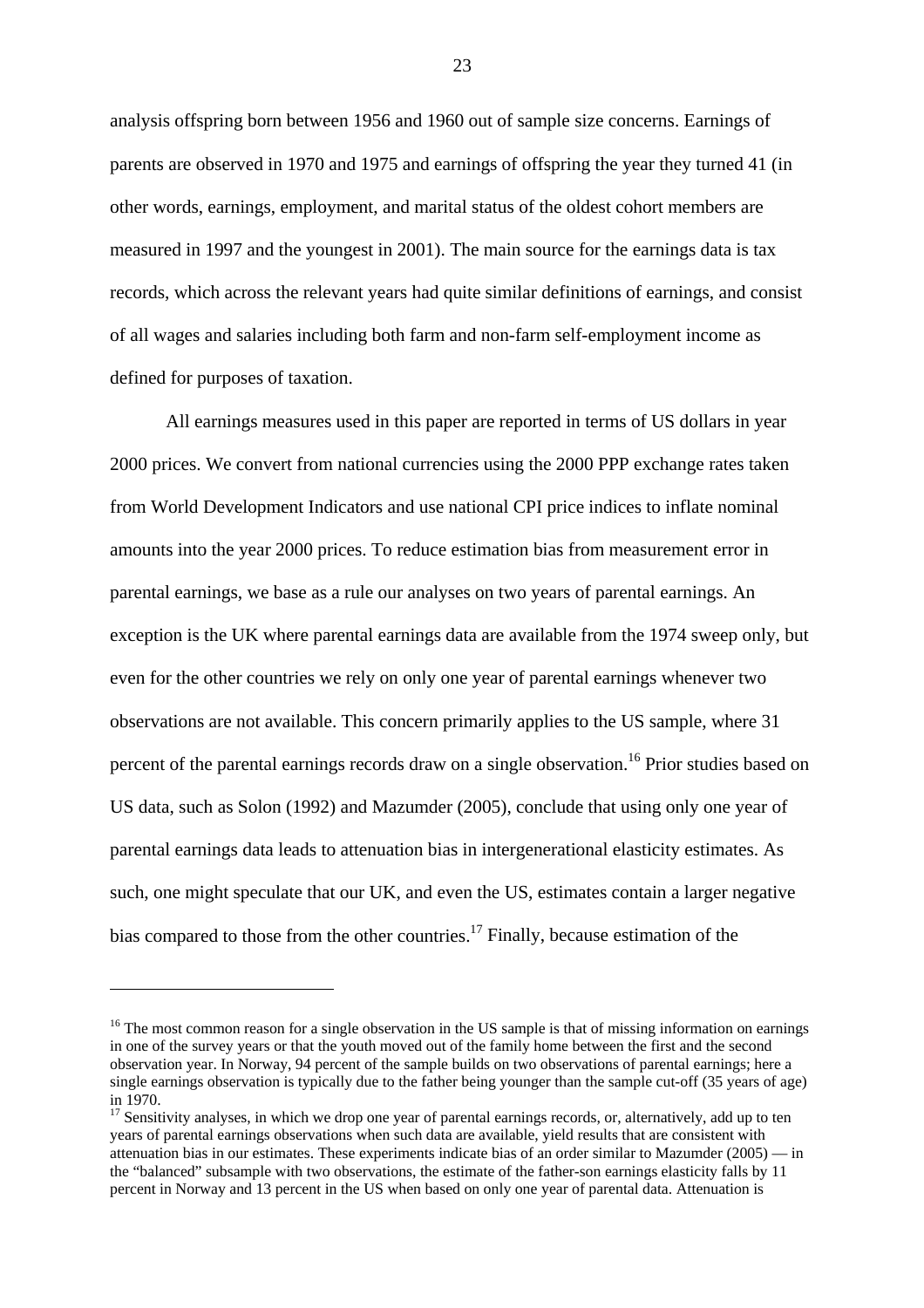analysis offspring born between 1956 and 1960 out of sample size concerns. Earnings of parents are observed in 1970 and 1975 and earnings of offspring the year they turned 41 (in other words, earnings, employment, and marital status of the oldest cohort members are measured in 1997 and the youngest in 2001). The main source for the earnings data is tax records, which across the relevant years had quite similar definitions of earnings, and consist of all wages and salaries including both farm and non-farm self-employment income as defined for purposes of taxation.

All earnings measures used in this paper are reported in terms of US dollars in year 2000 prices. We convert from national currencies using the 2000 PPP exchange rates taken from World Development Indicators and use national CPI price indices to inflate nominal amounts into the year 2000 prices. To reduce estimation bias from measurement error in parental earnings, we base as a rule our analyses on two years of parental earnings. An exception is the UK where parental earnings data are available from the 1974 sweep only, but even for the other countries we rely on only one year of parental earnings whenever two observations are not available. This concern primarily applies to the US sample, where 31 percent of the parental earnings records draw on a single observation.[16] Prior studies based on US data, such as Solon (1992) and Mazumder (2005), conclude that using only one year of parental earnings data leads to attenuation bias in intergenerational elasticity estimates. As such, one might speculate that our UK, and even the US, estimates contain a larger negative bias compared to those from the other countries.[17] Finally, because estimation of the

---

[16] The most common reason for a single observation in the US sample is that of missing information on earnings in one of the survey years or that the youth moved out of the family home between the first and the second observation year. In Norway, 94 percent of the sample builds on two observations of parental earnings; here a single earnings observation is typically due to the father being younger than the sample cut-off (35 years of age) in 1970.

[17] Sensitivity analyses, in which we drop one year of parental earnings records, or, alternatively, add up to ten years of parental earnings observations when such data are available, yield results that are consistent with attenuation bias in our estimates. These experiments indicate bias of an order similar to Mazumder (2005) — in the "balanced" subsample with two observations, the estimate of the father-son earnings elasticity falls by 11 percent in Norway and 13 percent in the US when based on only one year of parental data. Attenuation is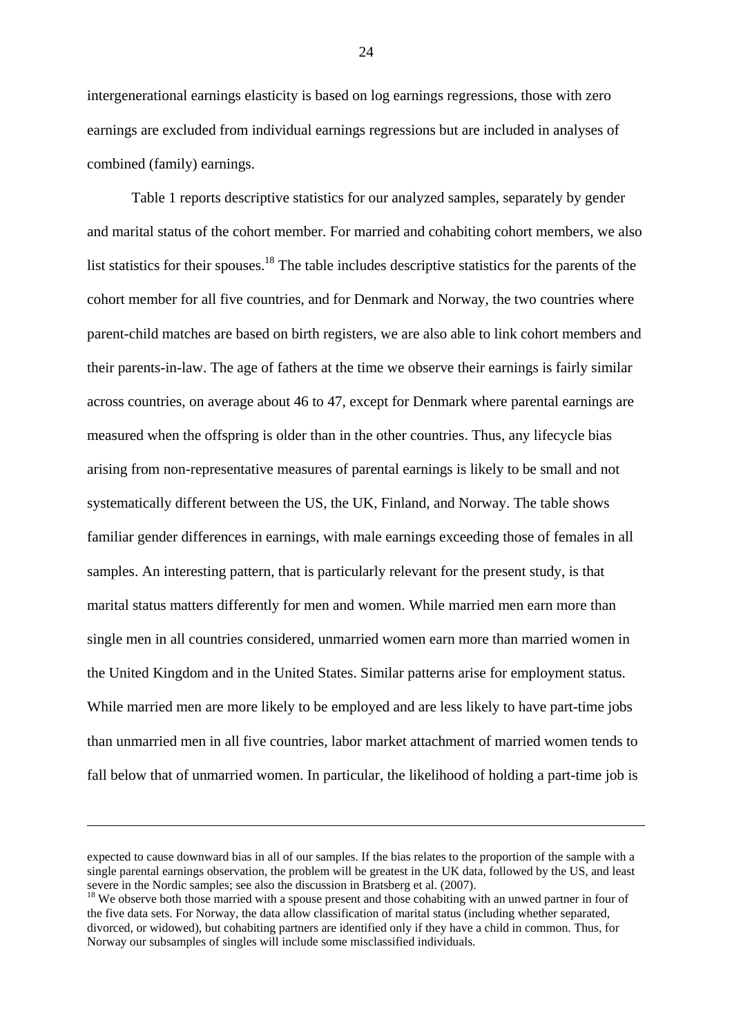intergenerational earnings elasticity is based on log earnings regressions, those with zero earnings are excluded from individual earnings regressions but are included in analyses of combined (family) earnings.

Table 1 reports descriptive statistics for our analyzed samples, separately by gender and marital status of the cohort member. For married and cohabiting cohort members, we also list statistics for their spouses.[18] The table includes descriptive statistics for the parents of the cohort member for all five countries, and for Denmark and Norway, the two countries where parent-child matches are based on birth registers, we are also able to link cohort members and their parents-in-law. The age of fathers at the time we observe their earnings is fairly similar across countries, on average about 46 to 47, except for Denmark where parental earnings are measured when the offspring is older than in the other countries. Thus, any lifecycle bias arising from non-representative measures of parental earnings is likely to be small and not systematically different between the US, the UK, Finland, and Norway. The table shows familiar gender differences in earnings, with male earnings exceeding those of females in all samples. An interesting pattern, that is particularly relevant for the present study, is that marital status matters differently for men and women. While married men earn more than single men in all countries considered, unmarried women earn more than married women in the United Kingdom and in the United States. Similar patterns arise for employment status. While married men are more likely to be employed and are less likely to have part-time jobs than unmarried men in all five countries, labor market attachment of married women tends to fall below that of unmarried women. In particular, the likelihood of holding a part-time job is

---

expected to cause downward bias in all of our samples. If the bias relates to the proportion of the sample with a single parental earnings observation, the problem will be greatest in the UK data, followed by the US, and least severe in the Nordic samples; see also the discussion in Bratsberg et al. (2007).

[18] We observe both those married with a spouse present and those cohabiting with an unwed partner in four of the five data sets. For Norway, the data allow classification of marital status (including whether separated, divorced, or widowed), but cohabiting partners are identified only if they have a child in common. Thus, for Norway our subsamples of singles will include some misclassified individuals.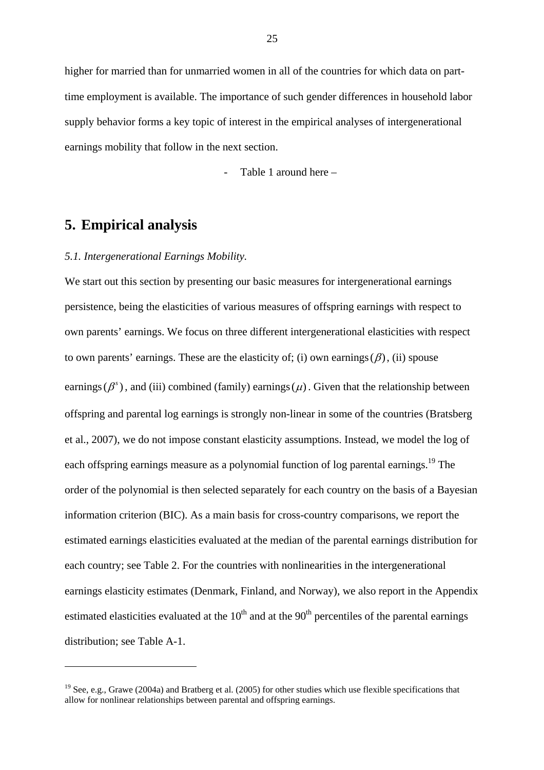higher for married than for unmarried women in all of the countries for which data on part-time employment is available. The importance of such gender differences in household labor supply behavior forms a key topic of interest in the empirical analyses of intergenerational earnings mobility that follow in the next section.

- Table 1 around here –

## 5. Empirical analysis

*5.1. Intergenerational Earnings Mobility.*

We start out this section by presenting our basic measures for intergenerational earnings persistence, being the elasticities of various measures of offspring earnings with respect to own parents' earnings. We focus on three different intergenerational elasticities with respect to own parents' earnings. These are the elasticity of; (i) own earnings $(\beta)$, (ii) spouse earnings $(\beta^s)$, and (iii) combined (family) earnings $(\mu)$. Given that the relationship between offspring and parental log earnings is strongly non-linear in some of the countries (Bratsberg et al., 2007), we do not impose constant elasticity assumptions. Instead, we model the log of each offspring earnings measure as a polynomial function of log parental earnings.[19] The order of the polynomial is then selected separately for each country on the basis of a Bayesian information criterion (BIC). As a main basis for cross-country comparisons, we report the estimated earnings elasticities evaluated at the median of the parental earnings distribution for each country; see Table 2. For the countries with nonlinearities in the intergenerational earnings elasticity estimates (Denmark, Finland, and Norway), we also report in the Appendix estimated elasticities evaluated at the $10^{th}$ and at the $90^{th}$ percentiles of the parental earnings distribution; see Table A-1.

---

[19] See, e.g., Grawe (2004a) and Bratberg et al. (2005) for other studies which use flexible specifications that allow for nonlinear relationships between parental and offspring earnings.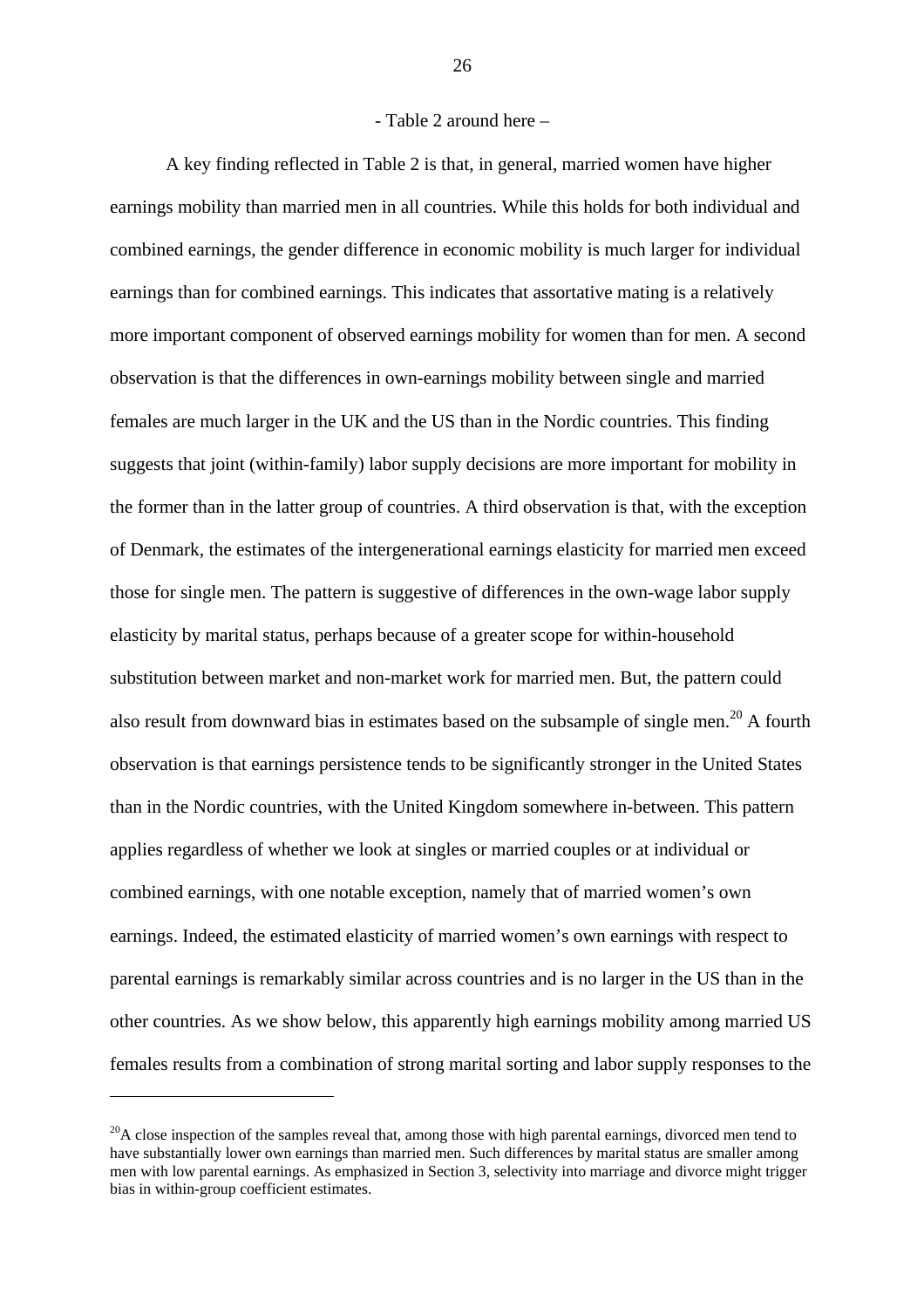- Table 2 around here –

A key finding reflected in Table 2 is that, in general, married women have higher earnings mobility than married men in all countries. While this holds for both individual and combined earnings, the gender difference in economic mobility is much larger for individual earnings than for combined earnings. This indicates that assortative mating is a relatively more important component of observed earnings mobility for women than for men. A second observation is that the differences in own-earnings mobility between single and married females are much larger in the UK and the US than in the Nordic countries. This finding suggests that joint (within-family) labor supply decisions are more important for mobility in the former than in the latter group of countries. A third observation is that, with the exception of Denmark, the estimates of the intergenerational earnings elasticity for married men exceed those for single men. The pattern is suggestive of differences in the own-wage labor supply elasticity by marital status, perhaps because of a greater scope for within-household substitution between market and non-market work for married men. But, the pattern could also result from downward bias in estimates based on the subsample of single men.[20] A fourth observation is that earnings persistence tends to be significantly stronger in the United States than in the Nordic countries, with the United Kingdom somewhere in-between. This pattern applies regardless of whether we look at singles or married couples or at individual or combined earnings, with one notable exception, namely that of married women's own earnings. Indeed, the estimated elasticity of married women's own earnings with respect to parental earnings is remarkably similar across countries and is no larger in the US than in the other countries. As we show below, this apparently high earnings mobility among married US females results from a combination of strong marital sorting and labor supply responses to the

[20] A close inspection of the samples reveal that, among those with high parental earnings, divorced men tend to have substantially lower own earnings than married men. Such differences by marital status are smaller among men with low parental earnings. As emphasized in Section 3, selectivity into marriage and divorce might trigger bias in within-group coefficient estimates.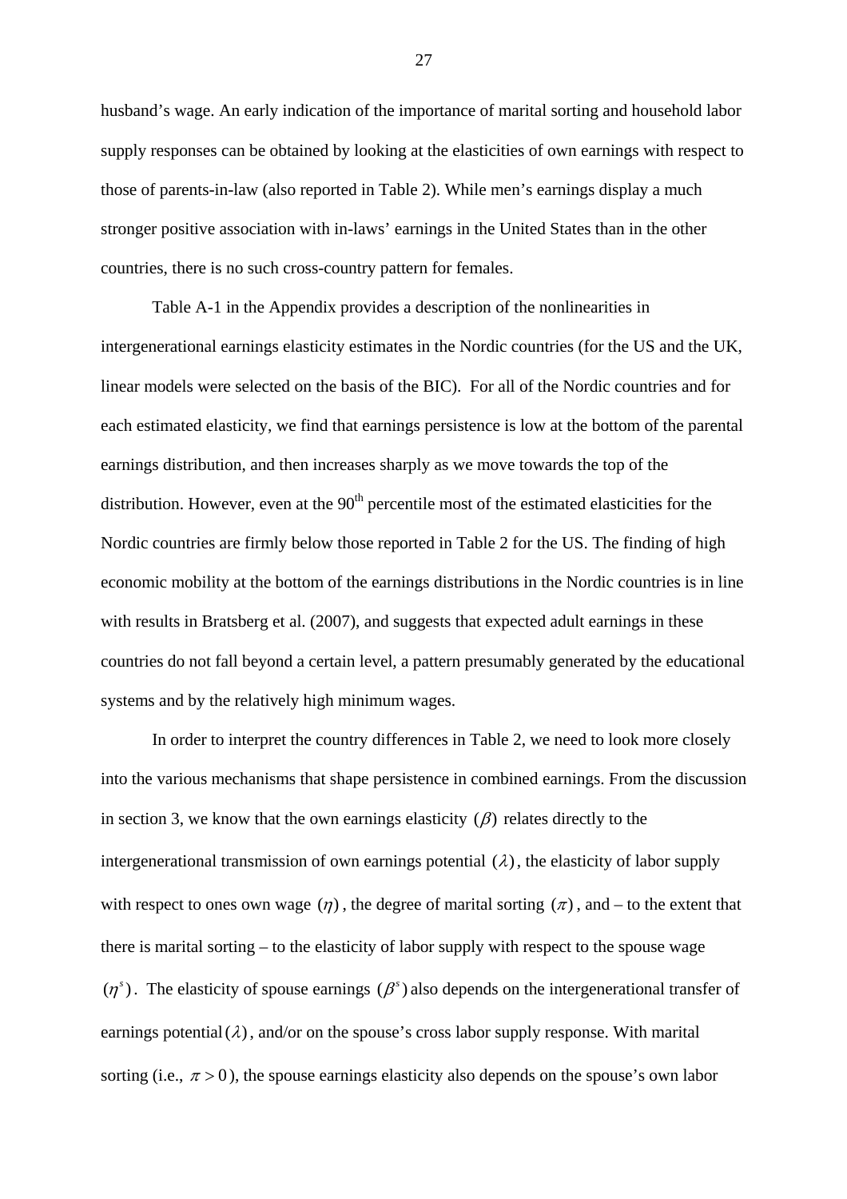husband's wage. An early indication of the importance of marital sorting and household labor supply responses can be obtained by looking at the elasticities of own earnings with respect to those of parents-in-law (also reported in Table 2). While men's earnings display a much stronger positive association with in-laws' earnings in the United States than in the other countries, there is no such cross-country pattern for females.

Table A-1 in the Appendix provides a description of the nonlinearities in intergenerational earnings elasticity estimates in the Nordic countries (for the US and the UK, linear models were selected on the basis of the BIC). For all of the Nordic countries and for each estimated elasticity, we find that earnings persistence is low at the bottom of the parental earnings distribution, and then increases sharply as we move towards the top of the distribution. However, even at the 90th percentile most of the estimated elasticities for the Nordic countries are firmly below those reported in Table 2 for the US. The finding of high economic mobility at the bottom of the earnings distributions in the Nordic countries is in line with results in Bratsberg et al. (2007), and suggests that expected adult earnings in these countries do not fall beyond a certain level, a pattern presumably generated by the educational systems and by the relatively high minimum wages.

In order to interpret the country differences in Table 2, we need to look more closely into the various mechanisms that shape persistence in combined earnings. From the discussion in section 3, we know that the own earnings elasticity $(\beta)$ relates directly to the intergenerational transmission of own earnings potential $(\lambda)$, the elasticity of labor supply with respect to ones own wage $(\eta)$, the degree of marital sorting $(\pi)$, and – to the extent that there is marital sorting – to the elasticity of labor supply with respect to the spouse wage $(\eta^s)$. The elasticity of spouse earnings $(\beta^s)$ also depends on the intergenerational transfer of earnings potential $(\lambda)$, and/or on the spouse's cross labor supply response. With marital sorting (i.e., $\pi > 0$), the spouse earnings elasticity also depends on the spouse's own labor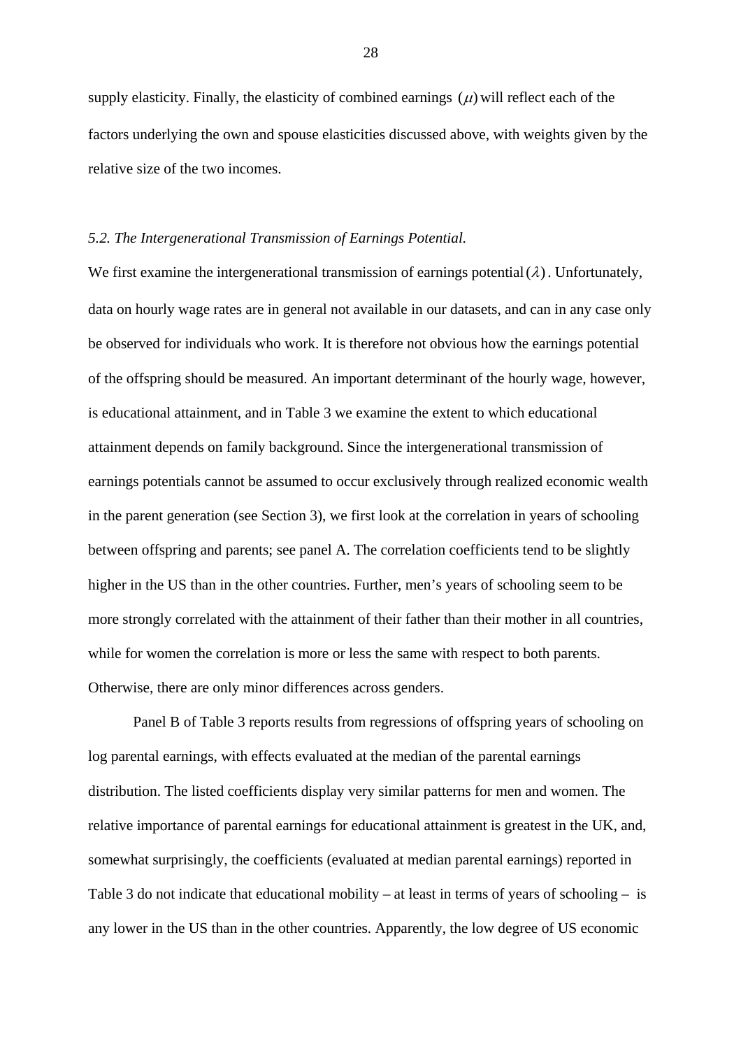supply elasticity. Finally, the elasticity of combined earnings $(\mu)$ will reflect each of the factors underlying the own and spouse elasticities discussed above, with weights given by the relative size of the two incomes.

*5.2. The Intergenerational Transmission of Earnings Potential.*

We first examine the intergenerational transmission of earnings potential $(\lambda)$. Unfortunately, data on hourly wage rates are in general not available in our datasets, and can in any case only be observed for individuals who work. It is therefore not obvious how the earnings potential of the offspring should be measured. An important determinant of the hourly wage, however, is educational attainment, and in Table 3 we examine the extent to which educational attainment depends on family background. Since the intergenerational transmission of earnings potentials cannot be assumed to occur exclusively through realized economic wealth in the parent generation (see Section 3), we first look at the correlation in years of schooling between offspring and parents; see panel A. The correlation coefficients tend to be slightly higher in the US than in the other countries. Further, men's years of schooling seem to be more strongly correlated with the attainment of their father than their mother in all countries, while for women the correlation is more or less the same with respect to both parents. Otherwise, there are only minor differences across genders.

Panel B of Table 3 reports results from regressions of offspring years of schooling on log parental earnings, with effects evaluated at the median of the parental earnings distribution. The listed coefficients display very similar patterns for men and women. The relative importance of parental earnings for educational attainment is greatest in the UK, and, somewhat surprisingly, the coefficients (evaluated at median parental earnings) reported in Table 3 do not indicate that educational mobility – at least in terms of years of schooling – is any lower in the US than in the other countries. Apparently, the low degree of US economic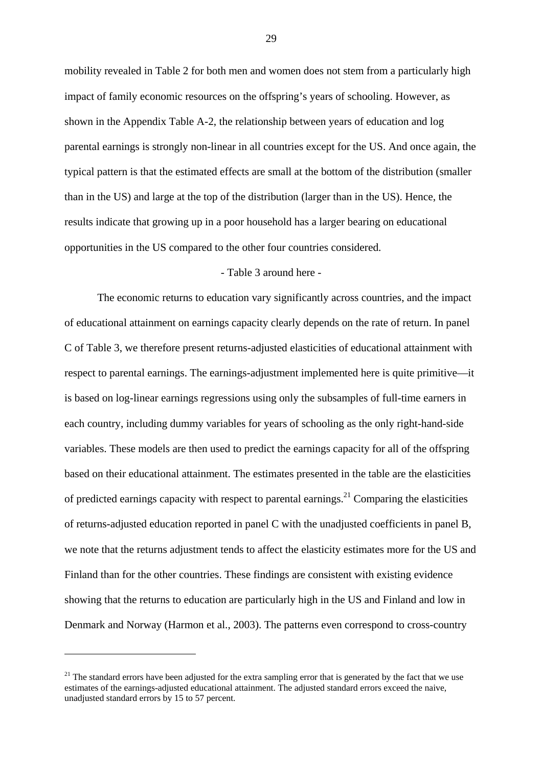mobility revealed in Table 2 for both men and women does not stem from a particularly high impact of family economic resources on the offspring's years of schooling. However, as shown in the Appendix Table A-2, the relationship between years of education and log parental earnings is strongly non-linear in all countries except for the US. And once again, the typical pattern is that the estimated effects are small at the bottom of the distribution (smaller than in the US) and large at the top of the distribution (larger than in the US). Hence, the results indicate that growing up in a poor household has a larger bearing on educational opportunities in the US compared to the other four countries considered.

- Table 3 around here -

The economic returns to education vary significantly across countries, and the impact of educational attainment on earnings capacity clearly depends on the rate of return. In panel C of Table 3, we therefore present returns-adjusted elasticities of educational attainment with respect to parental earnings. The earnings-adjustment implemented here is quite primitive—it is based on log-linear earnings regressions using only the subsamples of full-time earners in each country, including dummy variables for years of schooling as the only right-hand-side variables. These models are then used to predict the earnings capacity for all of the offspring based on their educational attainment. The estimates presented in the table are the elasticities of predicted earnings capacity with respect to parental earnings.[21] Comparing the elasticities of returns-adjusted education reported in panel C with the unadjusted coefficients in panel B, we note that the returns adjustment tends to affect the elasticity estimates more for the US and Finland than for the other countries. These findings are consistent with existing evidence showing that the returns to education are particularly high in the US and Finland and low in Denmark and Norway (Harmon et al., 2003). The patterns even correspond to cross-country

[21] The standard errors have been adjusted for the extra sampling error that is generated by the fact that we use estimates of the earnings-adjusted educational attainment. The adjusted standard errors exceed the naive, unadjusted standard errors by 15 to 57 percent.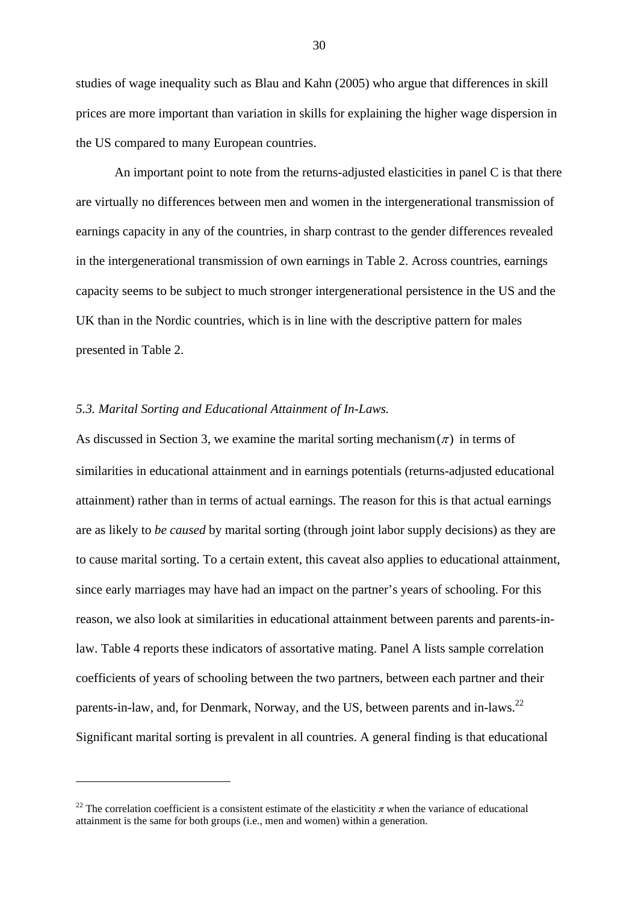studies of wage inequality such as Blau and Kahn (2005) who argue that differences in skill prices are more important than variation in skills for explaining the higher wage dispersion in the US compared to many European countries.

An important point to note from the returns-adjusted elasticities in panel C is that there are virtually no differences between men and women in the intergenerational transmission of earnings capacity in any of the countries, in sharp contrast to the gender differences revealed in the intergenerational transmission of own earnings in Table 2. Across countries, earnings capacity seems to be subject to much stronger intergenerational persistence in the US and the UK than in the Nordic countries, which is in line with the descriptive pattern for males presented in Table 2.

### *5.3. Marital Sorting and Educational Attainment of In-Laws.*

As discussed in Section 3, we examine the marital sorting mechanism $(\pi)$ in terms of similarities in educational attainment and in earnings potentials (returns-adjusted educational attainment) rather than in terms of actual earnings. The reason for this is that actual earnings are as likely to *be caused* by marital sorting (through joint labor supply decisions) as they are to cause marital sorting. To a certain extent, this caveat also applies to educational attainment, since early marriages may have had an impact on the partner's years of schooling. For this reason, we also look at similarities in educational attainment between parents and parents-in-law. Table 4 reports these indicators of assortative mating. Panel A lists sample correlation coefficients of years of schooling between the two partners, between each partner and their parents-in-law, and, for Denmark, Norway, and the US, between parents and in-laws.[22] Significant marital sorting is prevalent in all countries. A general finding is that educational

[22] The correlation coefficient is a consistent estimate of the elasticitity $\pi$ when the variance of educational attainment is the same for both groups (i.e., men and women) within a generation.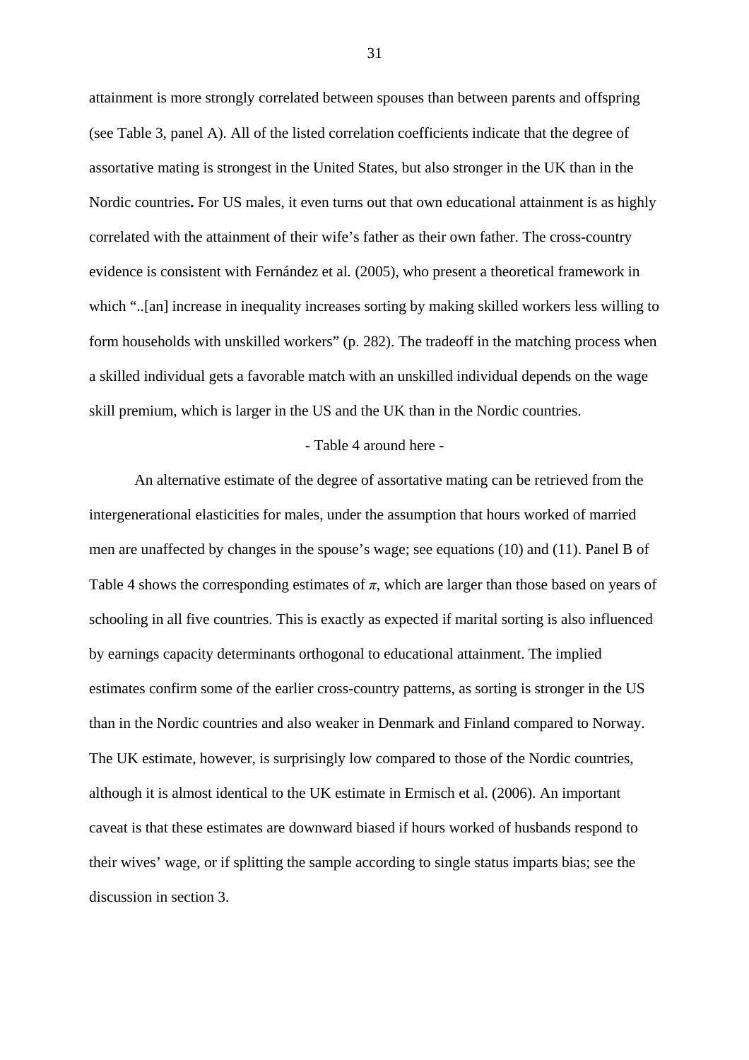attainment is more strongly correlated between spouses than between parents and offspring (see Table 3, panel A). All of the listed correlation coefficients indicate that the degree of assortative mating is strongest in the United States, but also stronger in the UK than in the Nordic countries**.** For US males, it even turns out that own educational attainment is as highly correlated with the attainment of their wife's father as their own father. The cross-country evidence is consistent with Fernández et al*.* (2005), who present a theoretical framework in which "..[an] increase in inequality increases sorting by making skilled workers less willing to form households with unskilled workers" (p. 282). The tradeoff in the matching process when a skilled individual gets a favorable match with an unskilled individual depends on the wage skill premium, which is larger in the US and the UK than in the Nordic countries.

- Table 4 around here -

An alternative estimate of the degree of assortative mating can be retrieved from the intergenerational elasticities for males, under the assumption that hours worked of married men are unaffected by changes in the spouse's wage; see equations (10) and (11). Panel B of Table 4 shows the corresponding estimates of $\pi$, which are larger than those based on years of schooling in all five countries. This is exactly as expected if marital sorting is also influenced by earnings capacity determinants orthogonal to educational attainment. The implied estimates confirm some of the earlier cross-country patterns, as sorting is stronger in the US than in the Nordic countries and also weaker in Denmark and Finland compared to Norway. The UK estimate, however, is surprisingly low compared to those of the Nordic countries, although it is almost identical to the UK estimate in Ermisch et al. (2006). An important caveat is that these estimates are downward biased if hours worked of husbands respond to their wives' wage, or if splitting the sample according to single status imparts bias; see the discussion in section 3.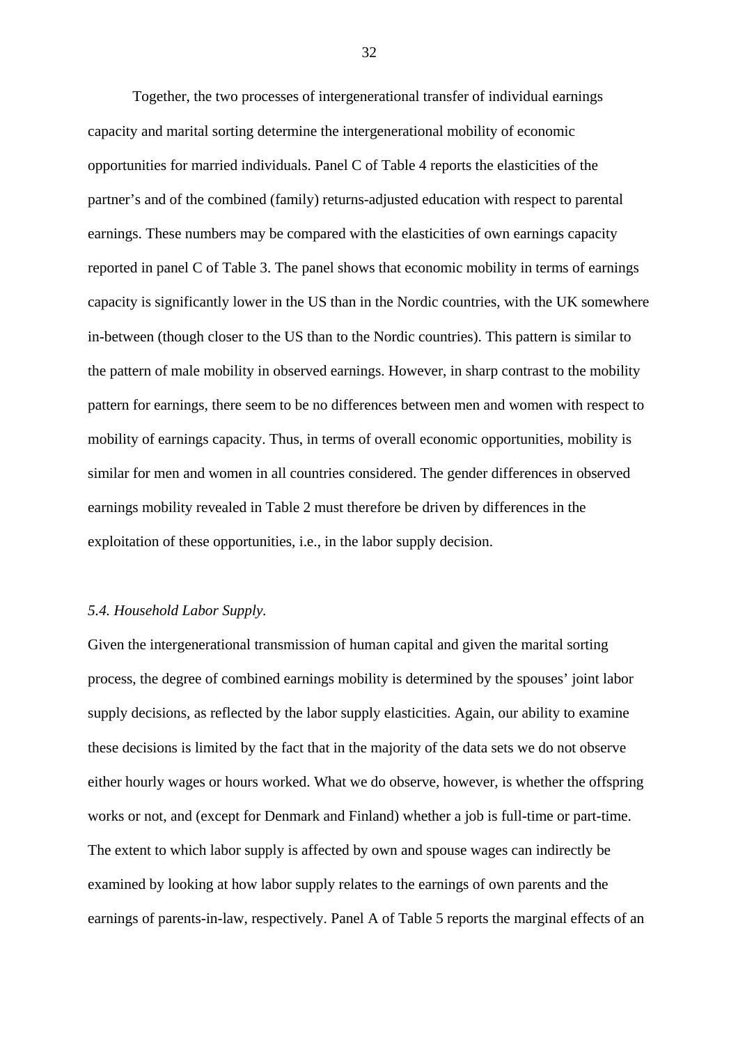Together, the two processes of intergenerational transfer of individual earnings capacity and marital sorting determine the intergenerational mobility of economic opportunities for married individuals. Panel C of Table 4 reports the elasticities of the partner's and of the combined (family) returns-adjusted education with respect to parental earnings. These numbers may be compared with the elasticities of own earnings capacity reported in panel C of Table 3. The panel shows that economic mobility in terms of earnings capacity is significantly lower in the US than in the Nordic countries, with the UK somewhere in-between (though closer to the US than to the Nordic countries). This pattern is similar to the pattern of male mobility in observed earnings. However, in sharp contrast to the mobility pattern for earnings, there seem to be no differences between men and women with respect to mobility of earnings capacity. Thus, in terms of overall economic opportunities, mobility is similar for men and women in all countries considered. The gender differences in observed earnings mobility revealed in Table 2 must therefore be driven by differences in the exploitation of these opportunities, i.e., in the labor supply decision.

### *5.4. Household Labor Supply.*

Given the intergenerational transmission of human capital and given the marital sorting process, the degree of combined earnings mobility is determined by the spouses' joint labor supply decisions, as reflected by the labor supply elasticities. Again, our ability to examine these decisions is limited by the fact that in the majority of the data sets we do not observe either hourly wages or hours worked. What we do observe, however, is whether the offspring works or not, and (except for Denmark and Finland) whether a job is full-time or part-time. The extent to which labor supply is affected by own and spouse wages can indirectly be examined by looking at how labor supply relates to the earnings of own parents and the earnings of parents-in-law, respectively. Panel A of Table 5 reports the marginal effects of an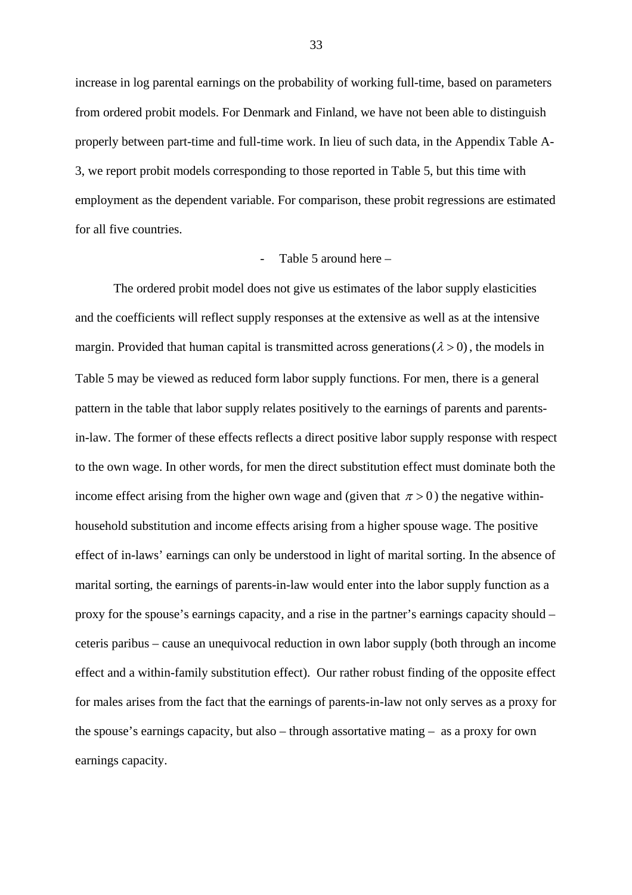increase in log parental earnings on the probability of working full-time, based on parameters from ordered probit models. For Denmark and Finland, we have not been able to distinguish properly between part-time and full-time work. In lieu of such data, in the Appendix Table A-3, we report probit models corresponding to those reported in Table 5, but this time with employment as the dependent variable. For comparison, these probit regressions are estimated for all five countries.

- Table 5 around here –

The ordered probit model does not give us estimates of the labor supply elasticities and the coefficients will reflect supply responses at the extensive as well as at the intensive margin. Provided that human capital is transmitted across generations $(\lambda > 0)$, the models in Table 5 may be viewed as reduced form labor supply functions. For men, there is a general pattern in the table that labor supply relates positively to the earnings of parents and parents-in-law. The former of these effects reflects a direct positive labor supply response with respect to the own wage. In other words, for men the direct substitution effect must dominate both the income effect arising from the higher own wage and (given that $\pi > 0$) the negative within-household substitution and income effects arising from a higher spouse wage. The positive effect of in-laws' earnings can only be understood in light of marital sorting. In the absence of marital sorting, the earnings of parents-in-law would enter into the labor supply function as a proxy for the spouse's earnings capacity, and a rise in the partner's earnings capacity should – ceteris paribus – cause an unequivocal reduction in own labor supply (both through an income effect and a within-family substitution effect). Our rather robust finding of the opposite effect for males arises from the fact that the earnings of parents-in-law not only serves as a proxy for the spouse's earnings capacity, but also – through assortative mating – as a proxy for own earnings capacity.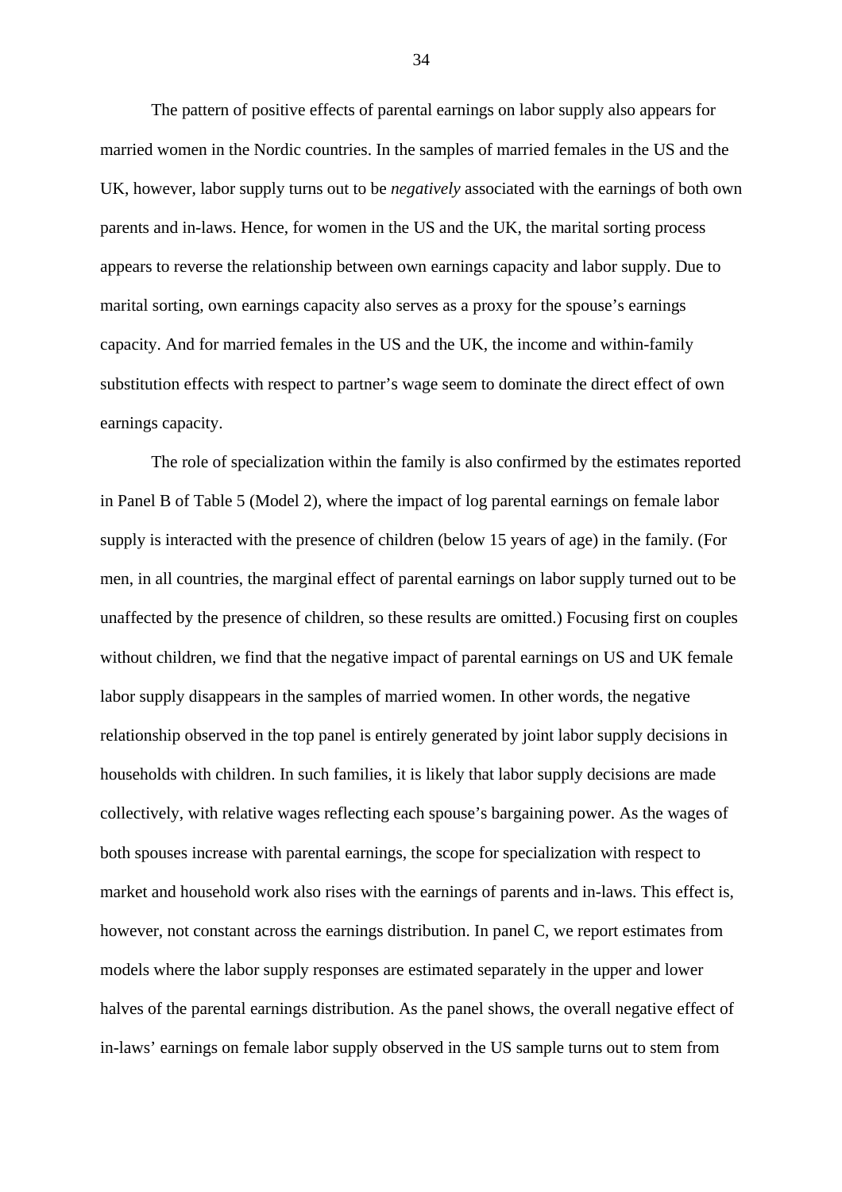The pattern of positive effects of parental earnings on labor supply also appears for married women in the Nordic countries. In the samples of married females in the US and the UK, however, labor supply turns out to be *negatively* associated with the earnings of both own parents and in-laws. Hence, for women in the US and the UK, the marital sorting process appears to reverse the relationship between own earnings capacity and labor supply. Due to marital sorting, own earnings capacity also serves as a proxy for the spouse's earnings capacity. And for married females in the US and the UK, the income and within-family substitution effects with respect to partner's wage seem to dominate the direct effect of own earnings capacity.

The role of specialization within the family is also confirmed by the estimates reported in Panel B of Table 5 (Model 2), where the impact of log parental earnings on female labor supply is interacted with the presence of children (below 15 years of age) in the family. (For men, in all countries, the marginal effect of parental earnings on labor supply turned out to be unaffected by the presence of children, so these results are omitted.) Focusing first on couples without children, we find that the negative impact of parental earnings on US and UK female labor supply disappears in the samples of married women. In other words, the negative relationship observed in the top panel is entirely generated by joint labor supply decisions in households with children. In such families, it is likely that labor supply decisions are made collectively, with relative wages reflecting each spouse's bargaining power. As the wages of both spouses increase with parental earnings, the scope for specialization with respect to market and household work also rises with the earnings of parents and in-laws. This effect is, however, not constant across the earnings distribution. In panel C, we report estimates from models where the labor supply responses are estimated separately in the upper and lower halves of the parental earnings distribution. As the panel shows, the overall negative effect of in-laws' earnings on female labor supply observed in the US sample turns out to stem from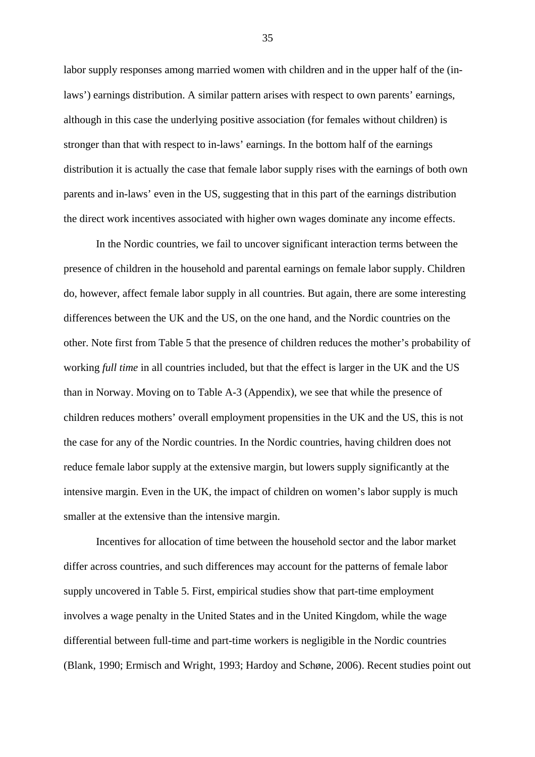labor supply responses among married women with children and in the upper half of the (in-laws') earnings distribution. A similar pattern arises with respect to own parents' earnings, although in this case the underlying positive association (for females without children) is stronger than that with respect to in-laws' earnings. In the bottom half of the earnings distribution it is actually the case that female labor supply rises with the earnings of both own parents and in-laws' even in the US, suggesting that in this part of the earnings distribution the direct work incentives associated with higher own wages dominate any income effects.

In the Nordic countries, we fail to uncover significant interaction terms between the presence of children in the household and parental earnings on female labor supply. Children do, however, affect female labor supply in all countries. But again, there are some interesting differences between the UK and the US, on the one hand, and the Nordic countries on the other. Note first from Table 5 that the presence of children reduces the mother's probability of working *full time* in all countries included, but that the effect is larger in the UK and the US than in Norway. Moving on to Table A-3 (Appendix), we see that while the presence of children reduces mothers' overall employment propensities in the UK and the US, this is not the case for any of the Nordic countries. In the Nordic countries, having children does not reduce female labor supply at the extensive margin, but lowers supply significantly at the intensive margin. Even in the UK, the impact of children on women's labor supply is much smaller at the extensive than the intensive margin.

Incentives for allocation of time between the household sector and the labor market differ across countries, and such differences may account for the patterns of female labor supply uncovered in Table 5. First, empirical studies show that part-time employment involves a wage penalty in the United States and in the United Kingdom, while the wage differential between full-time and part-time workers is negligible in the Nordic countries (Blank, 1990; Ermisch and Wright, 1993; Hardoy and Schøne, 2006). Recent studies point out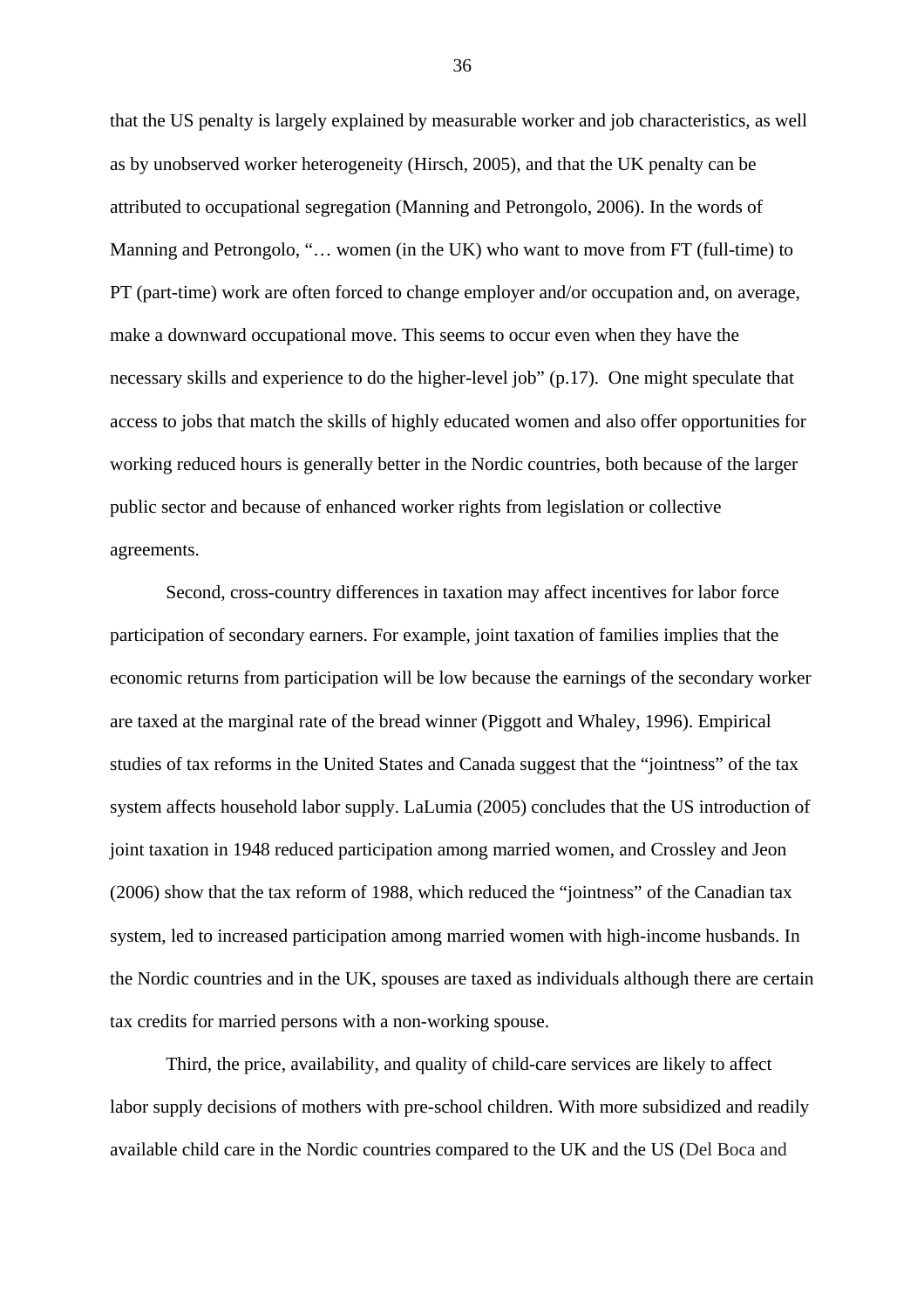that the US penalty is largely explained by measurable worker and job characteristics, as well as by unobserved worker heterogeneity (Hirsch, 2005), and that the UK penalty can be attributed to occupational segregation (Manning and Petrongolo, 2006). In the words of Manning and Petrongolo, "… women (in the UK) who want to move from FT (full-time) to PT (part-time) work are often forced to change employer and/or occupation and, on average, make a downward occupational move. This seems to occur even when they have the necessary skills and experience to do the higher-level job" (p.17). One might speculate that access to jobs that match the skills of highly educated women and also offer opportunities for working reduced hours is generally better in the Nordic countries, both because of the larger public sector and because of enhanced worker rights from legislation or collective agreements.

Second, cross-country differences in taxation may affect incentives for labor force participation of secondary earners. For example, joint taxation of families implies that the economic returns from participation will be low because the earnings of the secondary worker are taxed at the marginal rate of the bread winner (Piggott and Whaley, 1996). Empirical studies of tax reforms in the United States and Canada suggest that the "jointness" of the tax system affects household labor supply. LaLumia (2005) concludes that the US introduction of joint taxation in 1948 reduced participation among married women, and Crossley and Jeon (2006) show that the tax reform of 1988, which reduced the "jointness" of the Canadian tax system, led to increased participation among married women with high-income husbands. In the Nordic countries and in the UK, spouses are taxed as individuals although there are certain tax credits for married persons with a non-working spouse.

Third, the price, availability, and quality of child-care services are likely to affect labor supply decisions of mothers with pre-school children. With more subsidized and readily available child care in the Nordic countries compared to the UK and the US (Del Boca and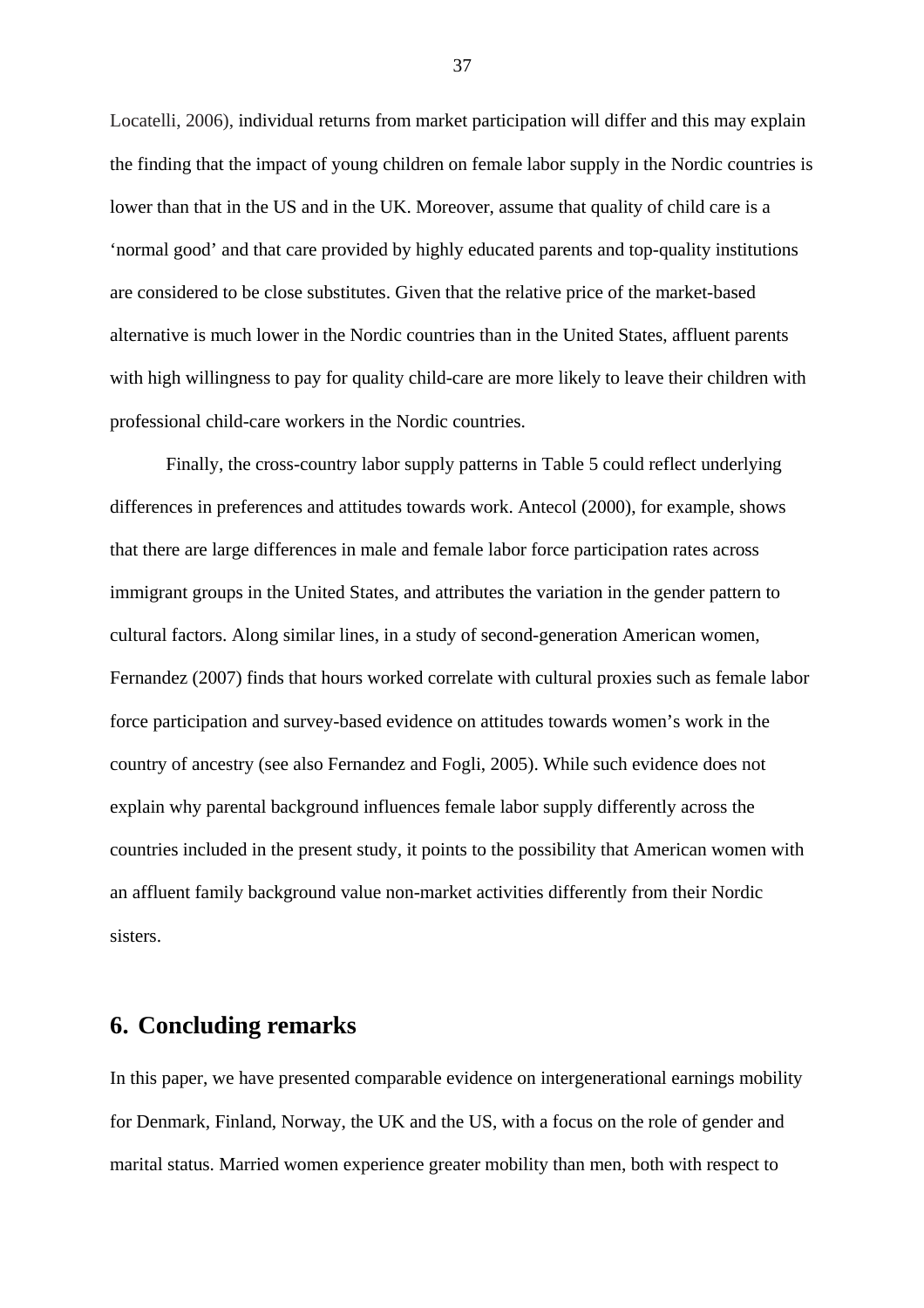Locatelli, 2006), individual returns from market participation will differ and this may explain the finding that the impact of young children on female labor supply in the Nordic countries is lower than that in the US and in the UK. Moreover, assume that quality of child care is a 'normal good' and that care provided by highly educated parents and top-quality institutions are considered to be close substitutes. Given that the relative price of the market-based alternative is much lower in the Nordic countries than in the United States, affluent parents with high willingness to pay for quality child-care are more likely to leave their children with professional child-care workers in the Nordic countries.

Finally, the cross-country labor supply patterns in Table 5 could reflect underlying differences in preferences and attitudes towards work. Antecol (2000), for example, shows that there are large differences in male and female labor force participation rates across immigrant groups in the United States, and attributes the variation in the gender pattern to cultural factors. Along similar lines, in a study of second-generation American women, Fernandez (2007) finds that hours worked correlate with cultural proxies such as female labor force participation and survey-based evidence on attitudes towards women's work in the country of ancestry (see also Fernandez and Fogli, 2005). While such evidence does not explain why parental background influences female labor supply differently across the countries included in the present study, it points to the possibility that American women with an affluent family background value non-market activities differently from their Nordic sisters.

## 6. Concluding remarks

In this paper, we have presented comparable evidence on intergenerational earnings mobility for Denmark, Finland, Norway, the UK and the US, with a focus on the role of gender and marital status. Married women experience greater mobility than men, both with respect to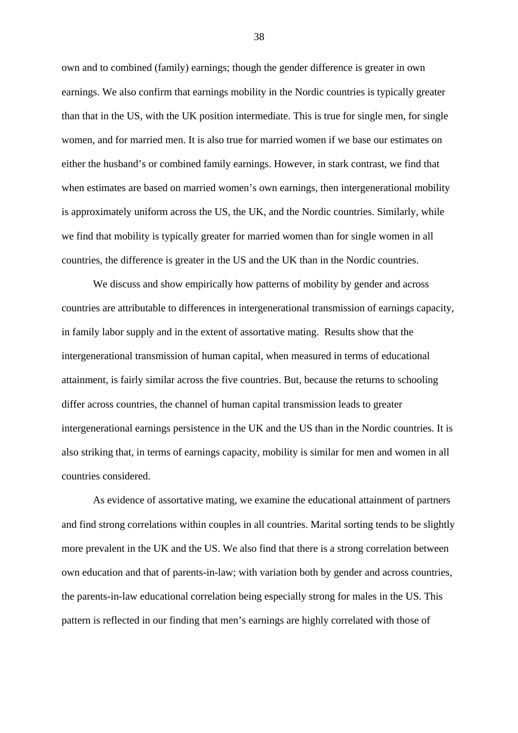own and to combined (family) earnings; though the gender difference is greater in own earnings. We also confirm that earnings mobility in the Nordic countries is typically greater than that in the US, with the UK position intermediate. This is true for single men, for single women, and for married men. It is also true for married women if we base our estimates on either the husband's or combined family earnings. However, in stark contrast, we find that when estimates are based on married women's own earnings, then intergenerational mobility is approximately uniform across the US, the UK, and the Nordic countries. Similarly, while we find that mobility is typically greater for married women than for single women in all countries, the difference is greater in the US and the UK than in the Nordic countries.

We discuss and show empirically how patterns of mobility by gender and across countries are attributable to differences in intergenerational transmission of earnings capacity, in family labor supply and in the extent of assortative mating. Results show that the intergenerational transmission of human capital, when measured in terms of educational attainment, is fairly similar across the five countries. But, because the returns to schooling differ across countries, the channel of human capital transmission leads to greater intergenerational earnings persistence in the UK and the US than in the Nordic countries. It is also striking that, in terms of earnings capacity, mobility is similar for men and women in all countries considered.

As evidence of assortative mating, we examine the educational attainment of partners and find strong correlations within couples in all countries. Marital sorting tends to be slightly more prevalent in the UK and the US. We also find that there is a strong correlation between own education and that of parents-in-law; with variation both by gender and across countries, the parents-in-law educational correlation being especially strong for males in the US. This pattern is reflected in our finding that men's earnings are highly correlated with those of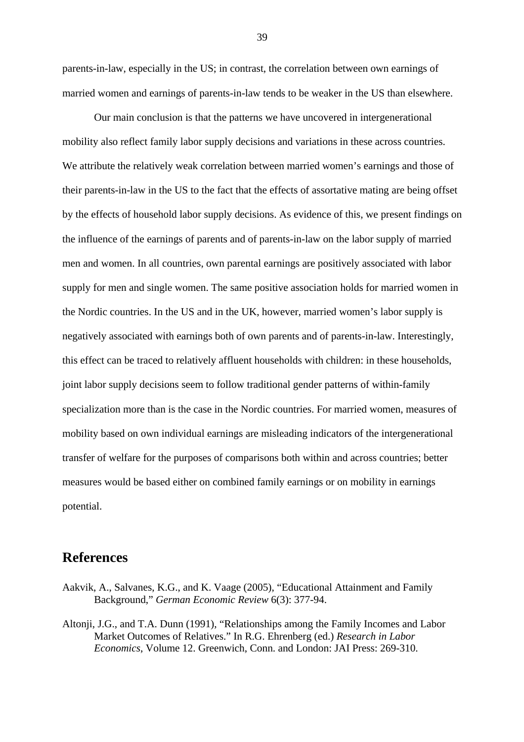parents-in-law, especially in the US; in contrast, the correlation between own earnings of married women and earnings of parents-in-law tends to be weaker in the US than elsewhere.

Our main conclusion is that the patterns we have uncovered in intergenerational mobility also reflect family labor supply decisions and variations in these across countries. We attribute the relatively weak correlation between married women's earnings and those of their parents-in-law in the US to the fact that the effects of assortative mating are being offset by the effects of household labor supply decisions. As evidence of this, we present findings on the influence of the earnings of parents and of parents-in-law on the labor supply of married men and women. In all countries, own parental earnings are positively associated with labor supply for men and single women. The same positive association holds for married women in the Nordic countries. In the US and in the UK, however, married women's labor supply is negatively associated with earnings both of own parents and of parents-in-law. Interestingly, this effect can be traced to relatively affluent households with children: in these households, joint labor supply decisions seem to follow traditional gender patterns of within-family specialization more than is the case in the Nordic countries. For married women, measures of mobility based on own individual earnings are misleading indicators of the intergenerational transfer of welfare for the purposes of comparisons both within and across countries; better measures would be based either on combined family earnings or on mobility in earnings potential.

## References

Aakvik, A., Salvanes, K.G., and K. Vaage (2005), "Educational Attainment and Family Background," *German Economic Review* 6(3): 377-94.

Altonji, J.G., and T.A. Dunn (1991), "Relationships among the Family Incomes and Labor Market Outcomes of Relatives." In R.G. Ehrenberg (ed.) *Research in Labor Economics*, Volume 12. Greenwich, Conn. and London: JAI Press: 269-310.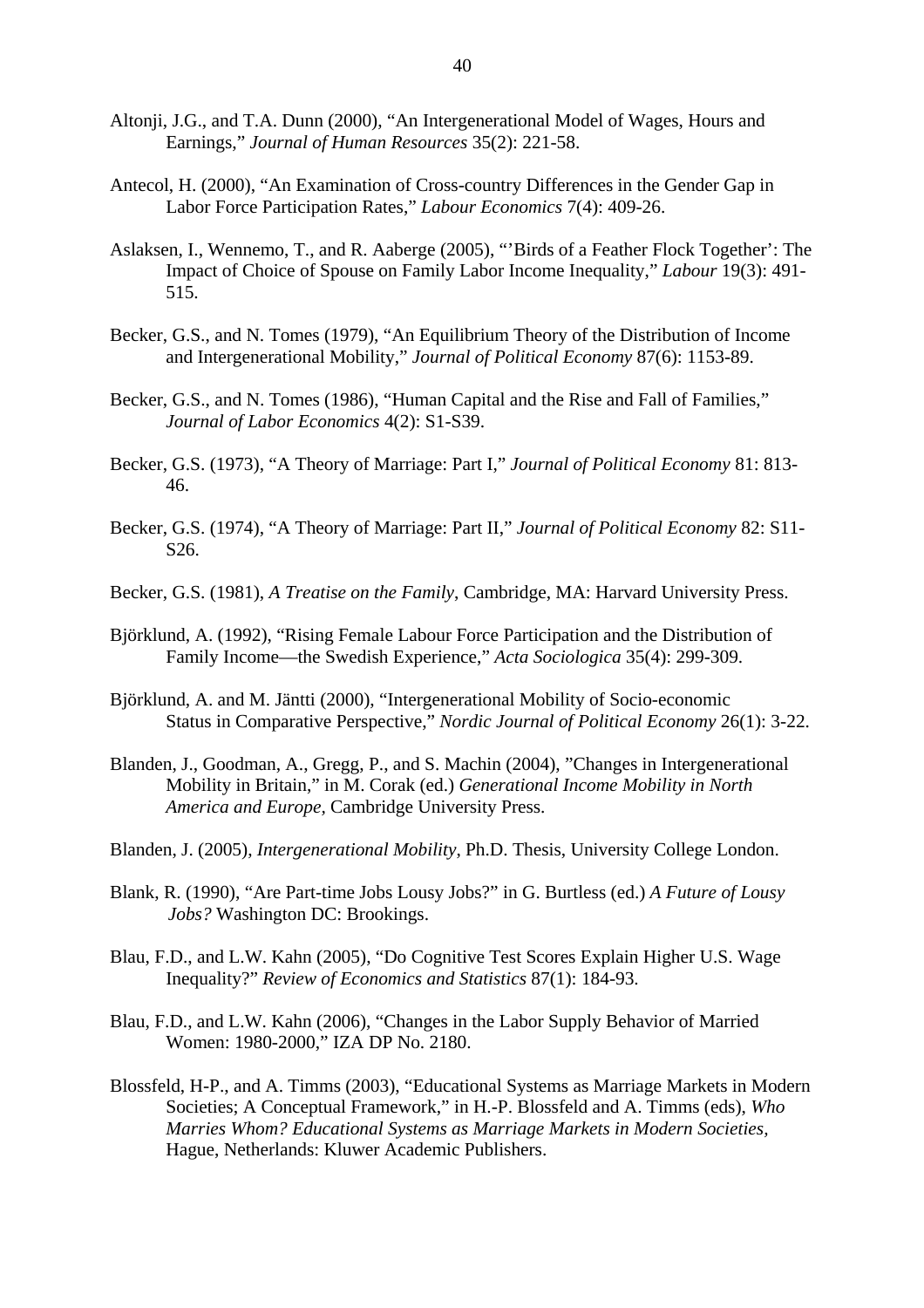Altonji, J.G., and T.A. Dunn (2000), "An Intergenerational Model of Wages, Hours and Earnings," *Journal of Human Resources* 35(2): 221-58.

Antecol, H. (2000), "An Examination of Cross-country Differences in the Gender Gap in Labor Force Participation Rates," *Labour Economics* 7(4): 409-26.

Aslaksen, I., Wennemo, T., and R. Aaberge (2005), "'Birds of a Feather Flock Together': The Impact of Choice of Spouse on Family Labor Income Inequality," *Labour* 19(3): 491-515.

Becker, G.S., and N. Tomes (1979), "An Equilibrium Theory of the Distribution of Income and Intergenerational Mobility," *Journal of Political Economy* 87(6): 1153-89.

Becker, G.S., and N. Tomes (1986), "Human Capital and the Rise and Fall of Families," *Journal of Labor Economics* 4(2): S1-S39.

Becker, G.S. (1973), "A Theory of Marriage: Part I," *Journal of Political Economy* 81: 813-46.

Becker, G.S. (1974), "A Theory of Marriage: Part II," *Journal of Political Economy* 82: S11-S26.

Becker, G.S. (1981), *A Treatise on the Family*, Cambridge, MA: Harvard University Press.

Björklund, A. (1992), "Rising Female Labour Force Participation and the Distribution of Family Income—the Swedish Experience," *Acta Sociologica* 35(4): 299-309.

Björklund, A. and M. Jäntti (2000), "Intergenerational Mobility of Socio-economic Status in Comparative Perspective," *Nordic Journal of Political Economy* 26(1): 3-22.

Blanden, J., Goodman, A., Gregg, P., and S. Machin (2004), "Changes in Intergenerational Mobility in Britain," in M. Corak (ed.) *Generational Income Mobility in North America and Europe*, Cambridge University Press.

Blanden, J. (2005), *Intergenerational Mobility*, Ph.D. Thesis, University College London.

Blank, R. (1990), "Are Part-time Jobs Lousy Jobs?" in G. Burtless (ed.) *A Future of Lousy Jobs?* Washington DC: Brookings.

Blau, F.D., and L.W. Kahn (2005), "Do Cognitive Test Scores Explain Higher U.S. Wage Inequality?" *Review of Economics and Statistics* 87(1): 184-93.

Blau, F.D., and L.W. Kahn (2006), "Changes in the Labor Supply Behavior of Married Women: 1980-2000," IZA DP No. 2180.

Blossfeld, H-P., and A. Timms (2003), "Educational Systems as Marriage Markets in Modern Societies; A Conceptual Framework," in H.-P. Blossfeld and A. Timms (eds), *Who Marries Whom? Educational Systems as Marriage Markets in Modern Societies*, Hague, Netherlands: Kluwer Academic Publishers.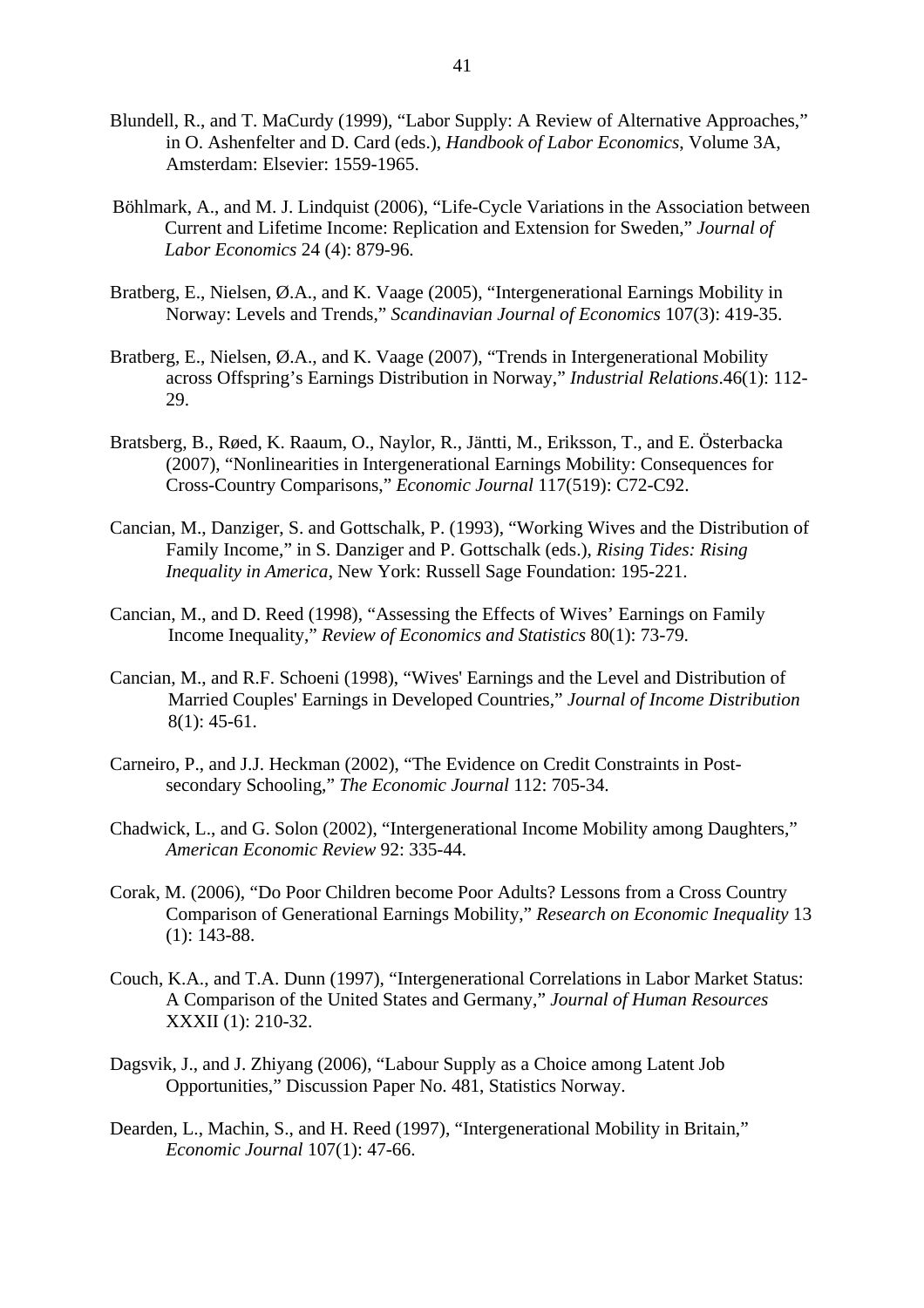Blundell, R., and T. MaCurdy (1999), "Labor Supply: A Review of Alternative Approaches," in O. Ashenfelter and D. Card (eds.), *Handbook of Labor Economics*, Volume 3A, Amsterdam: Elsevier: 1559-1965.

Böhlmark, A., and M. J. Lindquist (2006), "Life-Cycle Variations in the Association between Current and Lifetime Income: Replication and Extension for Sweden," *Journal of Labor Economics* 24 (4): 879-96.

Bratberg, E., Nielsen, Ø.A., and K. Vaage (2005), "Intergenerational Earnings Mobility in Norway: Levels and Trends," *Scandinavian Journal of Economics* 107(3): 419-35.

Bratberg, E., Nielsen, Ø.A., and K. Vaage (2007), "Trends in Intergenerational Mobility across Offspring's Earnings Distribution in Norway," *Industrial Relations*.46(1): 112-29.

Bratsberg, B., Røed, K. Raaum, O., Naylor, R., Jäntti, M., Eriksson, T., and E. Österbacka (2007), "Nonlinearities in Intergenerational Earnings Mobility: Consequences for Cross-Country Comparisons," *Economic Journal* 117(519): C72-C92.

Cancian, M., Danziger, S. and Gottschalk, P. (1993), "Working Wives and the Distribution of Family Income," in S. Danziger and P. Gottschalk (eds.), *Rising Tides: Rising Inequality in America*, New York: Russell Sage Foundation: 195-221.

Cancian, M., and D. Reed (1998), "Assessing the Effects of Wives' Earnings on Family Income Inequality," *Review of Economics and Statistics* 80(1): 73-79.

Cancian, M., and R.F. Schoeni (1998), "Wives' Earnings and the Level and Distribution of Married Couples' Earnings in Developed Countries," *Journal of Income Distribution* 8(1): 45-61.

Carneiro, P., and J.J. Heckman (2002), "The Evidence on Credit Constraints in Post-secondary Schooling," *The Economic Journal* 112: 705-34.

Chadwick, L., and G. Solon (2002), "Intergenerational Income Mobility among Daughters," *American Economic Review* 92: 335-44.

Corak, M. (2006), "Do Poor Children become Poor Adults? Lessons from a Cross Country Comparison of Generational Earnings Mobility," *Research on Economic Inequality* 13 (1): 143-88.

Couch, K.A., and T.A. Dunn (1997), "Intergenerational Correlations in Labor Market Status: A Comparison of the United States and Germany," *Journal of Human Resources* XXXII (1): 210-32.

Dagsvik, J., and J. Zhiyang (2006), "Labour Supply as a Choice among Latent Job Opportunities," Discussion Paper No. 481, Statistics Norway.

Dearden, L., Machin, S., and H. Reed (1997), "Intergenerational Mobility in Britain," *Economic Journal* 107(1): 47-66.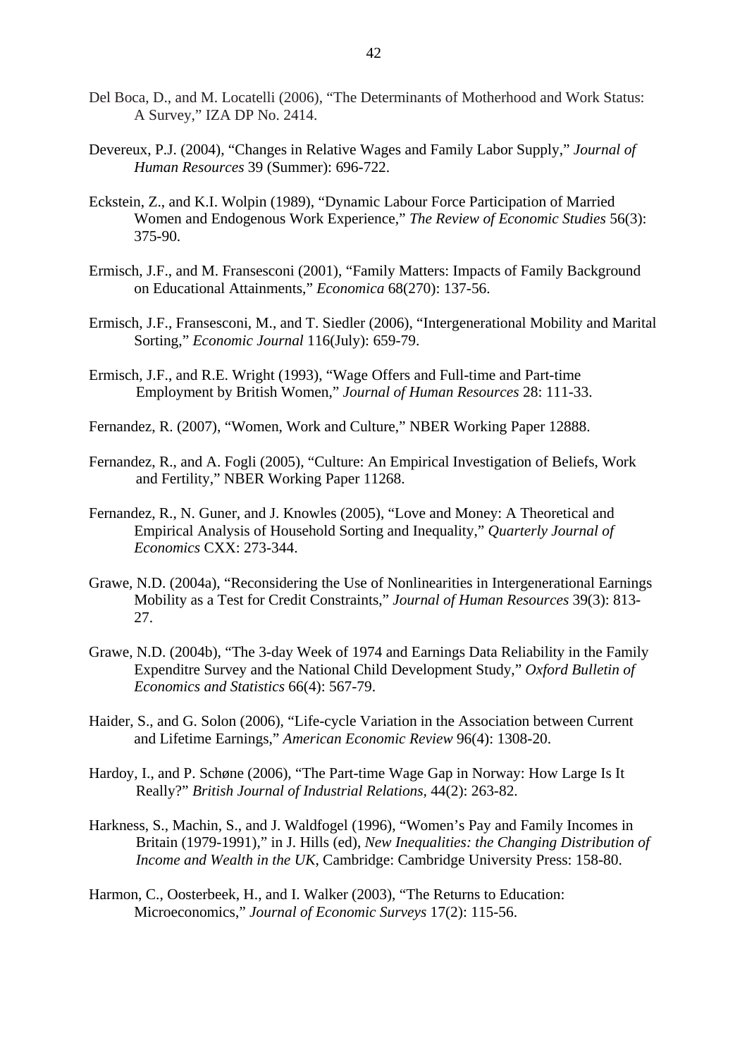Del Boca, D., and M. Locatelli (2006), "The Determinants of Motherhood and Work Status: A Survey," IZA DP No. 2414.

Devereux, P.J. (2004), "Changes in Relative Wages and Family Labor Supply," *Journal of Human Resources* 39 (Summer): 696-722.

Eckstein, Z., and K.I. Wolpin (1989), "Dynamic Labour Force Participation of Married Women and Endogenous Work Experience," *The Review of Economic Studies* 56(3): 375-90.

Ermisch, J.F., and M. Fransesconi (2001), "Family Matters: Impacts of Family Background on Educational Attainments," *Economica* 68(270): 137-56.

Ermisch, J.F., Fransesconi, M., and T. Siedler (2006), "Intergenerational Mobility and Marital Sorting," *Economic Journal* 116(July): 659-79.

Ermisch, J.F., and R.E. Wright (1993), "Wage Offers and Full-time and Part-time Employment by British Women," *Journal of Human Resources* 28: 111-33.

Fernandez, R. (2007), "Women, Work and Culture," NBER Working Paper 12888.

Fernandez, R., and A. Fogli (2005), "Culture: An Empirical Investigation of Beliefs, Work and Fertility," NBER Working Paper 11268.

Fernandez, R., N. Guner, and J. Knowles (2005), "Love and Money: A Theoretical and Empirical Analysis of Household Sorting and Inequality," *Quarterly Journal of Economics* CXX: 273-344.

Grawe, N.D. (2004a), "Reconsidering the Use of Nonlinearities in Intergenerational Earnings Mobility as a Test for Credit Constraints," *Journal of Human Resources* 39(3): 813-27.

Grawe, N.D. (2004b), "The 3-day Week of 1974 and Earnings Data Reliability in the Family Expenditre Survey and the National Child Development Study," *Oxford Bulletin of Economics and Statistics* 66(4): 567-79.

Haider, S., and G. Solon (2006), "Life-cycle Variation in the Association between Current and Lifetime Earnings," *American Economic Review* 96(4): 1308-20.

Hardoy, I., and P. Schøne (2006), "The Part-time Wage Gap in Norway: How Large Is It Really?" *British Journal of Industrial Relations*, 44(2): 263-82.

Harkness, S., Machin, S., and J. Waldfogel (1996), "Women's Pay and Family Incomes in Britain (1979-1991)," in J. Hills (ed), *New Inequalities: the Changing Distribution of Income and Wealth in the UK*, Cambridge: Cambridge University Press: 158-80.

Harmon, C., Oosterbeek, H., and I. Walker (2003), "The Returns to Education: Microeconomics," *Journal of Economic Surveys* 17(2): 115-56.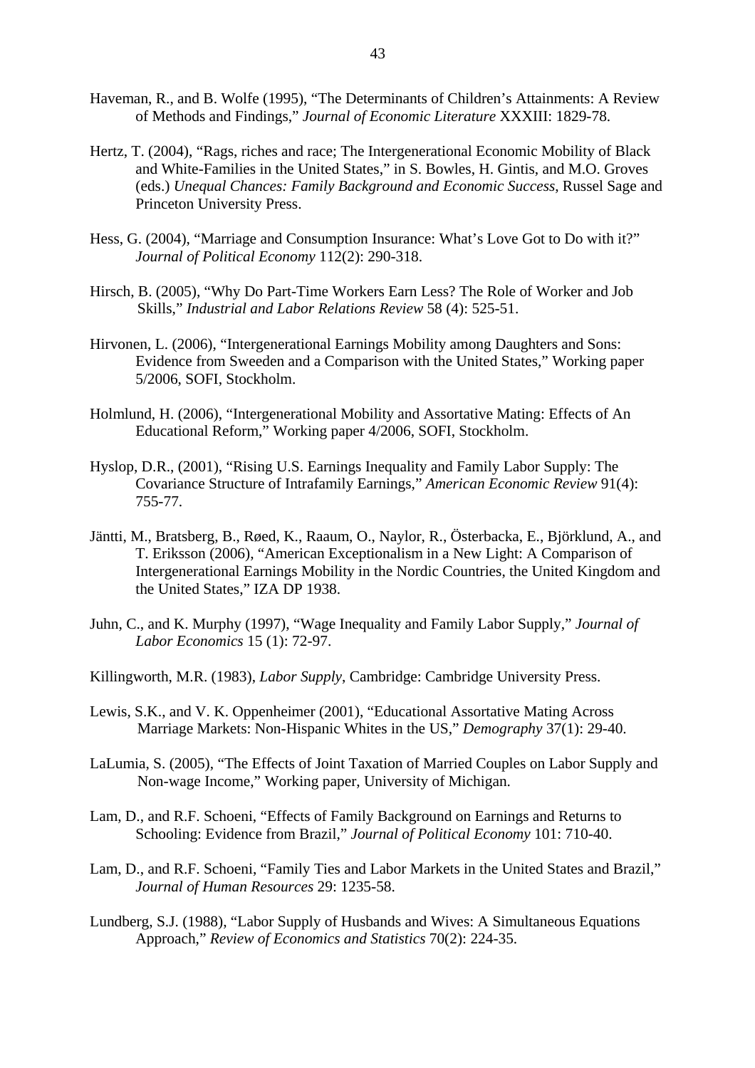Haveman, R., and B. Wolfe (1995), "The Determinants of Children's Attainments: A Review of Methods and Findings," *Journal of Economic Literature* XXXIII: 1829-78.

Hertz, T. (2004), "Rags, riches and race; The Intergenerational Economic Mobility of Black and White-Families in the United States," in S. Bowles, H. Gintis, and M.O. Groves (eds.) *Unequal Chances: Family Background and Economic Success*, Russel Sage and Princeton University Press.

Hess, G. (2004), "Marriage and Consumption Insurance: What's Love Got to Do with it?" *Journal of Political Economy* 112(2): 290-318.

Hirsch, B. (2005), "Why Do Part-Time Workers Earn Less? The Role of Worker and Job Skills," *Industrial and Labor Relations Review* 58 (4): 525-51.

Hirvonen, L. (2006), "Intergenerational Earnings Mobility among Daughters and Sons: Evidence from Sweeden and a Comparison with the United States," Working paper 5/2006, SOFI, Stockholm.

Holmlund, H. (2006), "Intergenerational Mobility and Assortative Mating: Effects of An Educational Reform," Working paper 4/2006, SOFI, Stockholm.

Hyslop, D.R., (2001), "Rising U.S. Earnings Inequality and Family Labor Supply: The Covariance Structure of Intrafamily Earnings," *American Economic Review* 91(4): 755-77.

Jäntti, M., Bratsberg, B., Røed, K., Raaum, O., Naylor, R., Österbacka, E., Björklund, A., and T. Eriksson (2006), "American Exceptionalism in a New Light: A Comparison of Intergenerational Earnings Mobility in the Nordic Countries, the United Kingdom and the United States," IZA DP 1938.

Juhn, C., and K. Murphy (1997), "Wage Inequality and Family Labor Supply," *Journal of Labor Economics* 15 (1): 72-97.

Killingworth, M.R. (1983), *Labor Supply*, Cambridge: Cambridge University Press.

Lewis, S.K., and V. K. Oppenheimer (2001), "Educational Assortative Mating Across Marriage Markets: Non-Hispanic Whites in the US," *Demography* 37(1): 29-40.

LaLumia, S. (2005), "The Effects of Joint Taxation of Married Couples on Labor Supply and Non-wage Income," Working paper, University of Michigan.

Lam, D., and R.F. Schoeni, "Effects of Family Background on Earnings and Returns to Schooling: Evidence from Brazil," *Journal of Political Economy* 101: 710-40.

Lam, D., and R.F. Schoeni, "Family Ties and Labor Markets in the United States and Brazil," *Journal of Human Resources* 29: 1235-58.

Lundberg, S.J. (1988), "Labor Supply of Husbands and Wives: A Simultaneous Equations Approach," *Review of Economics and Statistics* 70(2): 224-35.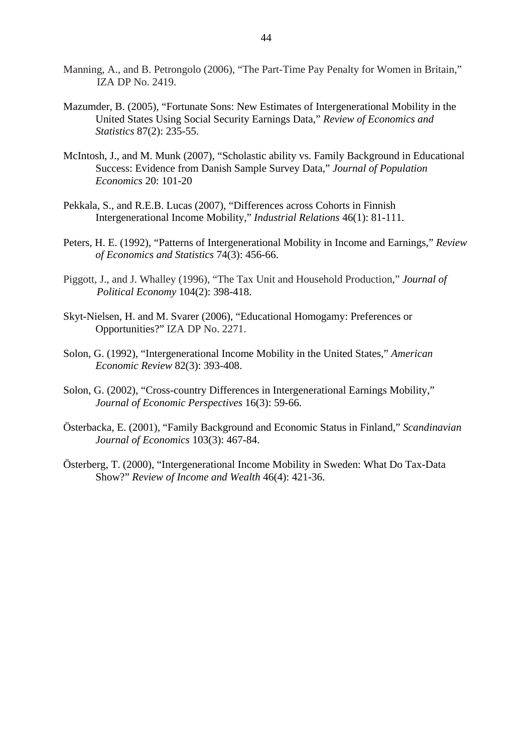Manning, A., and B. Petrongolo (2006), "The Part-Time Pay Penalty for Women in Britain," IZA DP No. 2419.

Mazumder, B. (2005), "Fortunate Sons: New Estimates of Intergenerational Mobility in the United States Using Social Security Earnings Data," *Review of Economics and Statistics* 87(2): 235-55.

McIntosh, J., and M. Munk (2007), "Scholastic ability vs. Family Background in Educational Success: Evidence from Danish Sample Survey Data," *Journal of Population Economics* 20: 101-20

Pekkala, S., and R.E.B. Lucas (2007), "Differences across Cohorts in Finnish Intergenerational Income Mobility," *Industrial Relations* 46(1): 81-111.

Peters, H. E. (1992), "Patterns of Intergenerational Mobility in Income and Earnings," *Review of Economics and Statistics* 74(3): 456-66.

Piggott, J., and J. Whalley (1996), "The Tax Unit and Household Production," *Journal of Political Economy* 104(2): 398-418.

Skyt-Nielsen, H. and M. Svarer (2006), "Educational Homogamy: Preferences or Opportunities?" IZA DP No. 2271.

Solon, G. (1992), "Intergenerational Income Mobility in the United States," *American Economic Review* 82(3): 393-408.

Solon, G. (2002), "Cross-country Differences in Intergenerational Earnings Mobility," *Journal of Economic Perspectives* 16(3): 59-66.

Österbacka, E. (2001), "Family Background and Economic Status in Finland," *Scandinavian Journal of Economics* 103(3): 467-84.

Österberg, T. (2000), "Intergenerational Income Mobility in Sweden: What Do Tax-Data Show?" *Review of Income and Wealth* 46(4): 421-36.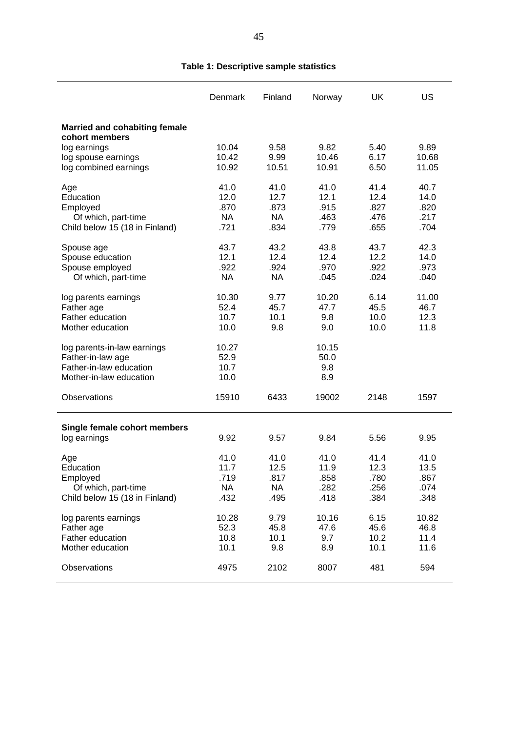**Table 1: Descriptive sample statistics**

| | Denmark | Finland | Norway | UK | US |
|---|---|---|---|---|---|
| **Married and cohabiting female cohort members** | | | | | |
| log earnings | 10.04 | 9.58 | 9.82 | 5.40 | 9.89 |
| log spouse earnings | 10.42 | 9.99 | 10.46 | 6.17 | 10.68 |
| log combined earnings | 10.92 | 10.51 | 10.91 | 6.50 | 11.05 |
| | | | | | |
| Age | 41.0 | 41.0 | 41.0 | 41.4 | 40.7 |
| Education | 12.0 | 12.7 | 12.1 | 12.4 | 14.0 |
| Employed | .870 | .873 | .915 | .827 | .820 |
| Of which, part-time | NA | NA | .463 | .476 | .217 |
| Child below 15 (18 in Finland) | .721 | .834 | .779 | .655 | .704 |
| | | | | | |
| Spouse age | 43.7 | 43.2 | 43.8 | 43.7 | 42.3 |
| Spouse education | 12.1 | 12.4 | 12.4 | 12.2 | 14.0 |
| Spouse employed | .922 | .924 | .970 | .922 | .973 |
| Of which, part-time | NA | NA | .045 | .024 | .040 |
| | | | | | |
| log parents earnings | 10.30 | 9.77 | 10.20 | 6.14 | 11.00 |
| Father age | 52.4 | 45.7 | 47.7 | 45.5 | 46.7 |
| Father education | 10.7 | 10.1 | 9.8 | 10.0 | 12.3 |
| Mother education | 10.0 | 9.8 | 9.0 | 10.0 | 11.8 |
| | | | | | |
| log parents-in-law earnings | 10.27 | | 10.15 | | |
| Father-in-law age | 52.9 | | 50.0 | | |
| Father-in-law education | 10.7 | | 9.8 | | |
| Mother-in-law education | 10.0 | | 8.9 | | |
| | | | | | |
| Observations | 15910 | 6433 | 19002 | 2148 | 1597 |
| **Single female cohort members** | | | | | |
| log earnings | 9.92 | 9.57 | 9.84 | 5.56 | 9.95 |
| | | | | | |
| Age | 41.0 | 41.0 | 41.0 | 41.4 | 41.0 |
| Education | 11.7 | 12.5 | 11.9 | 12.3 | 13.5 |
| Employed | .719 | .817 | .858 | .780 | .867 |
| Of which, part-time | NA | NA | .282 | .256 | .074 |
| Child below 15 (18 in Finland) | .432 | .495 | .418 | .384 | .348 |
| | | | | | |
| log parents earnings | 10.28 | 9.79 | 10.16 | 6.15 | 10.82 |
| Father age | 52.3 | 45.8 | 47.6 | 45.6 | 46.8 |
| Father education | 10.8 | 10.1 | 9.7 | 10.2 | 11.4 |
| Mother education | 10.1 | 9.8 | 8.9 | 10.1 | 11.6 |
| | | | | | |
| Observations | 4975 | 2102 | 8007 | 481 | 594 |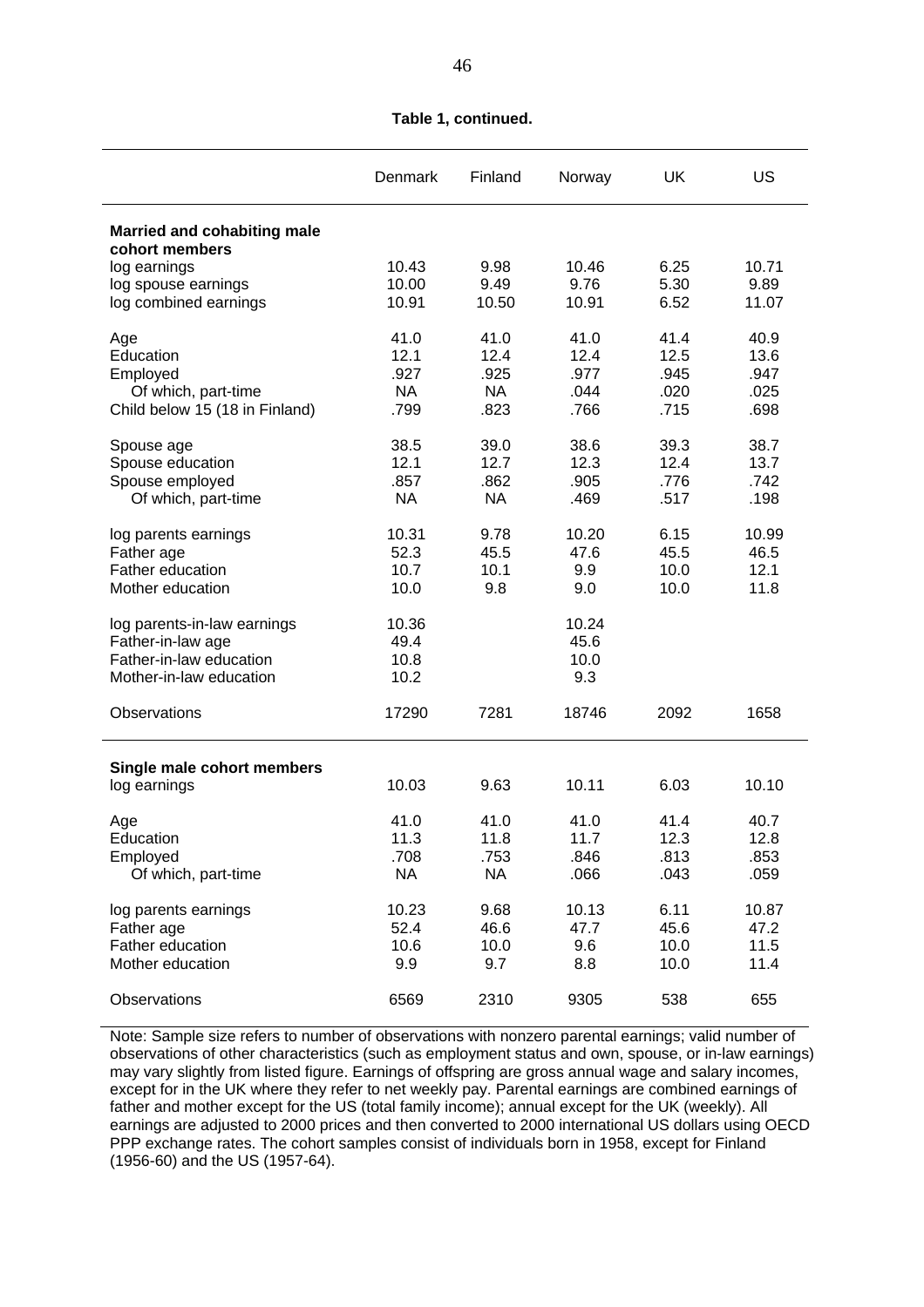**Table 1, continued.**

| | Denmark | Finland | Norway | UK | US |
|---|---|---|---|---|---|
| **Married and cohabiting male cohort members** | | | | | |
| log earnings | 10.43 | 9.98 | 10.46 | 6.25 | 10.71 |
| log spouse earnings | 10.00 | 9.49 | 9.76 | 5.30 | 9.89 |
| log combined earnings | 10.91 | 10.50 | 10.91 | 6.52 | 11.07 |
| Age | 41.0 | 41.0 | 41.0 | 41.4 | 40.9 |
| Education | 12.1 | 12.4 | 12.4 | 12.5 | 13.6 |
| Employed | .927 | .925 | .977 | .945 | .947 |
| Of which, part-time | NA | NA | .044 | .020 | .025 |
| Child below 15 (18 in Finland) | .799 | .823 | .766 | .715 | .698 |
| Spouse age | 38.5 | 39.0 | 38.6 | 39.3 | 38.7 |
| Spouse education | 12.1 | 12.7 | 12.3 | 12.4 | 13.7 |
| Spouse employed | .857 | .862 | .905 | .776 | .742 |
| Of which, part-time | NA | NA | .469 | .517 | .198 |
| log parents earnings | 10.31 | 9.78 | 10.20 | 6.15 | 10.99 |
| Father age | 52.3 | 45.5 | 47.6 | 45.5 | 46.5 |
| Father education | 10.7 | 10.1 | 9.9 | 10.0 | 12.1 |
| Mother education | 10.0 | 9.8 | 9.0 | 10.0 | 11.8 |
| log parents-in-law earnings | 10.36 | | 10.24 | | |
| Father-in-law age | 49.4 | | 45.6 | | |
| Father-in-law education | 10.8 | | 10.0 | | |
| Mother-in-law education | 10.2 | | 9.3 | | |
| Observations | 17290 | 7281 | 18746 | 2092 | 1658 |
| **Single male cohort members** | | | | | |
| log earnings | 10.03 | 9.63 | 10.11 | 6.03 | 10.10 |
| Age | 41.0 | 41.0 | 41.0 | 41.4 | 40.7 |
| Education | 11.3 | 11.8 | 11.7 | 12.3 | 12.8 |
| Employed | .708 | .753 | .846 | .813 | .853 |
| Of which, part-time | NA | NA | .066 | .043 | .059 |
| log parents earnings | 10.23 | 9.68 | 10.13 | 6.11 | 10.87 |
| Father age | 52.4 | 46.6 | 47.7 | 45.6 | 47.2 |
| Father education | 10.6 | 10.0 | 9.6 | 10.0 | 11.5 |
| Mother education | 9.9 | 9.7 | 8.8 | 10.0 | 11.4 |
| Observations | 6569 | 2310 | 9305 | 538 | 655 |

Note: Sample size refers to number of observations with nonzero parental earnings; valid number of observations of other characteristics (such as employment status and own, spouse, or in-law earnings) may vary slightly from listed figure. Earnings of offspring are gross annual wage and salary incomes, except for in the UK where they refer to net weekly pay. Parental earnings are combined earnings of father and mother except for the US (total family income); annual except for the UK (weekly). All earnings are adjusted to 2000 prices and then converted to 2000 international US dollars using OECD PPP exchange rates. The cohort samples consist of individuals born in 1958, except for Finland (1956-60) and the US (1957-64).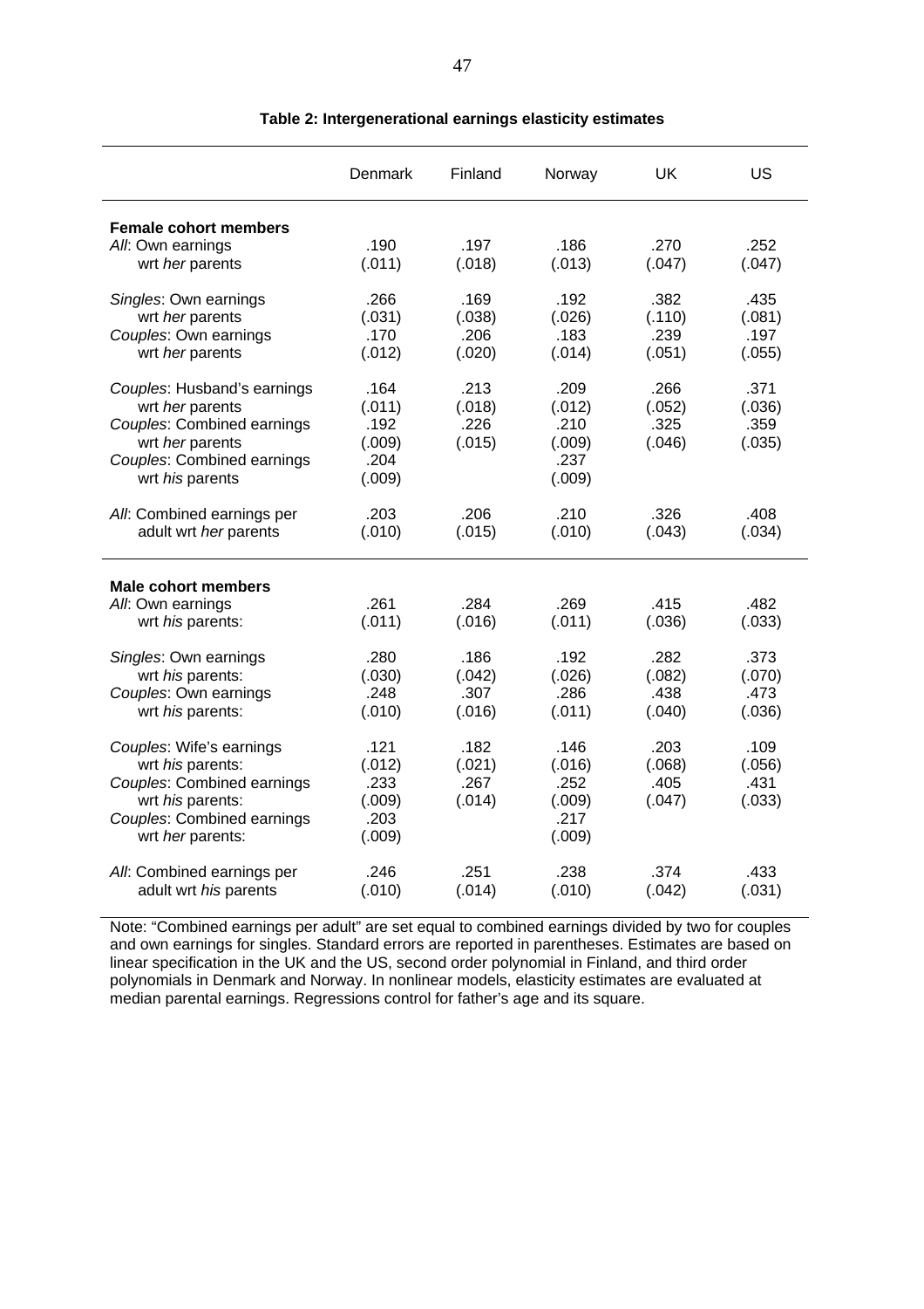**Table 2: Intergenerational earnings elasticity estimates**

| | Denmark | Finland | Norway | UK | US |
|---|---|---|---|---|---|
| **Female cohort members** | | | | | |
| *All*: Own earnings | .190 | .197 | .186 | .270 | .252 |
| wrt *her* parents | (.011) | (.018) | (.013) | (.047) | (.047) |
| *Singles*: Own earnings | .266 | .169 | .192 | .382 | .435 |
| wrt *her* parents | (.031) | (.038) | (.026) | (.110) | (.081) |
| *Couples*: Own earnings | .170 | .206 | .183 | .239 | .197 |
| wrt *her* parents | (.012) | (.020) | (.014) | (.051) | (.055) |
| *Couples*: Husband's earnings | .164 | .213 | .209 | .266 | .371 |
| wrt *her* parents | (.011) | (.018) | (.012) | (.052) | (.036) |
| *Couples*: Combined earnings | .192 | .226 | .210 | .325 | .359 |
| wrt *her* parents | (.009) | (.015) | (.009) | (.046) | (.035) |
| *Couples*: Combined earnings | .204 | | .237 | | |
| wrt *his* parents | (.009) | | (.009) | | |
| *All*: Combined earnings per | .203 | .206 | .210 | .326 | .408 |
| adult wrt *her* parents | (.010) | (.015) | (.010) | (.043) | (.034) |
| **Male cohort members** | | | | | |
| *All*: Own earnings | .261 | .284 | .269 | .415 | .482 |
| wrt *his* parents: | (.011) | (.016) | (.011) | (.036) | (.033) |
| *Singles*: Own earnings | .280 | .186 | .192 | .282 | .373 |
| wrt *his* parents: | (.030) | (.042) | (.026) | (.082) | (.070) |
| *Couples*: Own earnings | .248 | .307 | .286 | .438 | .473 |
| wrt *his* parents: | (.010) | (.016) | (.011) | (.040) | (.036) |
| *Couples*: Wife's earnings | .121 | .182 | .146 | .203 | .109 |
| wrt *his* parents: | (.012) | (.021) | (.016) | (.068) | (.056) |
| *Couples*: Combined earnings | .233 | .267 | .252 | .405 | .431 |
| wrt *his* parents: | (.009) | (.014) | (.009) | (.047) | (.033) |
| *Couples*: Combined earnings | .203 | | .217 | | |
| wrt *her* parents: | (.009) | | (.009) | | |
| *All*: Combined earnings per | .246 | .251 | .238 | .374 | .433 |
| adult wrt *his* parents | (.010) | (.014) | (.010) | (.042) | (.031) |

Note: "Combined earnings per adult" are set equal to combined earnings divided by two for couples and own earnings for singles. Standard errors are reported in parentheses. Estimates are based on linear specification in the UK and the US, second order polynomial in Finland, and third order polynomials in Denmark and Norway. In nonlinear models, elasticity estimates are evaluated at median parental earnings. Regressions control for father's age and its square.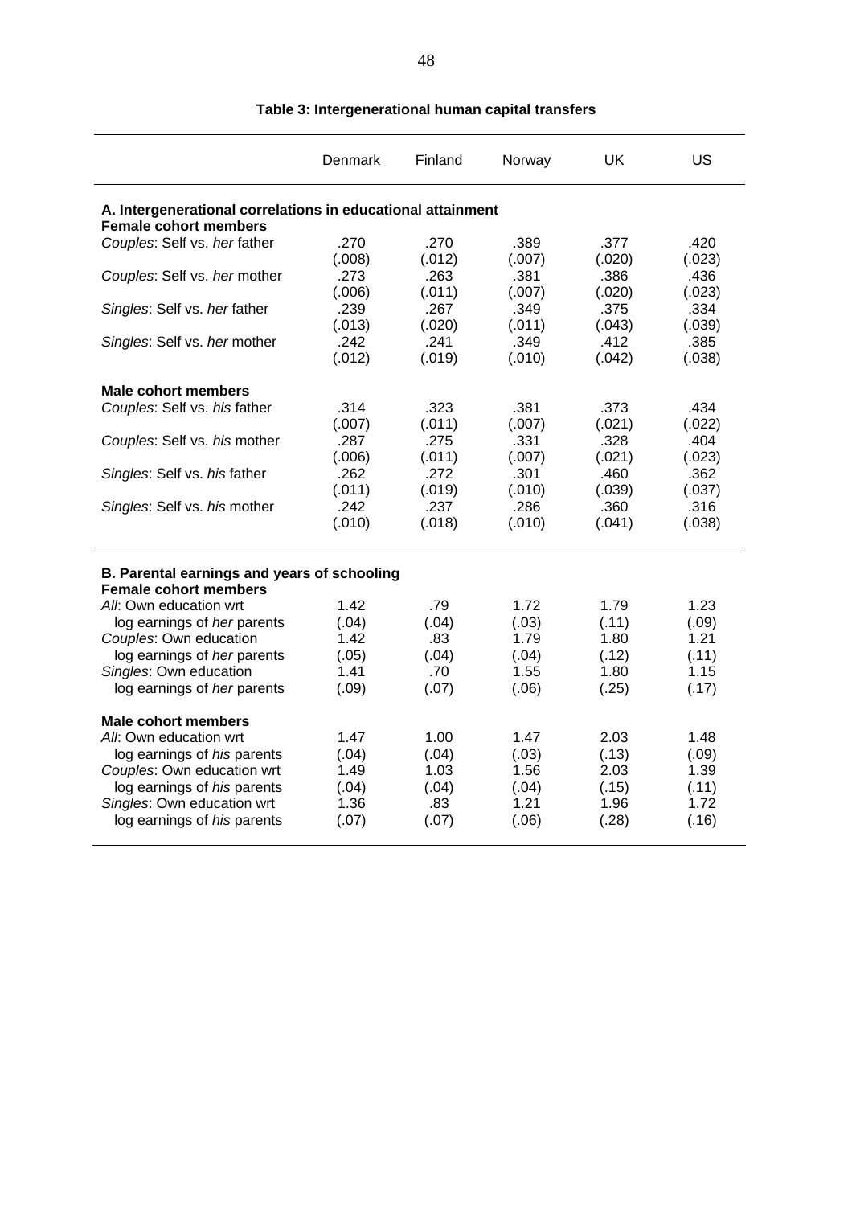**Table 3: Intergenerational human capital transfers**

| | Denmark | Finland | Norway | UK | US |
|---|---|---|---|---|---|
| **A. Intergenerational correlations in educational attainment** | | | | | |
| **Female cohort members** | | | | | |
| *Couples*: Self vs. *her* father | .270 | .270 | .389 | .377 | .420 |
| | (.008) | (.012) | (.007) | (.020) | (.023) |
| *Couples*: Self vs. *her* mother | .273 | .263 | .381 | .386 | .436 |
| | (.006) | (.011) | (.007) | (.020) | (.023) |
| *Singles*: Self vs. *her* father | .239 | .267 | .349 | .375 | .334 |
| | (.013) | (.020) | (.011) | (.043) | (.039) |
| *Singles*: Self vs. *her* mother | .242 | .241 | .349 | .412 | .385 |
| | (.012) | (.019) | (.010) | (.042) | (.038) |
| **Male cohort members** | | | | | |
| *Couples*: Self vs. *his* father | .314 | .323 | .381 | .373 | .434 |
| | (.007) | (.011) | (.007) | (.021) | (.022) |
| *Couples*: Self vs. *his* mother | .287 | .275 | .331 | .328 | .404 |
| | (.006) | (.011) | (.007) | (.021) | (.023) |
| *Singles*: Self vs. *his* father | .262 | .272 | .301 | .460 | .362 |
| | (.011) | (.019) | (.010) | (.039) | (.037) |
| *Singles*: Self vs. *his* mother | .242 | .237 | .286 | .360 | .316 |
| | (.010) | (.018) | (.010) | (.041) | (.038) |
| **B. Parental earnings and years of schooling** | | | | | |
| **Female cohort members** | | | | | |
| *All*: Own education wrt | 1.42 | .79 | 1.72 | 1.79 | 1.23 |
| log earnings of *her* parents | (.04) | (.04) | (.03) | (.11) | (.09) |
| *Couples*: Own education | 1.42 | .83 | 1.79 | 1.80 | 1.21 |
| log earnings of *her* parents | (.05) | (.04) | (.04) | (.12) | (.11) |
| *Singles*: Own education | 1.41 | .70 | 1.55 | 1.80 | 1.15 |
| log earnings of *her* parents | (.09) | (.07) | (.06) | (.25) | (.17) |
| **Male cohort members** | | | | | |
| *All*: Own education wrt | 1.47 | 1.00 | 1.47 | 2.03 | 1.48 |
| log earnings of *his* parents | (.04) | (.04) | (.03) | (.13) | (.09) |
| *Couples*: Own education wrt | 1.49 | 1.03 | 1.56 | 2.03 | 1.39 |
| log earnings of *his* parents | (.04) | (.04) | (.04) | (.15) | (.11) |
| *Singles*: Own education wrt | 1.36 | .83 | 1.21 | 1.96 | 1.72 |
| log earnings of *his* parents | (.07) | (.07) | (.06) | (.28) | (.16) |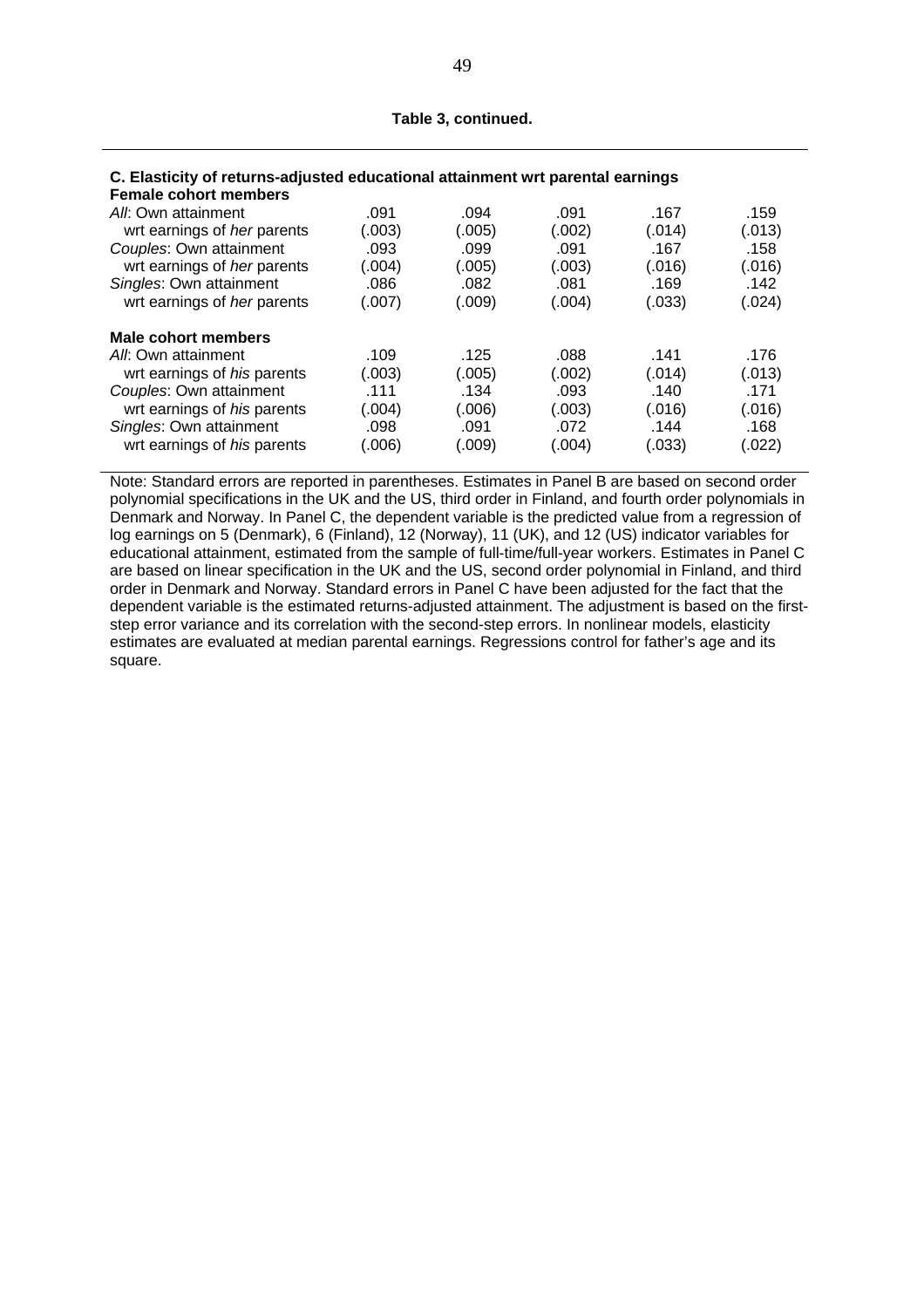**Table 3, continued.**

| **C. Elasticity of returns-adjusted educational attainment wrt parental earnings** | | | | | |
|---|---|---|---|---|---|
| **Female cohort members** | | | | | |
| *All*: Own attainment | .091 | .094 | .091 | .167 | .159 |
| wrt earnings of *her* parents | (.003) | (.005) | (.002) | (.014) | (.013) |
| *Couples*: Own attainment | .093 | .099 | .091 | .167 | .158 |
| wrt earnings of *her* parents | (.004) | (.005) | (.003) | (.016) | (.016) |
| *Singles*: Own attainment | .086 | .082 | .081 | .169 | .142 |
| wrt earnings of *her* parents | (.007) | (.009) | (.004) | (.033) | (.024) |
| **Male cohort members** | | | | | |
| *All*: Own attainment | .109 | .125 | .088 | .141 | .176 |
| wrt earnings of *his* parents | (.003) | (.005) | (.002) | (.014) | (.013) |
| *Couples*: Own attainment | .111 | .134 | .093 | .140 | .171 |
| wrt earnings of *his* parents | (.004) | (.006) | (.003) | (.016) | (.016) |
| *Singles*: Own attainment | .098 | .091 | .072 | .144 | .168 |
| wrt earnings of *his* parents | (.006) | (.009) | (.004) | (.033) | (.022) |

Note: Standard errors are reported in parentheses. Estimates in Panel B are based on second order polynomial specifications in the UK and the US, third order in Finland, and fourth order polynomials in Denmark and Norway. In Panel C, the dependent variable is the predicted value from a regression of log earnings on 5 (Denmark), 6 (Finland), 12 (Norway), 11 (UK), and 12 (US) indicator variables for educational attainment, estimated from the sample of full-time/full-year workers. Estimates in Panel C are based on linear specification in the UK and the US, second order polynomial in Finland, and third order in Denmark and Norway. Standard errors in Panel C have been adjusted for the fact that the dependent variable is the estimated returns-adjusted attainment. The adjustment is based on the first-step error variance and its correlation with the second-step errors. In nonlinear models, elasticity estimates are evaluated at median parental earnings. Regressions control for father's age and its square.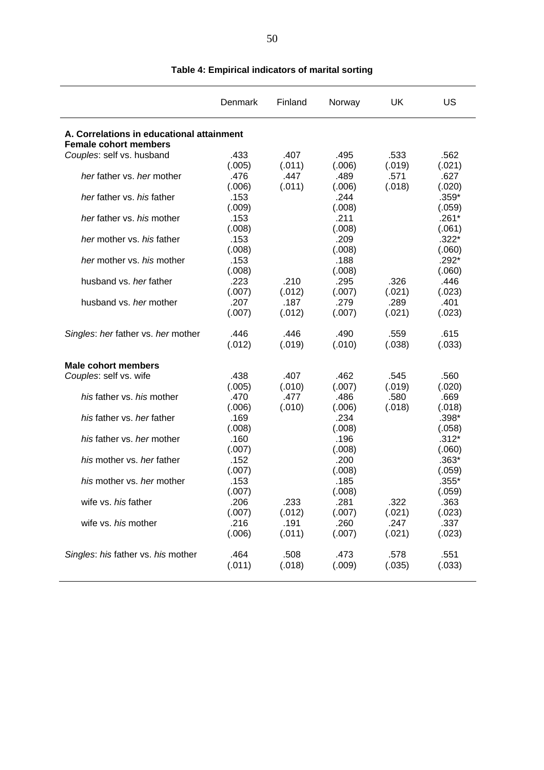**Table 4: Empirical indicators of marital sorting**

| | Denmark | Finland | Norway | UK | US |
|---|---|---|---|---|---|
| **A. Correlations in educational attainment** | | | | | |
| **Female cohort members** | | | | | |
| *Couples*: self vs. husband | .433 | .407 | .495 | .533 | .562 |
| | (.005) | (.011) | (.006) | (.019) | (.021) |
| *her* father vs. *her* mother | .476 | .447 | .489 | .571 | .627 |
| | (.006) | (.011) | (.006) | (.018) | (.020) |
| *her* father vs. *his* father | .153 | | .244 | | .359* |
| | (.009) | | (.008) | | (.059) |
| *her* father vs. *his* mother | .153 | | .211 | | .261* |
| | (.008) | | (.008) | | (.061) |
| *her* mother vs. *his* father | .153 | | .209 | | .322* |
| | (.008) | | (.008) | | (.060) |
| *her* mother vs. *his* mother | .153 | | .188 | | .292* |
| | (.008) | | (.008) | | (.060) |
| husband vs. *her* father | .223 | .210 | .295 | .326 | .446 |
| | (.007) | (.012) | (.007) | (.021) | (.023) |
| husband vs. *her* mother | .207 | .187 | .279 | .289 | .401 |
| | (.007) | (.012) | (.007) | (.021) | (.023) |
| *Singles*: *her* father vs. *her* mother | .446 | .446 | .490 | .559 | .615 |
| | (.012) | (.019) | (.010) | (.038) | (.033) |
| **Male cohort members** | | | | | |
| *Couples*: self vs. wife | .438 | .407 | .462 | .545 | .560 |
| | (.005) | (.010) | (.007) | (.019) | (.020) |
| *his* father vs. *his* mother | .470 | .477 | .486 | .580 | .669 |
| | (.006) | (.010) | (.006) | (.018) | (.018) |
| *his* father vs. *her* father | .169 | | .234 | | .398* |
| | (.008) | | (.008) | | (.058) |
| *his* father vs. *her* mother | .160 | | .196 | | .312* |
| | (.007) | | (.008) | | (.060) |
| *his* mother vs. *her* father | .152 | | .200 | | .363* |
| | (.007) | | (.008) | | (.059) |
| *his* mother vs. *her* mother | .153 | | .185 | | .355* |
| | (.007) | | (.008) | | (.059) |
| wife vs. *his* father | .206 | .233 | .281 | .322 | .363 |
| | (.007) | (.012) | (.007) | (.021) | (.023) |
| wife vs. *his* mother | .216 | .191 | .260 | .247 | .337 |
| | (.006) | (.011) | (.007) | (.021) | (.023) |
| *Singles*: *his* father vs. *his* mother | .464 | .508 | .473 | .578 | .551 |
| | (.011) | (.018) | (.009) | (.035) | (.033) |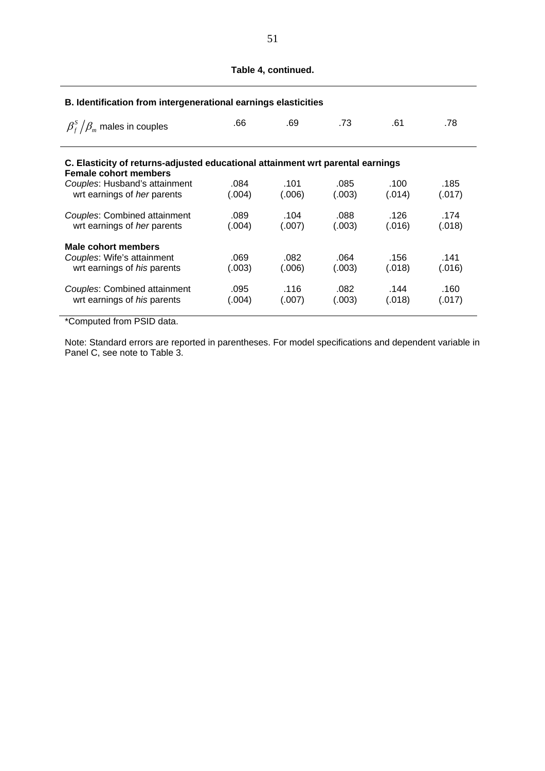**Table 4, continued.**

| | | | | | |
|---|---|---|---|---|---|
| **B. Identification from intergenerational earnings elasticities** | | | | | |
| $\beta_f^S / \beta_m$ males in couples | .66 | .69 | .73 | .61 | .78 |
| **C. Elasticity of returns-adjusted educational attainment wrt parental earnings** | | | | | |
| **Female cohort members** | | | | | |
| *Couples*: Husband's attainment | .084 | .101 | .085 | .100 | .185 |
| wrt earnings of *her* parents | (.004) | (.006) | (.003) | (.014) | (.017) |
| *Couples*: Combined attainment | .089 | .104 | .088 | .126 | .174 |
| wrt earnings of *her* parents | (.004) | (.007) | (.003) | (.016) | (.018) |
| **Male cohort members** | | | | | |
| *Couples*: Wife's attainment | .069 | .082 | .064 | .156 | .141 |
| wrt earnings of *his* parents | (.003) | (.006) | (.003) | (.018) | (.016) |
| *Couples*: Combined attainment | .095 | .116 | .082 | .144 | .160 |
| wrt earnings of *his* parents | (.004) | (.007) | (.003) | (.018) | (.017) |

*Computed from PSID data.

Note: Standard errors are reported in parentheses. For model specifications and dependent variable in Panel C, see note to Table 3.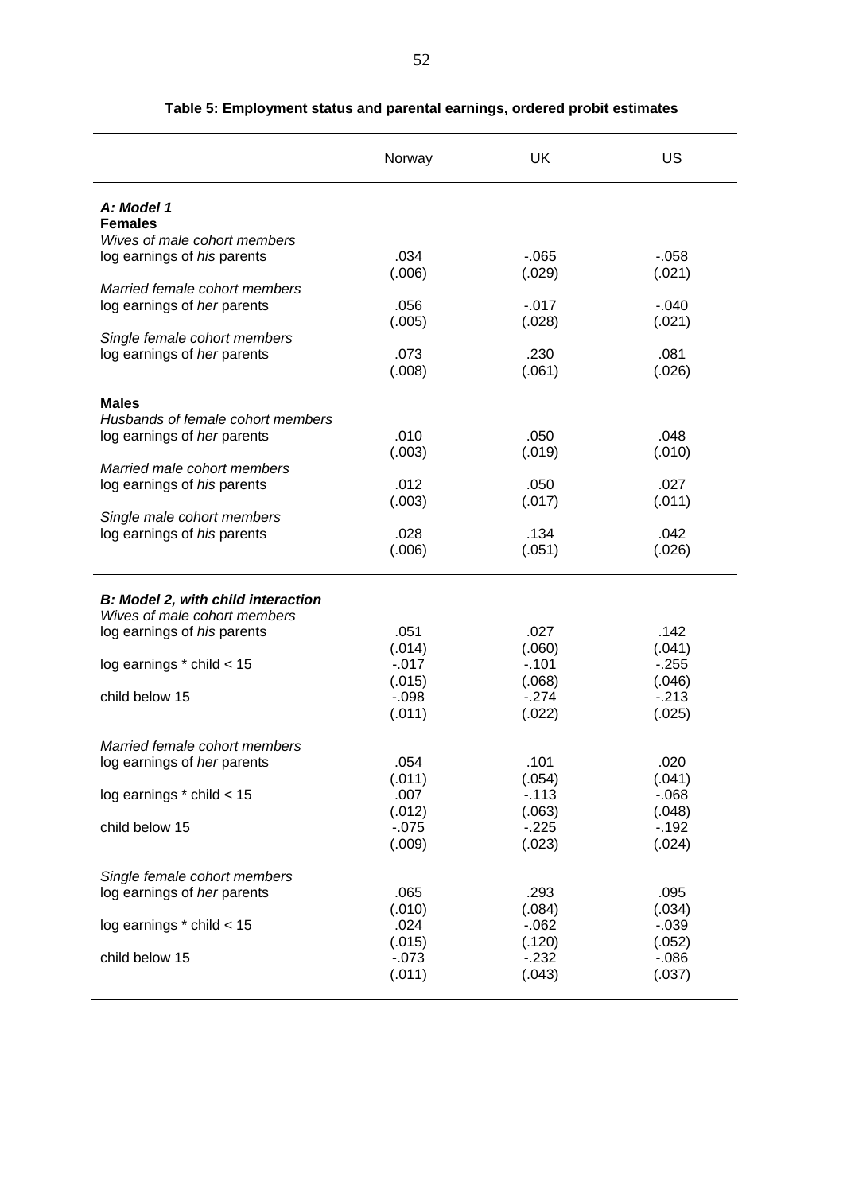**Table 5: Employment status and parental earnings, ordered probit estimates**

| | Norway | UK | US |
|---|---|---|---|
| ***A: Model 1*** | | | |
| **Females** | | | |
| *Wives of male cohort members* | | | |
| log earnings of *his* parents | .034 | -.065 | -.058 |
| | (.006) | (.029) | (.021) |
| *Married female cohort members* | | | |
| log earnings of *her* parents | .056 | -.017 | -.040 |
| | (.005) | (.028) | (.021) |
| *Single female cohort members* | | | |
| log earnings of *her* parents | .073 | .230 | .081 |
| | (.008) | (.061) | (.026) |
| **Males** | | | |
| *Husbands of female cohort members* | | | |
| log earnings of *her* parents | .010 | .050 | .048 |
| | (.003) | (.019) | (.010) |
| *Married male cohort members* | | | |
| log earnings of *his* parents | .012 | .050 | .027 |
| | (.003) | (.017) | (.011) |
| *Single male cohort members* | | | |
| log earnings of *his* parents | .028 | .134 | .042 |
| | (.006) | (.051) | (.026) |
| ***B: Model 2, with child interaction*** | | | |
| *Wives of male cohort members* | | | |
| log earnings of *his* parents | .051 | .027 | .142 |
| | (.014) | (.060) | (.041) |
| log earnings * child < 15 | -.017 | -.101 | -.255 |
| | (.015) | (.068) | (.046) |
| child below 15 | -.098 | -.274 | -.213 |
| | (.011) | (.022) | (.025) |
| *Married female cohort members* | | | |
| log earnings of *her* parents | .054 | .101 | .020 |
| | (.011) | (.054) | (.041) |
| log earnings * child < 15 | .007 | -.113 | -.068 |
| | (.012) | (.063) | (.048) |
| child below 15 | -.075 | -.225 | -.192 |
| | (.009) | (.023) | (.024) |
| *Single female cohort members* | | | |
| log earnings of *her* parents | .065 | .293 | .095 |
| | (.010) | (.084) | (.034) |
| log earnings * child < 15 | .024 | -.062 | -.039 |
| | (.015) | (.120) | (.052) |
| child below 15 | -.073 | -.232 | -.086 |
| | (.011) | (.043) | (.037) |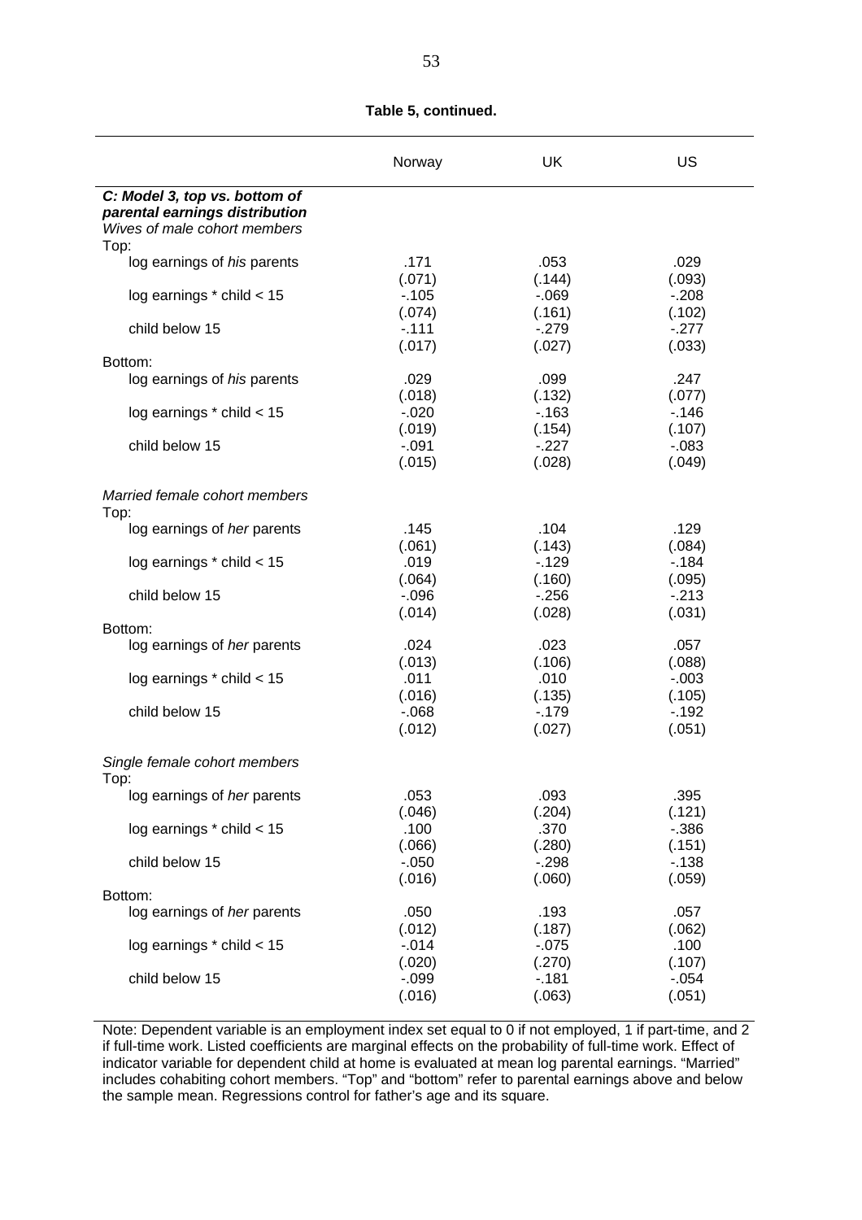**Table 5, continued.**

| | Norway | UK | US |
|---|---|---|---|
| ***C: Model 3, top vs. bottom of parental earnings distribution*** | | | |
| *Wives of male cohort members* | | | |
| Top: | | | |
| log earnings of *his* parents | .171 | .053 | .029 |
| | (.071) | (.144) | (.093) |
| log earnings * child < 15 | -.105 | -.069 | -.208 |
| | (.074) | (.161) | (.102) |
| child below 15 | -.111 | -.279 | -.277 |
| | (.017) | (.027) | (.033) |
| Bottom: | | | |
| log earnings of *his* parents | .029 | .099 | .247 |
| | (.018) | (.132) | (.077) |
| log earnings * child < 15 | -.020 | -.163 | -.146 |
| | (.019) | (.154) | (.107) |
| child below 15 | -.091 | -.227 | -.083 |
| | (.015) | (.028) | (.049) |
| *Married female cohort members* | | | |
| Top: | | | |
| log earnings of *her* parents | .145 | .104 | .129 |
| | (.061) | (.143) | (.084) |
| log earnings * child < 15 | .019 | -.129 | -.184 |
| | (.064) | (.160) | (.095) |
| child below 15 | -.096 | -.256 | -.213 |
| | (.014) | (.028) | (.031) |
| Bottom: | | | |
| log earnings of *her* parents | .024 | .023 | .057 |
| | (.013) | (.106) | (.088) |
| log earnings * child < 15 | .011 | .010 | -.003 |
| | (.016) | (.135) | (.105) |
| child below 15 | -.068 | -.179 | -.192 |
| | (.012) | (.027) | (.051) |
| *Single female cohort members* | | | |
| Top: | | | |
| log earnings of *her* parents | .053 | .093 | .395 |
| | (.046) | (.204) | (.121) |
| log earnings * child < 15 | .100 | .370 | -.386 |
| | (.066) | (.280) | (.151) |
| child below 15 | -.050 | -.298 | -.138 |
| | (.016) | (.060) | (.059) |
| Bottom: | | | |
| log earnings of *her* parents | .050 | .193 | .057 |
| | (.012) | (.187) | (.062) |
| log earnings * child < 15 | -.014 | -.075 | .100 |
| | (.020) | (.270) | (.107) |
| child below 15 | -.099 | -.181 | -.054 |
| | (.016) | (.063) | (.051) |

Note: Dependent variable is an employment index set equal to 0 if not employed, 1 if part-time, and 2 if full-time work. Listed coefficients are marginal effects on the probability of full-time work. Effect of indicator variable for dependent child at home is evaluated at mean log parental earnings. "Married" includes cohabiting cohort members. "Top" and "bottom" refer to parental earnings above and below the sample mean. Regressions control for father's age and its square.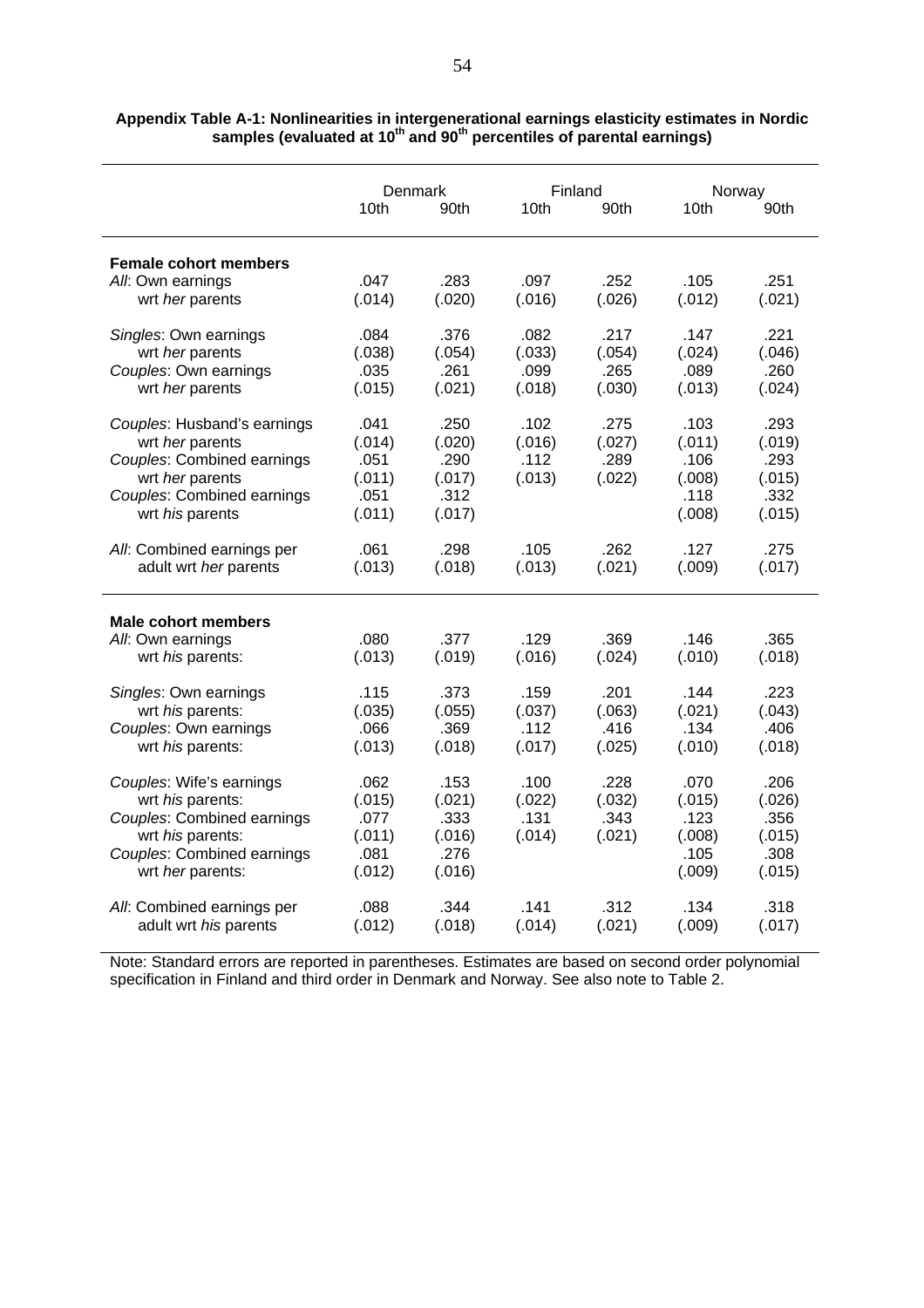**Appendix Table A-1: Nonlinearities in intergenerational earnings elasticity estimates in Nordic samples (evaluated at 10th and 90th percentiles of parental earnings)**

| | Denmark | | Finland | | Norway | |
|---|---|---|---|---|---|---|
| | 10th | 90th | 10th | 90th | 10th | 90th |
| **Female cohort members** | | | | | | |
| *All*: Own earnings | .047 | .283 | .097 | .252 | .105 | .251 |
| wrt *her* parents | (.014) | (.020) | (.016) | (.026) | (.012) | (.021) |
| *Singles*: Own earnings | .084 | .376 | .082 | .217 | .147 | .221 |
| wrt *her* parents | (.038) | (.054) | (.033) | (.054) | (.024) | (.046) |
| *Couples*: Own earnings | .035 | .261 | .099 | .265 | .089 | .260 |
| wrt *her* parents | (.015) | (.021) | (.018) | (.030) | (.013) | (.024) |
| *Couples*: Husband's earnings | .041 | .250 | .102 | .275 | .103 | .293 |
| wrt *her* parents | (.014) | (.020) | (.016) | (.027) | (.011) | (.019) |
| *Couples*: Combined earnings | .051 | .290 | .112 | .289 | .106 | .293 |
| wrt *her* parents | (.011) | (.017) | (.013) | (.022) | (.008) | (.015) |
| *Couples*: Combined earnings | .051 | .312 | | | .118 | .332 |
| wrt *his* parents | (.011) | (.017) | | | (.008) | (.015) |
| *All*: Combined earnings per | .061 | .298 | .105 | .262 | .127 | .275 |
| adult wrt *her* parents | (.013) | (.018) | (.013) | (.021) | (.009) | (.017) |
| **Male cohort members** | | | | | | |
| *All*: Own earnings | .080 | .377 | .129 | .369 | .146 | .365 |
| wrt *his* parents: | (.013) | (.019) | (.016) | (.024) | (.010) | (.018) |
| *Singles*: Own earnings | .115 | .373 | .159 | .201 | .144 | .223 |
| wrt *his* parents: | (.035) | (.055) | (.037) | (.063) | (.021) | (.043) |
| *Couples*: Own earnings | .066 | .369 | .112 | .416 | .134 | .406 |
| wrt *his* parents: | (.013) | (.018) | (.017) | (.025) | (.010) | (.018) |
| *Couples*: Wife's earnings | .062 | .153 | .100 | .228 | .070 | .206 |
| wrt *his* parents: | (.015) | (.021) | (.022) | (.032) | (.015) | (.026) |
| *Couples*: Combined earnings | .077 | .333 | .131 | .343 | .123 | .356 |
| wrt *his* parents: | (.011) | (.016) | (.014) | (.021) | (.008) | (.015) |
| *Couples*: Combined earnings | .081 | .276 | | | .105 | .308 |
| wrt *her* parents: | (.012) | (.016) | | | (.009) | (.015) |
| *All*: Combined earnings per | .088 | .344 | .141 | .312 | .134 | .318 |
| adult wrt *his* parents | (.012) | (.018) | (.014) | (.021) | (.009) | (.017) |

Note: Standard errors are reported in parentheses. Estimates are based on second order polynomial specification in Finland and third order in Denmark and Norway. See also note to Table 2.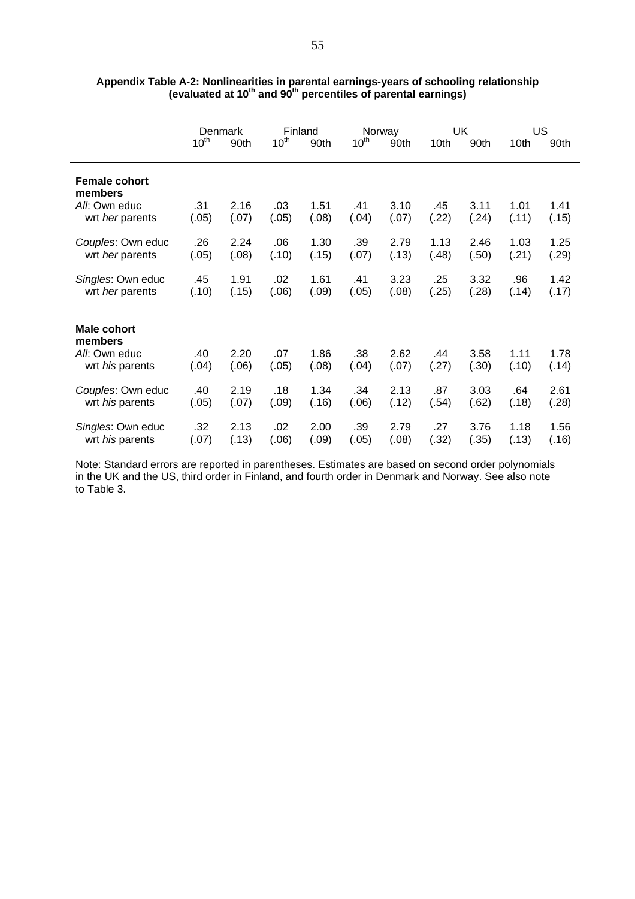**Appendix Table A-2: Nonlinearities in parental earnings-years of schooling relationship (evaluated at 10th and 90th percentiles of parental earnings)**

| | Denmark | | Finland | | Norway | | UK | | US | |
|---|---|---|---|---|---|---|---|---|---|---|
| | 10th | 90th | 10th | 90th | 10th | 90th | 10th | 90th | 10th | 90th |
| **Female cohort members** | | | | | | | | | | |
| *All*: Own educ | .31 | 2.16 | .03 | 1.51 | .41 | 3.10 | .45 | 3.11 | 1.01 | 1.41 |
| wrt *her* parents | (.05) | (.07) | (.05) | (.08) | (.04) | (.07) | (.22) | (.24) | (.11) | (.15) |
| *Couples*: Own educ | .26 | 2.24 | .06 | 1.30 | .39 | 2.79 | 1.13 | 2.46 | 1.03 | 1.25 |
| wrt *her* parents | (.05) | (.08) | (.10) | (.15) | (.07) | (.13) | (.48) | (.50) | (.21) | (.29) |
| *Singles*: Own educ | .45 | 1.91 | .02 | 1.61 | .41 | 3.23 | .25 | 3.32 | .96 | 1.42 |
| wrt *her* parents | (.10) | (.15) | (.06) | (.09) | (.05) | (.08) | (.25) | (.28) | (.14) | (.17) |
| **Male cohort members** | | | | | | | | | | |
| *All*: Own educ | .40 | 2.20 | .07 | 1.86 | .38 | 2.62 | .44 | 3.58 | 1.11 | 1.78 |
| wrt *his* parents | (.04) | (.06) | (.05) | (.08) | (.04) | (.07) | (.27) | (.30) | (.10) | (.14) |
| *Couples*: Own educ | .40 | 2.19 | .18 | 1.34 | .34 | 2.13 | .87 | 3.03 | .64 | 2.61 |
| wrt *his* parents | (.05) | (.07) | (.09) | (.16) | (.06) | (.12) | (.54) | (.62) | (.18) | (.28) |
| *Singles*: Own educ | .32 | 2.13 | .02 | 2.00 | .39 | 2.79 | .27 | 3.76 | 1.18 | 1.56 |
| wrt *his* parents | (.07) | (.13) | (.06) | (.09) | (.05) | (.08) | (.32) | (.35) | (.13) | (.16) |

Note: Standard errors are reported in parentheses. Estimates are based on second order polynomials in the UK and the US, third order in Finland, and fourth order in Denmark and Norway. See also note to Table 3.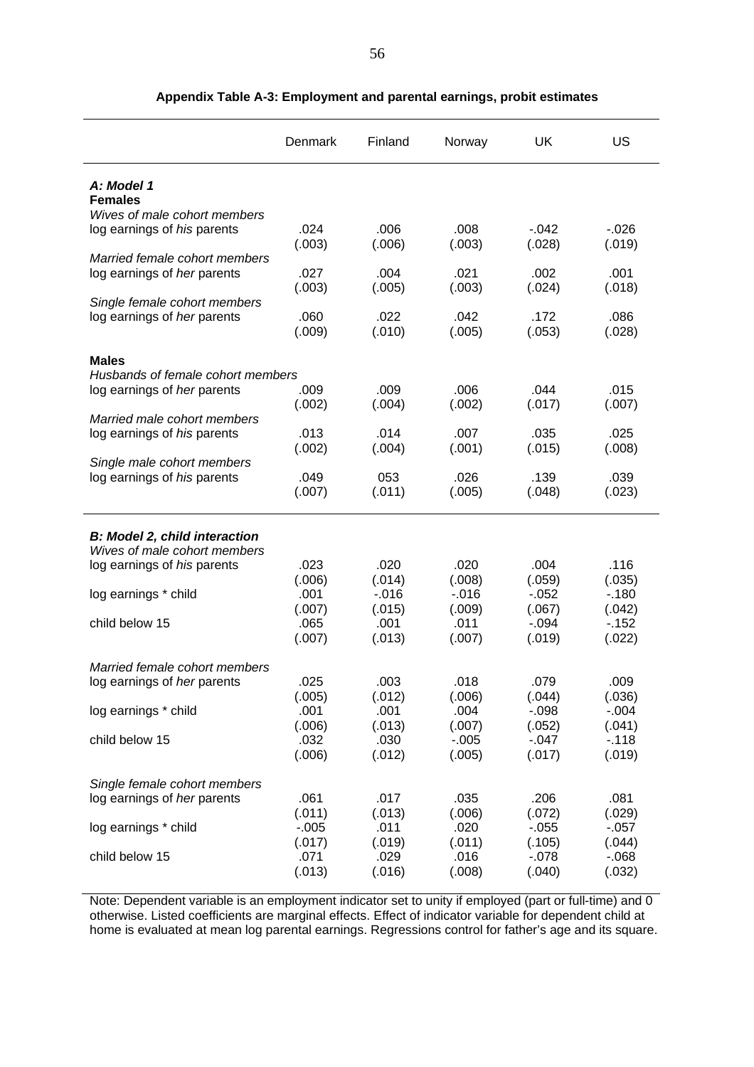**Appendix Table A-3: Employment and parental earnings, probit estimates**

| | Denmark | Finland | Norway | UK | US |
|---|---|---|---|---|---|
| ***A: Model 1*** | | | | | |
| **Females** | | | | | |
| *Wives of male cohort members* | | | | | |
| log earnings of *his* parents | .024 | .006 | .008 | -.042 | -.026 |
| | (.003) | (.006) | (.003) | (.028) | (.019) |
| *Married female cohort members* | | | | | |
| log earnings of *her* parents | .027 | .004 | .021 | .002 | .001 |
| | (.003) | (.005) | (.003) | (.024) | (.018) |
| *Single female cohort members* | | | | | |
| log earnings of *her* parents | .060 | .022 | .042 | .172 | .086 |
| | (.009) | (.010) | (.005) | (.053) | (.028) |
| **Males** | | | | | |
| *Husbands of female cohort members* | | | | | |
| log earnings of *her* parents | .009 | .009 | .006 | .044 | .015 |
| | (.002) | (.004) | (.002) | (.017) | (.007) |
| *Married male cohort members* | | | | | |
| log earnings of *his* parents | .013 | .014 | .007 | .035 | .025 |
| | (.002) | (.004) | (.001) | (.015) | (.008) |
| *Single male cohort members* | | | | | |
| log earnings of *his* parents | .049 | 053 | .026 | .139 | .039 |
| | (.007) | (.011) | (.005) | (.048) | (.023) |
| ***B: Model 2, child interaction*** | | | | | |
| *Wives of male cohort members* | | | | | |
| log earnings of *his* parents | .023 | .020 | .020 | .004 | .116 |
| | (.006) | (.014) | (.008) | (.059) | (.035) |
| log earnings * child | .001 | -.016 | -.016 | -.052 | -.180 |
| | (.007) | (.015) | (.009) | (.067) | (.042) |
| child below 15 | .065 | .001 | .011 | -.094 | -.152 |
| | (.007) | (.013) | (.007) | (.019) | (.022) |
| *Married female cohort members* | | | | | |
| log earnings of *her* parents | .025 | .003 | .018 | .079 | .009 |
| | (.005) | (.012) | (.006) | (.044) | (.036) |
| log earnings * child | .001 | .001 | .004 | -.098 | -.004 |
| | (.006) | (.013) | (.007) | (.052) | (.041) |
| child below 15 | .032 | .030 | -.005 | -.047 | -.118 |
| | (.006) | (.012) | (.005) | (.017) | (.019) |
| *Single female cohort members* | | | | | |
| log earnings of *her* parents | .061 | .017 | .035 | .206 | .081 |
| | (.011) | (.013) | (.006) | (.072) | (.029) |
| log earnings * child | -.005 | .011 | .020 | -.055 | -.057 |
| | (.017) | (.019) | (.011) | (.105) | (.044) |
| child below 15 | .071 | .029 | .016 | -.078 | -.068 |
| | (.013) | (.016) | (.008) | (.040) | (.032) |

Note: Dependent variable is an employment indicator set to unity if employed (part or full-time) and 0 otherwise. Listed coefficients are marginal effects. Effect of indicator variable for dependent child at home is evaluated at mean log parental earnings. Regressions control for father's age and its square.